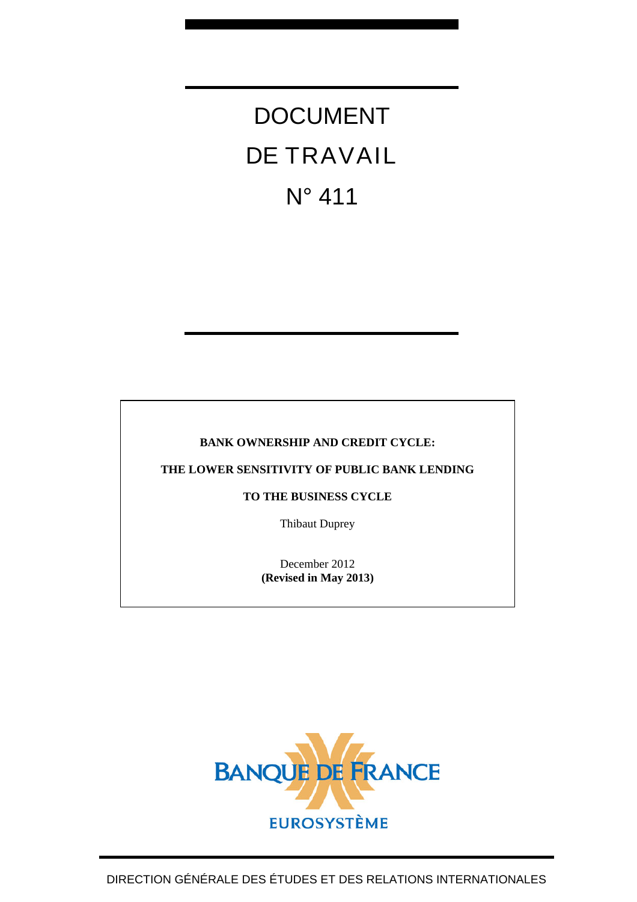# DOCUMENT DE TRAVAIL

# N° 411

**BANK OWNERSHIP AND CREDIT CYCLE:**

**THE LOWER SENSITIVITY OF PUBLIC BANK LENDING**

**TO THE BUSINESS CYCLE**

Thibaut Duprey

December 2012
**(Revised in May 2013)**

BANQUE DE FRANCE

EUROSYSTÈME

DIRECTION GÉNÉRALE DES ÉTUDES ET DES RELATIONS INTERNATIONALES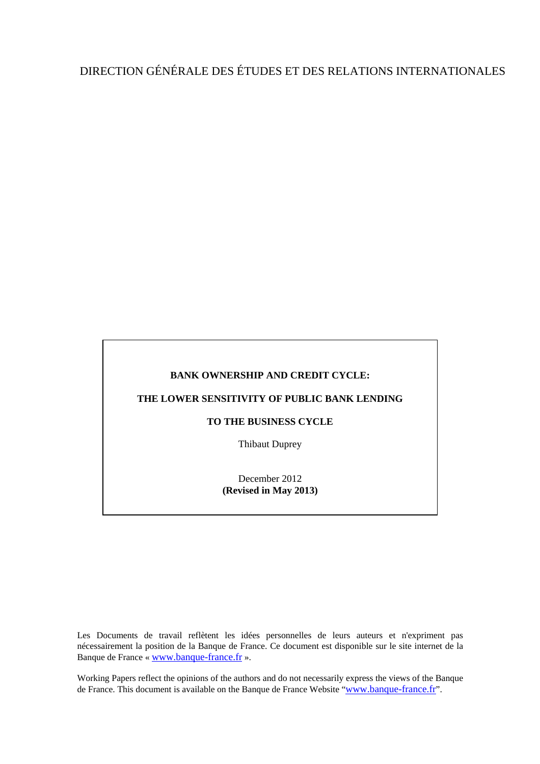DIRECTION GÉNÉRALE DES ÉTUDES ET DES RELATIONS INTERNATIONALES

**BANK OWNERSHIP AND CREDIT CYCLE:**

**THE LOWER SENSITIVITY OF PUBLIC BANK LENDING**

**TO THE BUSINESS CYCLE**

Thibaut Duprey

December 2012
**(Revised in May 2013)**

Les Documents de travail reflètent les idées personnelles de leurs auteurs et n'expriment pas nécessairement la position de la Banque de France. Ce document est disponible sur le site internet de la Banque de France « www.banque-france.fr ».

Working Papers reflect the opinions of the authors and do not necessarily express the views of the Banque de France. This document is available on the Banque de France Website "www.banque-france.fr".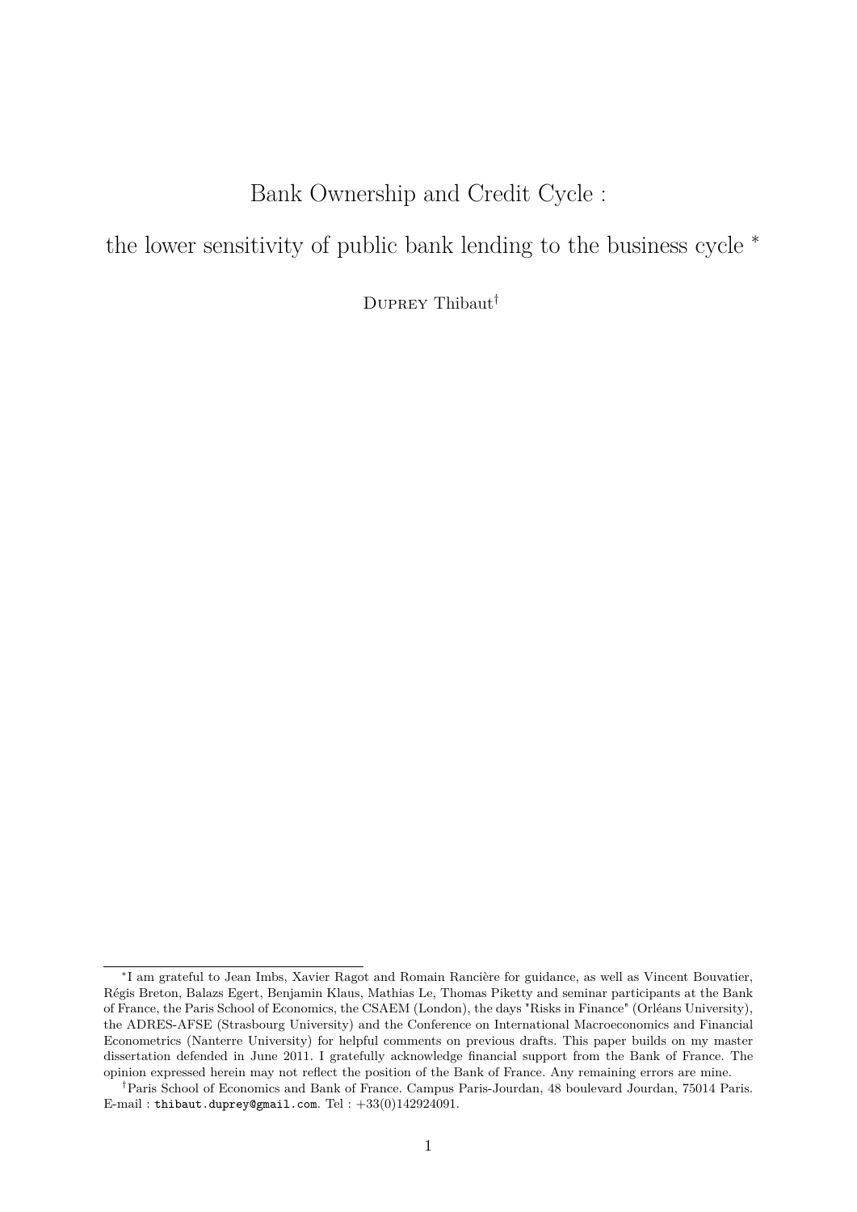# Bank Ownership and Credit Cycle :

## the lower sensitivity of public bank lending to the business cycle [*]

DUPREY Thibaut[†]

---

[*] I am grateful to Jean Imbs, Xavier Ragot and Romain Rancière for guidance, as well as Vincent Bouvatier, Régis Breton, Balazs Egert, Benjamin Klaus, Mathias Le, Thomas Piketty and seminar participants at the Bank of France, the Paris School of Economics, the CSAEM (London), the days "Risks in Finance" (Orléans University), the ADRES-AFSE (Strasbourg University) and the Conference on International Macroeconomics and Financial Econometrics (Nanterre University) for helpful comments on previous drafts. This paper builds on my master dissertation defended in June 2011. I gratefully acknowledge financial support from the Bank of France. The opinion expressed herein may not reflect the position of the Bank of France. Any remaining errors are mine.

[†] Paris School of Economics and Bank of France. Campus Paris-Jourdan, 48 boulevard Jourdan, 75014 Paris. E-mail : thibaut.duprey@gmail.com. Tel : +33(0)142924091.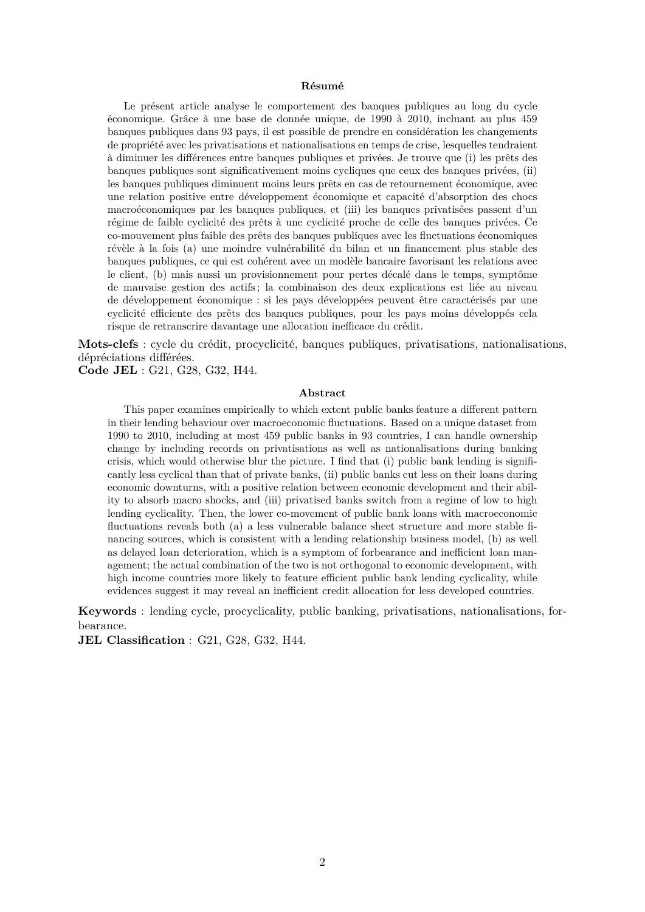#### Résumé

Le présent article analyse le comportement des banques publiques au long du cycle économique. Grâce à une base de donnée unique, de 1990 à 2010, incluant au plus 459 banques publiques dans 93 pays, il est possible de prendre en considération les changements de propriété avec les privatisations et nationalisations en temps de crise, lesquelles tendraient à diminuer les différences entre banques publiques et privées. Je trouve que (i) les prêts des banques publiques sont significativement moins cycliques que ceux des banques privées, (ii) les banques publiques diminuent moins leurs prêts en cas de retournement économique, avec une relation positive entre développement économique et capacité d'absorption des chocs macroéconomiques par les banques publiques, et (iii) les banques privatisées passent d'un régime de faible cyclicité des prêts à une cyclicité proche de celle des banques privées. Ce co-mouvement plus faible des prêts des banques publiques avec les fluctuations économiques révèle à la fois (a) une moindre vulnérabilité du bilan et un financement plus stable des banques publiques, ce qui est cohérent avec un modèle bancaire favorisant les relations avec le client, (b) mais aussi un provisionnement pour pertes décalé dans le temps, symptôme de mauvaise gestion des actifs ; la combinaison des deux explications est liée au niveau de développement économique : si les pays développées peuvent être caractérisés par une cyclicité efficiente des prêts des banques publiques, pour les pays moins développés cela risque de retranscrire davantage une allocation inefficace du crédit.

**Mots-clefs** : cycle du crédit, procyclicité, banques publiques, privatisations, nationalisations, dépréciations différées.
**Code JEL** : G21, G28, G32, H44.

#### Abstract

This paper examines empirically to which extent public banks feature a different pattern in their lending behaviour over macroeconomic fluctuations. Based on a unique dataset from 1990 to 2010, including at most 459 public banks in 93 countries, I can handle ownership change by including records on privatisations as well as nationalisations during banking crisis, which would otherwise blur the picture. I find that (i) public bank lending is significantly less cyclical than that of private banks, (ii) public banks cut less on their loans during economic downturns, with a positive relation between economic development and their ability to absorb macro shocks, and (iii) privatised banks switch from a regime of low to high lending cyclicality. Then, the lower co-movement of public bank loans with macroeconomic fluctuations reveals both (a) a less vulnerable balance sheet structure and more stable financing sources, which is consistent with a lending relationship business model, (b) as well as delayed loan deterioration, which is a symptom of forbearance and inefficient loan management; the actual combination of the two is not orthogonal to economic development, with high income countries more likely to feature efficient public bank lending cyclicality, while evidences suggest it may reveal an inefficient credit allocation for less developed countries.

**Keywords** : lending cycle, procyclicality, public banking, privatisations, nationalisations, forbearance.
**JEL Classification** : G21, G28, G32, H44.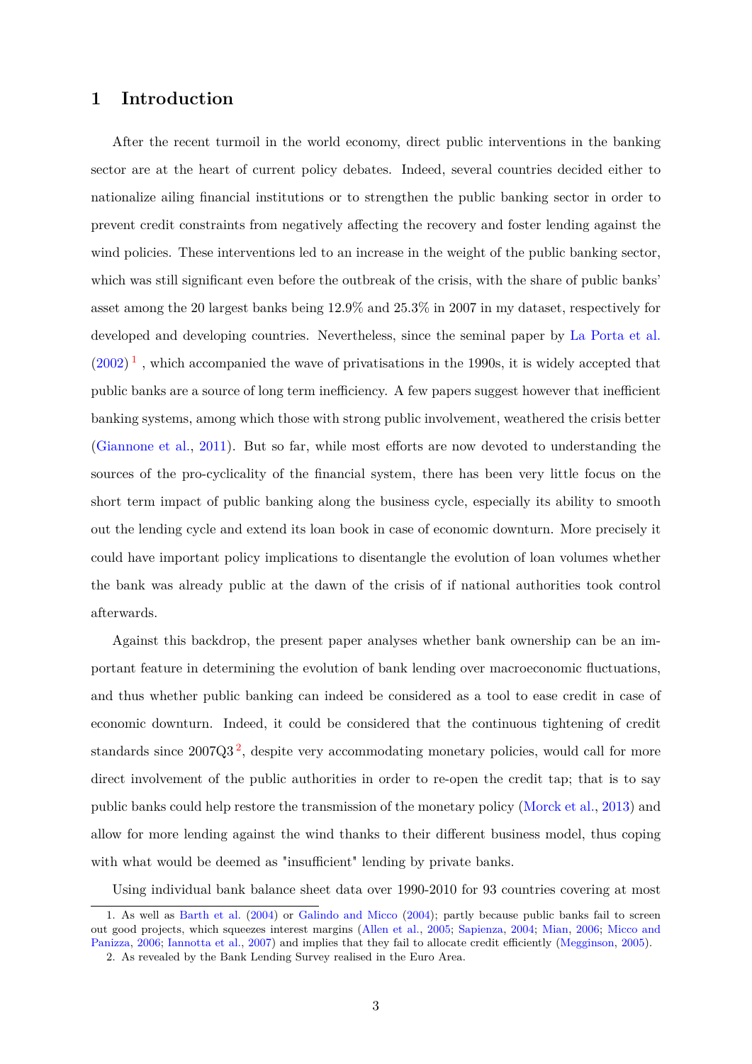# 1 Introduction

After the recent turmoil in the world economy, direct public interventions in the banking sector are at the heart of current policy debates. Indeed, several countries decided either to nationalize ailing financial institutions or to strengthen the public banking sector in order to prevent credit constraints from negatively affecting the recovery and foster lending against the wind policies. These interventions led to an increase in the weight of the public banking sector, which was still significant even before the outbreak of the crisis, with the share of public banks' asset among the 20 largest banks being 12.9% and 25.3% in 2007 in my dataset, respectively for developed and developing countries. Nevertheless, since the seminal paper by La Porta et al. (2002) [1] , which accompanied the wave of privatisations in the 1990s, it is widely accepted that public banks are a source of long term inefficiency. A few papers suggest however that inefficient banking systems, among which those with strong public involvement, weathered the crisis better (Giannone et al., 2011). But so far, while most efforts are now devoted to understanding the sources of the pro-cyclicality of the financial system, there has been very little focus on the short term impact of public banking along the business cycle, especially its ability to smooth out the lending cycle and extend its loan book in case of economic downturn. More precisely it could have important policy implications to disentangle the evolution of loan volumes whether the bank was already public at the dawn of the crisis of if national authorities took control afterwards.

Against this backdrop, the present paper analyses whether bank ownership can be an important feature in determining the evolution of bank lending over macroeconomic fluctuations, and thus whether public banking can indeed be considered as a tool to ease credit in case of economic downturn. Indeed, it could be considered that the continuous tightening of credit standards since 2007Q3 [2], despite very accommodating monetary policies, would call for more direct involvement of the public authorities in order to re-open the credit tap; that is to say public banks could help restore the transmission of the monetary policy (Morck et al., 2013) and allow for more lending against the wind thanks to their different business model, thus coping with what would be deemed as "insufficient" lending by private banks.

Using individual bank balance sheet data over 1990-2010 for 93 countries covering at most

1. As well as Barth et al. (2004) or Galindo and Micco (2004); partly because public banks fail to screen out good projects, which squeezes interest margins (Allen et al., 2005; Sapienza, 2004; Mian, 2006; Micco and Panizza, 2006; Iannotta et al., 2007) and implies that they fail to allocate credit efficiently (Megginson, 2005).

2. As revealed by the Bank Lending Survey realised in the Euro Area.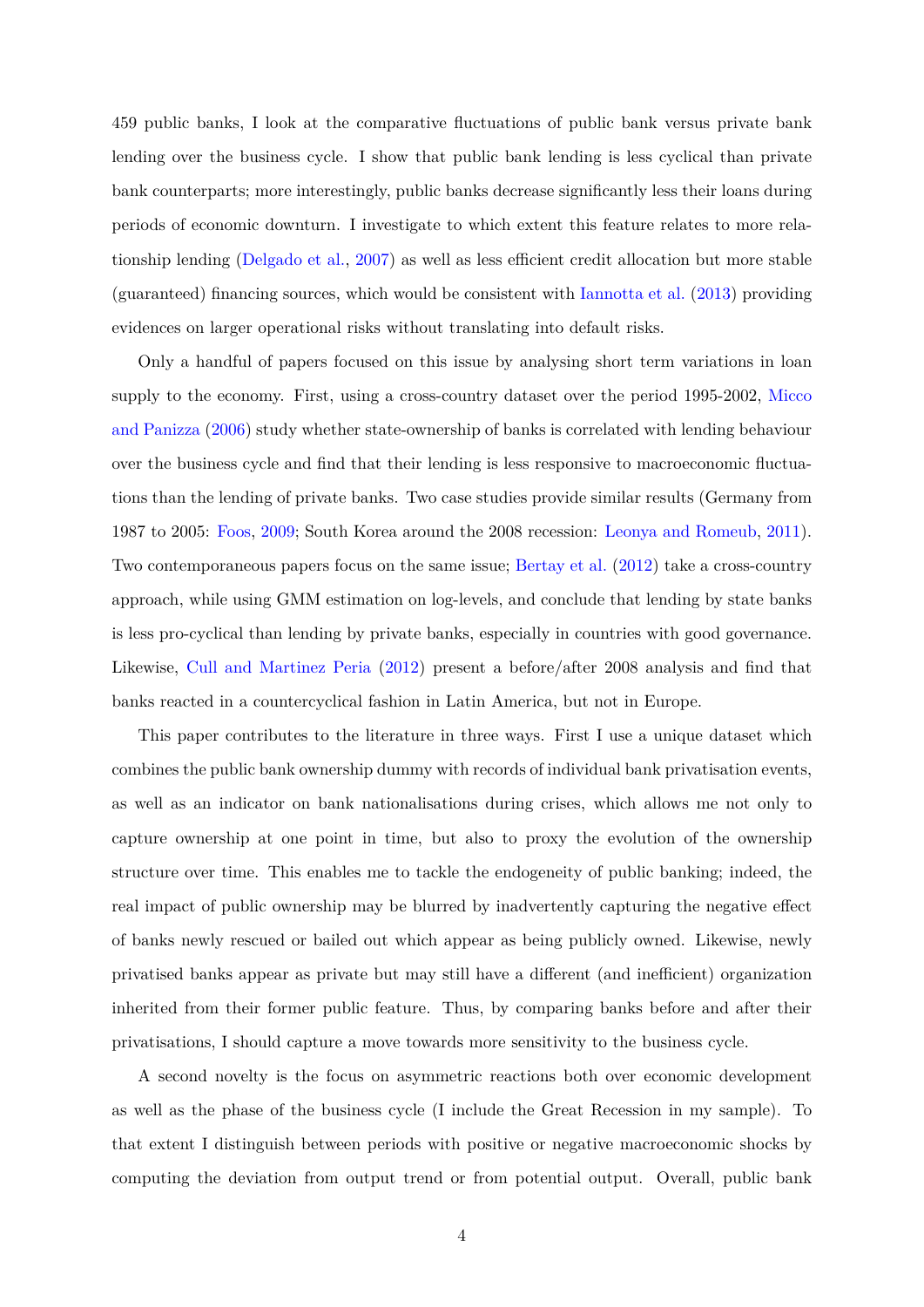459 public banks, I look at the comparative fluctuations of public bank versus private bank lending over the business cycle. I show that public bank lending is less cyclical than private bank counterparts; more interestingly, public banks decrease significantly less their loans during periods of economic downturn. I investigate to which extent this feature relates to more relationship lending (Delgado et al., 2007) as well as less efficient credit allocation but more stable (guaranteed) financing sources, which would be consistent with Iannotta et al. (2013) providing evidences on larger operational risks without translating into default risks.

Only a handful of papers focused on this issue by analysing short term variations in loan supply to the economy. First, using a cross-country dataset over the period 1995-2002, Micco and Panizza (2006) study whether state-ownership of banks is correlated with lending behaviour over the business cycle and find that their lending is less responsive to macroeconomic fluctuations than the lending of private banks. Two case studies provide similar results (Germany from 1987 to 2005: Foos, 2009; South Korea around the 2008 recession: Leonya and Romeub, 2011). Two contemporaneous papers focus on the same issue; Bertay et al. (2012) take a cross-country approach, while using GMM estimation on log-levels, and conclude that lending by state banks is less pro-cyclical than lending by private banks, especially in countries with good governance. Likewise, Cull and Martinez Peria (2012) present a before/after 2008 analysis and find that banks reacted in a countercyclical fashion in Latin America, but not in Europe.

This paper contributes to the literature in three ways. First I use a unique dataset which combines the public bank ownership dummy with records of individual bank privatisation events, as well as an indicator on bank nationalisations during crises, which allows me not only to capture ownership at one point in time, but also to proxy the evolution of the ownership structure over time. This enables me to tackle the endogeneity of public banking; indeed, the real impact of public ownership may be blurred by inadvertently capturing the negative effect of banks newly rescued or bailed out which appear as being publicly owned. Likewise, newly privatised banks appear as private but may still have a different (and inefficient) organization inherited from their former public feature. Thus, by comparing banks before and after their privatisations, I should capture a move towards more sensitivity to the business cycle.

A second novelty is the focus on asymmetric reactions both over economic development as well as the phase of the business cycle (I include the Great Recession in my sample). To that extent I distinguish between periods with positive or negative macroeconomic shocks by computing the deviation from output trend or from potential output. Overall, public bank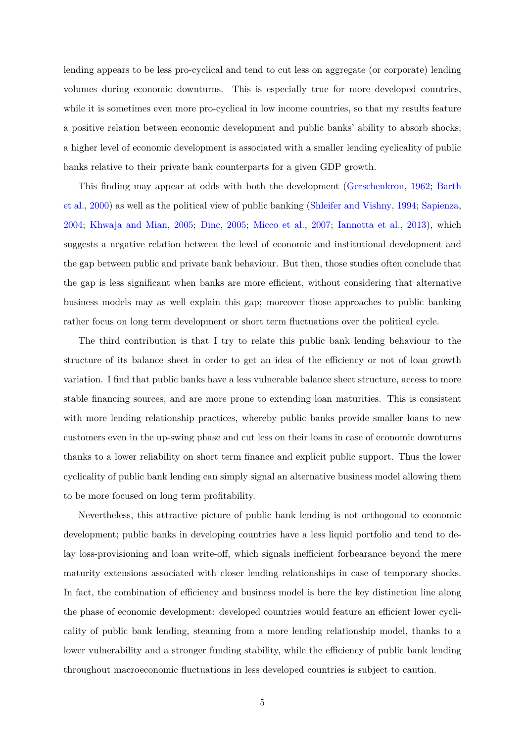lending appears to be less pro-cyclical and tend to cut less on aggregate (or corporate) lending volumes during economic downturns. This is especially true for more developed countries, while it is sometimes even more pro-cyclical in low income countries, so that my results feature a positive relation between economic development and public banks' ability to absorb shocks; a higher level of economic development is associated with a smaller lending cyclicality of public banks relative to their private bank counterparts for a given GDP growth.

This finding may appear at odds with both the development (Gerschenkron, 1962; Barth et al., 2000) as well as the political view of public banking (Shleifer and Vishny, 1994; Sapienza, 2004; Khwaja and Mian, 2005; Dinc, 2005; Micco et al., 2007; Iannotta et al., 2013), which suggests a negative relation between the level of economic and institutional development and the gap between public and private bank behaviour. But then, those studies often conclude that the gap is less significant when banks are more efficient, without considering that alternative business models may as well explain this gap; moreover those approaches to public banking rather focus on long term development or short term fluctuations over the political cycle.

The third contribution is that I try to relate this public bank lending behaviour to the structure of its balance sheet in order to get an idea of the efficiency or not of loan growth variation. I find that public banks have a less vulnerable balance sheet structure, access to more stable financing sources, and are more prone to extending loan maturities. This is consistent with more lending relationship practices, whereby public banks provide smaller loans to new customers even in the up-swing phase and cut less on their loans in case of economic downturns thanks to a lower reliability on short term finance and explicit public support. Thus the lower cyclicality of public bank lending can simply signal an alternative business model allowing them to be more focused on long term profitability.

Nevertheless, this attractive picture of public bank lending is not orthogonal to economic development; public banks in developing countries have a less liquid portfolio and tend to delay loss-provisioning and loan write-off, which signals inefficient forbearance beyond the mere maturity extensions associated with closer lending relationships in case of temporary shocks. In fact, the combination of efficiency and business model is here the key distinction line along the phase of economic development: developed countries would feature an efficient lower cyclicality of public bank lending, steaming from a more lending relationship model, thanks to a lower vulnerability and a stronger funding stability, while the efficiency of public bank lending throughout macroeconomic fluctuations in less developed countries is subject to caution.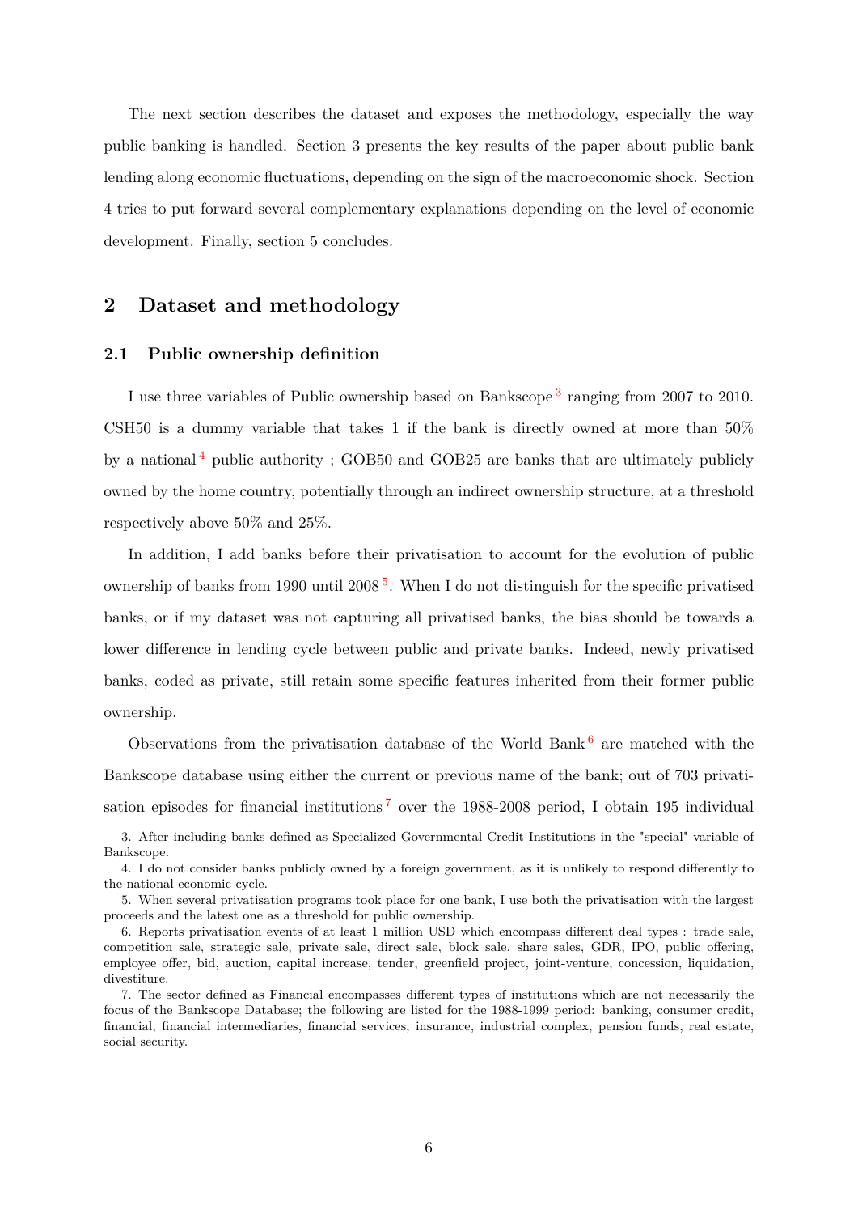The next section describes the dataset and exposes the methodology, especially the way public banking is handled. Section 3 presents the key results of the paper about public bank lending along economic fluctuations, depending on the sign of the macroeconomic shock. Section 4 tries to put forward several complementary explanations depending on the level of economic development. Finally, section 5 concludes.

## 2 Dataset and methodology

### 2.1 Public ownership definition

I use three variables of Public ownership based on Bankscope [3] ranging from 2007 to 2010. CSH50 is a dummy variable that takes 1 if the bank is directly owned at more than 50% by a national [4] public authority ; GOB50 and GOB25 are banks that are ultimately publicly owned by the home country, potentially through an indirect ownership structure, at a threshold respectively above 50% and 25%.

In addition, I add banks before their privatisation to account for the evolution of public ownership of banks from 1990 until 2008 [5]. When I do not distinguish for the specific privatised banks, or if my dataset was not capturing all privatised banks, the bias should be towards a lower difference in lending cycle between public and private banks. Indeed, newly privatised banks, coded as private, still retain some specific features inherited from their former public ownership.

Observations from the privatisation database of the World Bank [6] are matched with the Bankscope database using either the current or previous name of the bank; out of 703 privatisation episodes for financial institutions [7] over the 1988-2008 period, I obtain 195 individual

3. After including banks defined as Specialized Governmental Credit Institutions in the "special" variable of Bankscope.

4. I do not consider banks publicly owned by a foreign government, as it is unlikely to respond differently to the national economic cycle.

5. When several privatisation programs took place for one bank, I use both the privatisation with the largest proceeds and the latest one as a threshold for public ownership.

6. Reports privatisation events of at least 1 million USD which encompass different deal types : trade sale, competition sale, strategic sale, private sale, direct sale, block sale, share sales, GDR, IPO, public offering, employee offer, bid, auction, capital increase, tender, greenfield project, joint-venture, concession, liquidation, divestiture.

7. The sector defined as Financial encompasses different types of institutions which are not necessarily the focus of the Bankscope Database; the following are listed for the 1988-1999 period: banking, consumer credit, financial, financial intermediaries, financial services, insurance, industrial complex, pension funds, real estate, social security.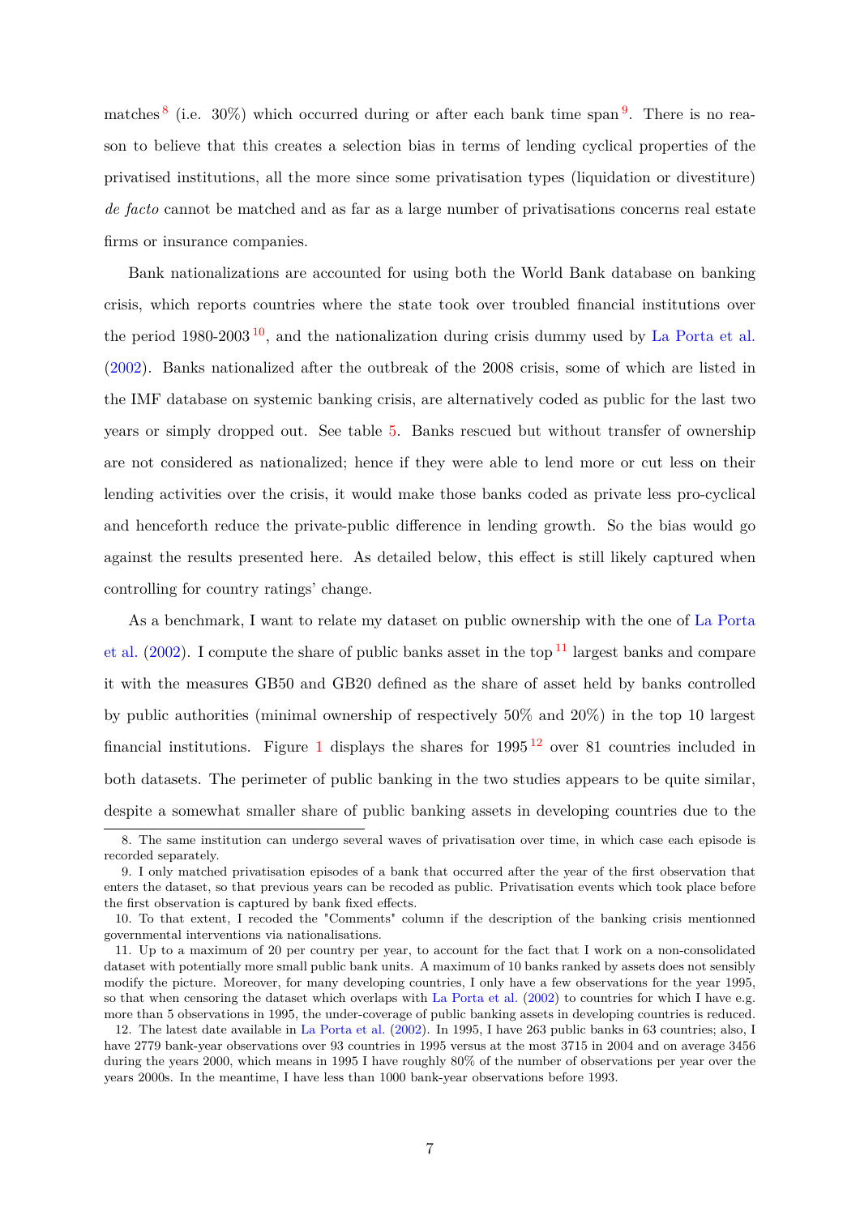matches[8] (i.e. 30%) which occurred during or after each bank time span[9]. There is no reason to believe that this creates a selection bias in terms of lending cyclical properties of the privatised institutions, all the more since some privatisation types (liquidation or divestiture) *de facto* cannot be matched and as far as a large number of privatisations concerns real estate firms or insurance companies.

Bank nationalizations are accounted for using both the World Bank database on banking crisis, which reports countries where the state took over troubled financial institutions over the period 1980-2003[10], and the nationalization during crisis dummy used by La Porta et al. (2002). Banks nationalized after the outbreak of the 2008 crisis, some of which are listed in the IMF database on systemic banking crisis, are alternatively coded as public for the last two years or simply dropped out. See table 5. Banks rescued but without transfer of ownership are not considered as nationalized; hence if they were able to lend more or cut less on their lending activities over the crisis, it would make those banks coded as private less pro-cyclical and henceforth reduce the private-public difference in lending growth. So the bias would go against the results presented here. As detailed below, this effect is still likely captured when controlling for country ratings' change.

As a benchmark, I want to relate my dataset on public ownership with the one of La Porta et al. (2002). I compute the share of public banks asset in the top[11] largest banks and compare it with the measures GB50 and GB20 defined as the share of asset held by banks controlled by public authorities (minimal ownership of respectively 50% and 20%) in the top 10 largest financial institutions. Figure 1 displays the shares for 1995[12] over 81 countries included in both datasets. The perimeter of public banking in the two studies appears to be quite similar, despite a somewhat smaller share of public banking assets in developing countries due to the

8. The same institution can undergo several waves of privatisation over time, in which case each episode is recorded separately.

9. I only matched privatisation episodes of a bank that occurred after the year of the first observation that enters the dataset, so that previous years can be recoded as public. Privatisation events which took place before the first observation is captured by bank fixed effects.

10. To that extent, I recoded the "Comments" column if the description of the banking crisis mentionned governmental interventions via nationalisations.

11. Up to a maximum of 20 per country per year, to account for the fact that I work on a non-consolidated dataset with potentially more small public bank units. A maximum of 10 banks ranked by assets does not sensibly modify the picture. Moreover, for many developing countries, I only have a few observations for the year 1995, so that when censoring the dataset which overlaps with La Porta et al. (2002) to countries for which I have e.g. more than 5 observations in 1995, the under-coverage of public banking assets in developing countries is reduced.

12. The latest date available in La Porta et al. (2002). In 1995, I have 263 public banks in 63 countries; also, I have 2779 bank-year observations over 93 countries in 1995 versus at the most 3715 in 2004 and on average 3456 during the years 2000, which means in 1995 I have roughly 80% of the number of observations per year over the years 2000s. In the meantime, I have less than 1000 bank-year observations before 1993.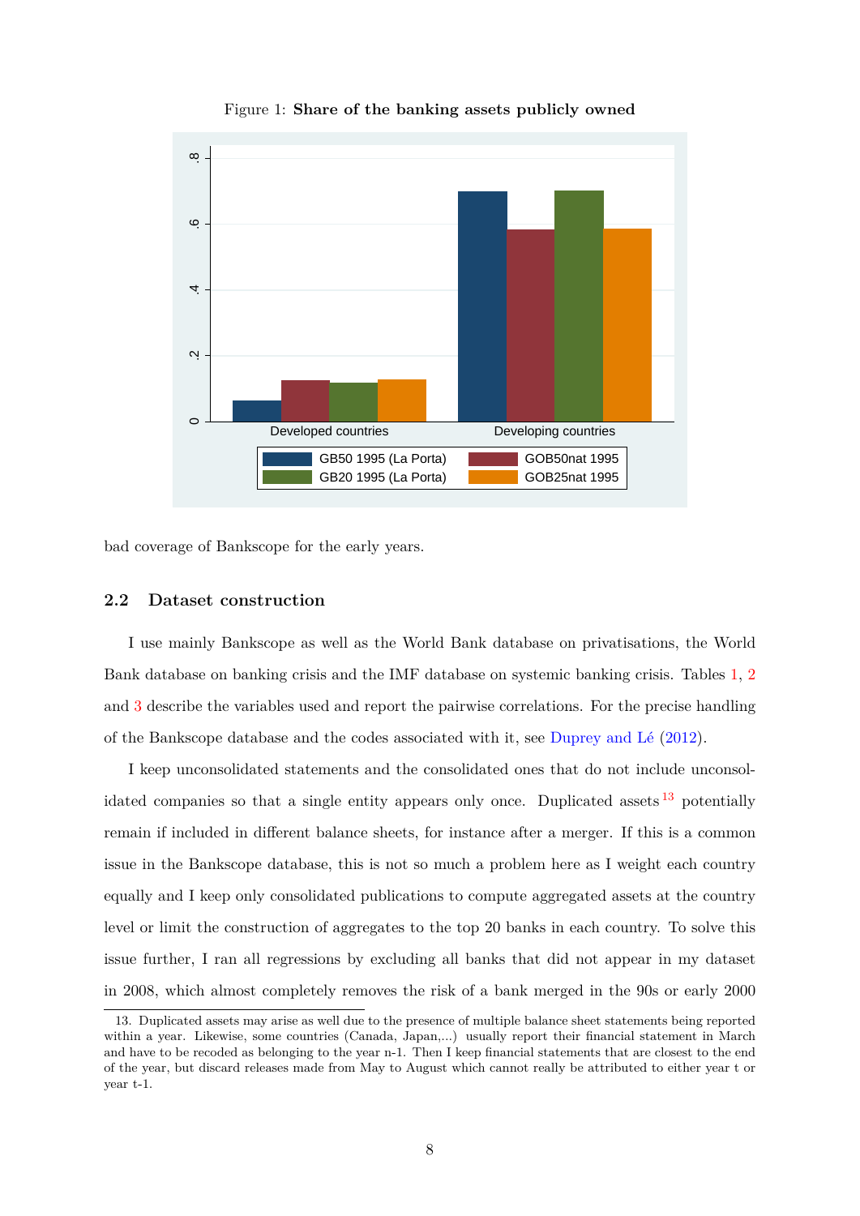Figure 1: **Share of the banking assets publicly owned**

bad coverage of Bankscope for the early years.

## 2.2 Dataset construction

I use mainly Bankscope as well as the World Bank database on privatisations, the World Bank database on banking crisis and the IMF database on systemic banking crisis. Tables 1, 2 and 3 describe the variables used and report the pairwise correlations. For the precise handling of the Bankscope database and the codes associated with it, see Duprey and Lé (2012).

I keep unconsolidated statements and the consolidated ones that do not include unconsolidated companies so that a single entity appears only once. Duplicated assets[13] potentially remain if included in different balance sheets, for instance after a merger. If this is a common issue in the Bankscope database, this is not so much a problem here as I weight each country equally and I keep only consolidated publications to compute aggregated assets at the country level or limit the construction of aggregates to the top 20 banks in each country. To solve this issue further, I ran all regressions by excluding all banks that did not appear in my dataset in 2008, which almost completely removes the risk of a bank merged in the 90s or early 2000

13. Duplicated assets may arise as well due to the presence of multiple balance sheet statements being reported within a year. Likewise, some countries (Canada, Japan,...) usually report their financial statement in March and have to be recoded as belonging to the year n-1. Then I keep financial statements that are closest to the end of the year, but discard releases made from May to August which cannot really be attributed to either year t or year t-1.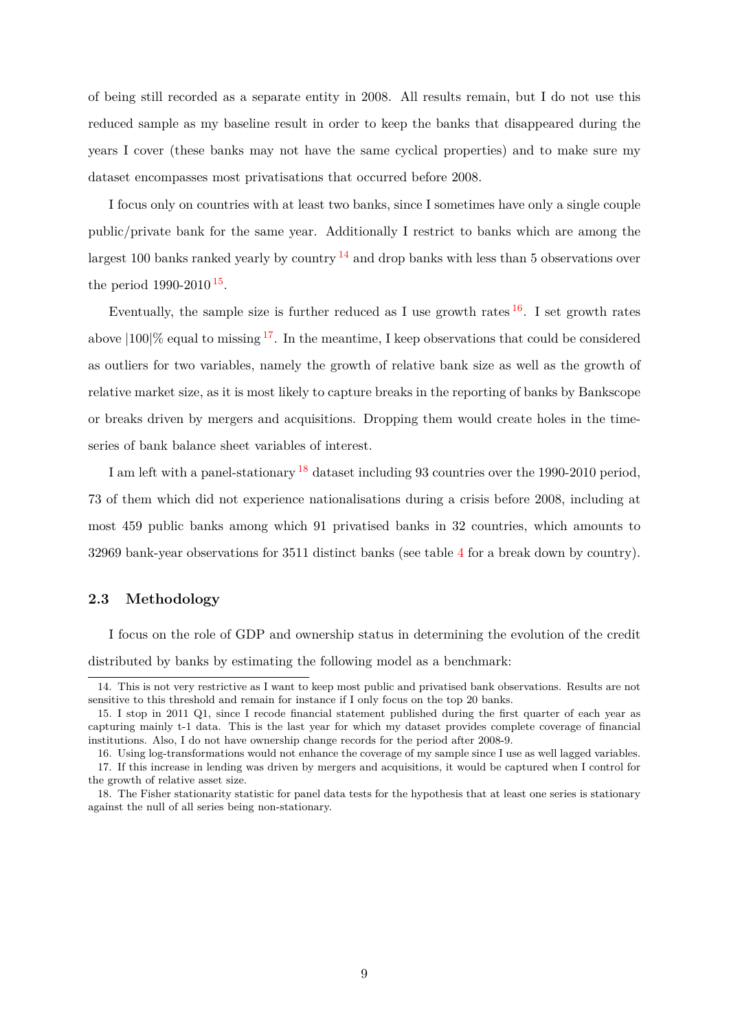of being still recorded as a separate entity in 2008. All results remain, but I do not use this reduced sample as my baseline result in order to keep the banks that disappeared during the years I cover (these banks may not have the same cyclical properties) and to make sure my dataset encompasses most privatisations that occurred before 2008.

I focus only on countries with at least two banks, since I sometimes have only a single couple public/private bank for the same year. Additionally I restrict to banks which are among the largest 100 banks ranked yearly by country [14] and drop banks with less than 5 observations over the period 1990-2010 [15].

Eventually, the sample size is further reduced as I use growth rates [16]. I set growth rates above |100|% equal to missing [17]. In the meantime, I keep observations that could be considered as outliers for two variables, namely the growth of relative bank size as well as the growth of relative market size, as it is most likely to capture breaks in the reporting of banks by Bankscope or breaks driven by mergers and acquisitions. Dropping them would create holes in the time-series of bank balance sheet variables of interest.

I am left with a panel-stationary [18] dataset including 93 countries over the 1990-2010 period, 73 of them which did not experience nationalisations during a crisis before 2008, including at most 459 public banks among which 91 privatised banks in 32 countries, which amounts to 32969 bank-year observations for 3511 distinct banks (see table 4 for a break down by country).

### 2.3 Methodology

I focus on the role of GDP and ownership status in determining the evolution of the credit distributed by banks by estimating the following model as a benchmark:

---

14. This is not very restrictive as I want to keep most public and privatised bank observations. Results are not sensitive to this threshold and remain for instance if I only focus on the top 20 banks.

15. I stop in 2011 Q1, since I recode financial statement published during the first quarter of each year as capturing mainly t-1 data. This is the last year for which my dataset provides complete coverage of financial institutions. Also, I do not have ownership change records for the period after 2008-9.

16. Using log-transformations would not enhance the coverage of my sample since I use as well lagged variables.

17. If this increase in lending was driven by mergers and acquisitions, it would be captured when I control for the growth of relative asset size.

18. The Fisher stationarity statistic for panel data tests for the hypothesis that at least one series is stationary against the null of all series being non-stationary.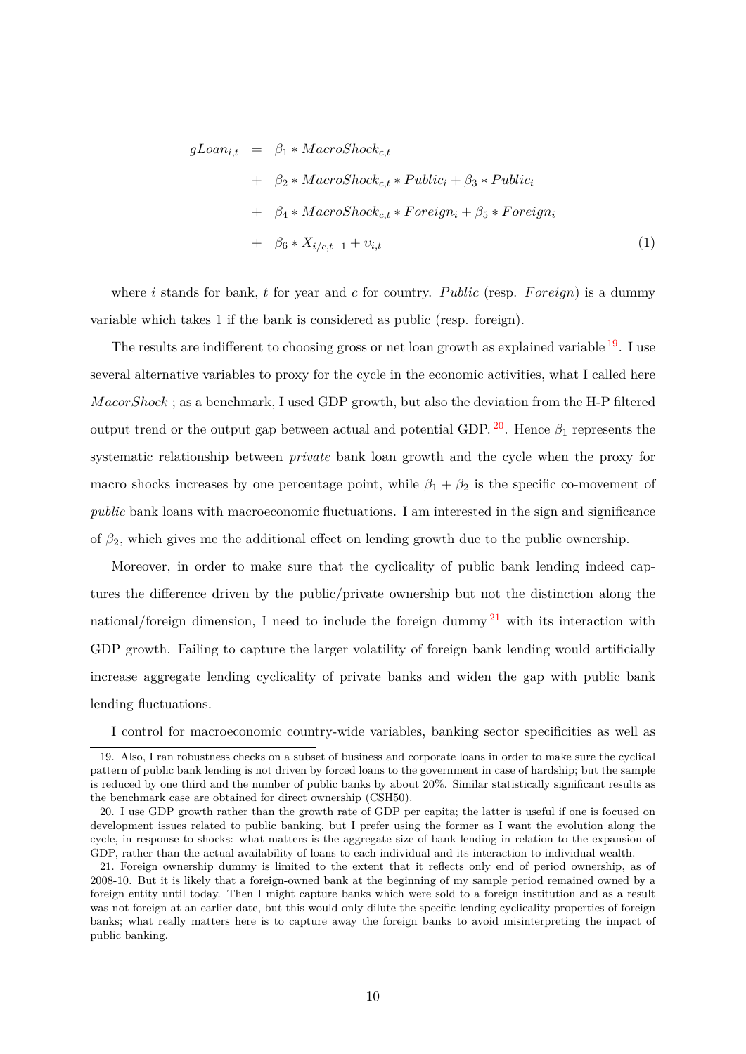$$
\begin{aligned}
gLoan_{i,t} &= \beta_1 * MacroShock_{c,t} \\
&+ \beta_2 * MacroShock_{c,t} * Public_i + \beta_3 * Public_i \\
&+ \beta_4 * MacroShock_{c,t} * Foreign_i + \beta_5 * Foreign_i \\
&+ \beta_6 * X_{i/c,t-1} + \upsilon_{i,t}
\end{aligned} \tag{1}
$$

where $i$ stands for bank, $t$ for year and $c$ for country. *Public* (resp. *Foreign*) is a dummy variable which takes 1 if the bank is considered as public (resp. foreign).

The results are indifferent to choosing gross or net loan growth as explained variable [19]. I use several alternative variables to proxy for the cycle in the economic activities, what I called here *MacorShock* ; as a benchmark, I used GDP growth, but also the deviation from the H-P filtered output trend or the output gap between actual and potential GDP. [20]. Hence $\beta_1$ represents the systematic relationship between *private* bank loan growth and the cycle when the proxy for macro shocks increases by one percentage point, while $\beta_1 + \beta_2$ is the specific co-movement of *public* bank loans with macroeconomic fluctuations. I am interested in the sign and significance of $\beta_2$, which gives me the additional effect on lending growth due to the public ownership.

Moreover, in order to make sure that the cyclicality of public bank lending indeed captures the difference driven by the public/private ownership but not the distinction along the national/foreign dimension, I need to include the foreign dummy [21] with its interaction with GDP growth. Failing to capture the larger volatility of foreign bank lending would artificially increase aggregate lending cyclicality of private banks and widen the gap with public bank lending fluctuations.

I control for macroeconomic country-wide variables, banking sector specificities as well as

19. Also, I ran robustness checks on a subset of business and corporate loans in order to make sure the cyclical pattern of public bank lending is not driven by forced loans to the government in case of hardship; but the sample is reduced by one third and the number of public banks by about 20%. Similar statistically significant results as the benchmark case are obtained for direct ownership (CSH50).

20. I use GDP growth rather than the growth rate of GDP per capita; the latter is useful if one is focused on development issues related to public banking, but I prefer using the former as I want the evolution along the cycle, in response to shocks: what matters is the aggregate size of bank lending in relation to the expansion of GDP, rather than the actual availability of loans to each individual and its interaction to individual wealth.

21. Foreign ownership dummy is limited to the extent that it reflects only end of period ownership, as of 2008-10. But it is likely that a foreign-owned bank at the beginning of my sample period remained owned by a foreign entity until today. Then I might capture banks which were sold to a foreign institution and as a result was not foreign at an earlier date, but this would only dilute the specific lending cyclicality properties of foreign banks; what really matters here is to capture away the foreign banks to avoid misinterpreting the impact of public banking.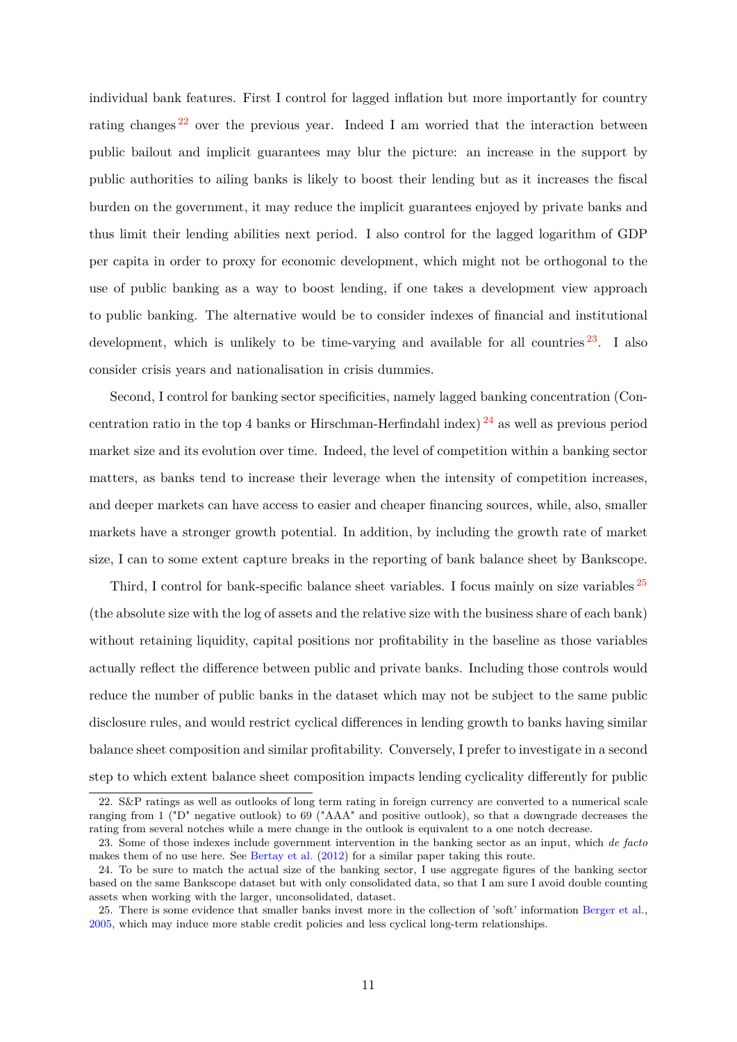individual bank features. First I control for lagged inflation but more importantly for country rating changes [22] over the previous year. Indeed I am worried that the interaction between public bailout and implicit guarantees may blur the picture: an increase in the support by public authorities to ailing banks is likely to boost their lending but as it increases the fiscal burden on the government, it may reduce the implicit guarantees enjoyed by private banks and thus limit their lending abilities next period. I also control for the lagged logarithm of GDP per capita in order to proxy for economic development, which might not be orthogonal to the use of public banking as a way to boost lending, if one takes a development view approach to public banking. The alternative would be to consider indexes of financial and institutional development, which is unlikely to be time-varying and available for all countries [23]. I also consider crisis years and nationalisation in crisis dummies.

Second, I control for banking sector specificities, namely lagged banking concentration (Concentration ratio in the top 4 banks or Hirschman-Herfindahl index) [24] as well as previous period market size and its evolution over time. Indeed, the level of competition within a banking sector matters, as banks tend to increase their leverage when the intensity of competition increases, and deeper markets can have access to easier and cheaper financing sources, while, also, smaller markets have a stronger growth potential. In addition, by including the growth rate of market size, I can to some extent capture breaks in the reporting of bank balance sheet by Bankscope.

Third, I control for bank-specific balance sheet variables. I focus mainly on size variables [25] (the absolute size with the log of assets and the relative size with the business share of each bank) without retaining liquidity, capital positions nor profitability in the baseline as those variables actually reflect the difference between public and private banks. Including those controls would reduce the number of public banks in the dataset which may not be subject to the same public disclosure rules, and would restrict cyclical differences in lending growth to banks having similar balance sheet composition and similar profitability. Conversely, I prefer to investigate in a second step to which extent balance sheet composition impacts lending cyclicality differently for public

22. S&P ratings as well as outlooks of long term rating in foreign currency are converted to a numerical scale ranging from 1 ("D" negative outlook) to 69 ("AAA" and positive outlook), so that a downgrade decreases the rating from several notches while a mere change in the outlook is equivalent to a one notch decrease.

23. Some of those indexes include government intervention in the banking sector as an input, which *de facto* makes them of no use here. See Bertay et al. (2012) for a similar paper taking this route.

24. To be sure to match the actual size of the banking sector, I use aggregate figures of the banking sector based on the same Bankscope dataset but with only consolidated data, so that I am sure I avoid double counting assets when working with the larger, unconsolidated, dataset.

25. There is some evidence that smaller banks invest more in the collection of 'soft' information Berger et al., 2005, which may induce more stable credit policies and less cyclical long-term relationships.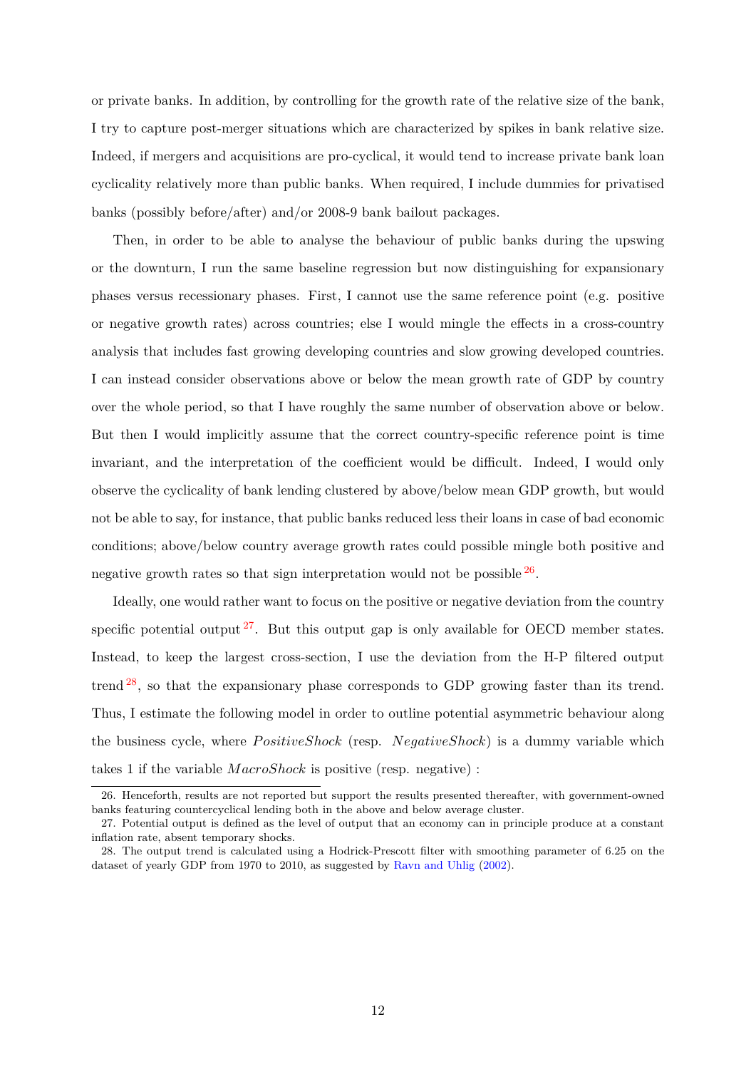or private banks. In addition, by controlling for the growth rate of the relative size of the bank, I try to capture post-merger situations which are characterized by spikes in bank relative size. Indeed, if mergers and acquisitions are pro-cyclical, it would tend to increase private bank loan cyclicality relatively more than public banks. When required, I include dummies for privatised banks (possibly before/after) and/or 2008-9 bank bailout packages.

Then, in order to be able to analyse the behaviour of public banks during the upswing or the downturn, I run the same baseline regression but now distinguishing for expansionary phases versus recessionary phases. First, I cannot use the same reference point (e.g. positive or negative growth rates) across countries; else I would mingle the effects in a cross-country analysis that includes fast growing developing countries and slow growing developed countries. I can instead consider observations above or below the mean growth rate of GDP by country over the whole period, so that I have roughly the same number of observation above or below. But then I would implicitly assume that the correct country-specific reference point is time invariant, and the interpretation of the coefficient would be difficult. Indeed, I would only observe the cyclicality of bank lending clustered by above/below mean GDP growth, but would not be able to say, for instance, that public banks reduced less their loans in case of bad economic conditions; above/below country average growth rates could possible mingle both positive and negative growth rates so that sign interpretation would not be possible [26].

Ideally, one would rather want to focus on the positive or negative deviation from the country specific potential output [27]. But this output gap is only available for OECD member states. Instead, to keep the largest cross-section, I use the deviation from the H-P filtered output trend [28], so that the expansionary phase corresponds to GDP growing faster than its trend. Thus, I estimate the following model in order to outline potential asymmetric behaviour along the business cycle, where $PositiveShock$ (resp. $NegativeShock$) is a dummy variable which takes 1 if the variable $MacroShock$ is positive (resp. negative) :

26. Henceforth, results are not reported but support the results presented thereafter, with government-owned banks featuring countercyclical lending both in the above and below average cluster.

27. Potential output is defined as the level of output that an economy can in principle produce at a constant inflation rate, absent temporary shocks.

28. The output trend is calculated using a Hodrick-Prescott filter with smoothing parameter of 6.25 on the dataset of yearly GDP from 1970 to 2010, as suggested by Ravn and Uhlig (2002).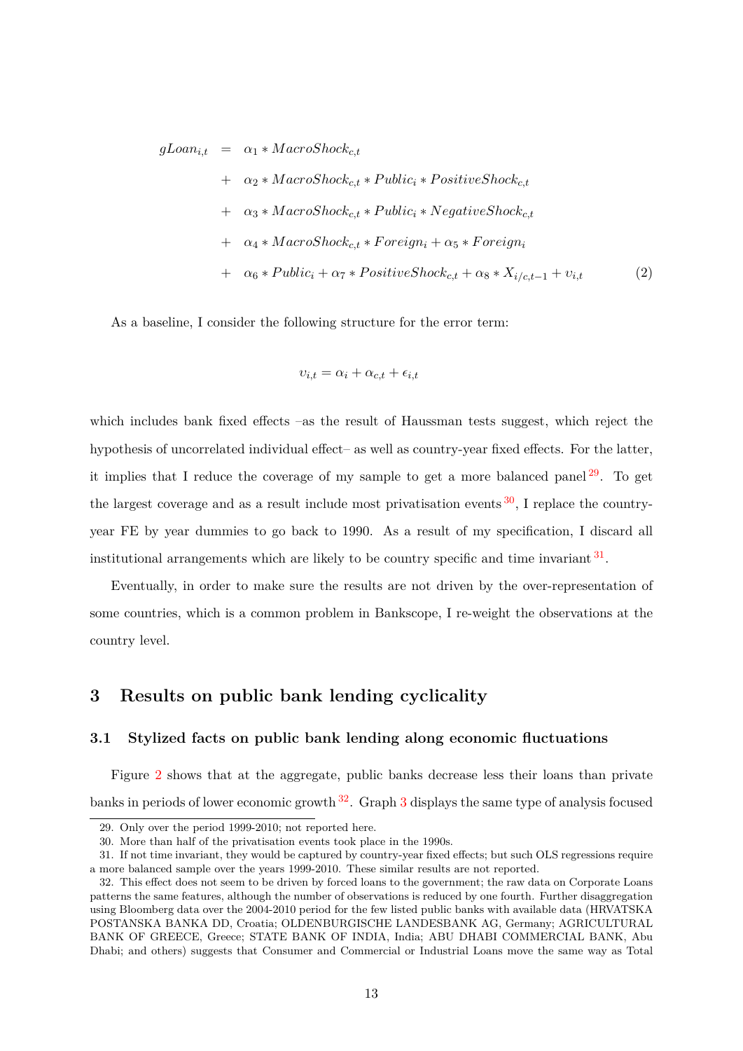$$
\begin{aligned}
gLoan_{i,t} &= \alpha_1 * MacroShock_{c,t} \\
&+ \alpha_2 * MacroShock_{c,t} * Public_i * PositiveShock_{c,t} \\
&+ \alpha_3 * MacroShock_{c,t} * Public_i * NegativeShock_{c,t} \\
&+ \alpha_4 * MacroShock_{c,t} * Foreign_i + \alpha_5 * Foreign_i \\
&+ \alpha_6 * Public_i + \alpha_7 * PositiveShock_{c,t} + \alpha_8 * X_{i/c,t-1} + \upsilon_{i,t} \qquad (2)
\end{aligned}
$$

As a baseline, I consider the following structure for the error term:

$$\upsilon_{i,t} = \alpha_i + \alpha_{c,t} + \epsilon_{i,t}$$

which includes bank fixed effects –as the result of Haussman tests suggest, which reject the hypothesis of uncorrelated individual effect– as well as country-year fixed effects. For the latter, it implies that I reduce the coverage of my sample to get a more balanced panel [29]. To get the largest coverage and as a result include most privatisation events [30], I replace the country-year FE by year dummies to go back to 1990. As a result of my specification, I discard all institutional arrangements which are likely to be country specific and time invariant [31].

Eventually, in order to make sure the results are not driven by the over-representation of some countries, which is a common problem in Bankscope, I re-weight the observations at the country level.

## 3 Results on public bank lending cyclicality

### 3.1 Stylized facts on public bank lending along economic fluctuations

Figure 2 shows that at the aggregate, public banks decrease less their loans than private banks in periods of lower economic growth [32]. Graph 3 displays the same type of analysis focused

---

29. Only over the period 1999-2010; not reported here.

30. More than half of the privatisation events took place in the 1990s.

31. If not time invariant, they would be captured by country-year fixed effects; but such OLS regressions require a more balanced sample over the years 1999-2010. These similar results are not reported.

32. This effect does not seem to be driven by forced loans to the government; the raw data on Corporate Loans patterns the same features, although the number of observations is reduced by one fourth. Further disaggregation using Bloomberg data over the 2004-2010 period for the few listed public banks with available data (HRVATSKA POSTANSKA BANKA DD, Croatia; OLDENBURGISCHE LANDESBANK AG, Germany; AGRICULTURAL BANK OF GREECE, Greece; STATE BANK OF INDIA, India; ABU DHABI COMMERCIAL BANK, Abu Dhabi; and others) suggests that Consumer and Commercial or Industrial Loans move the same way as Total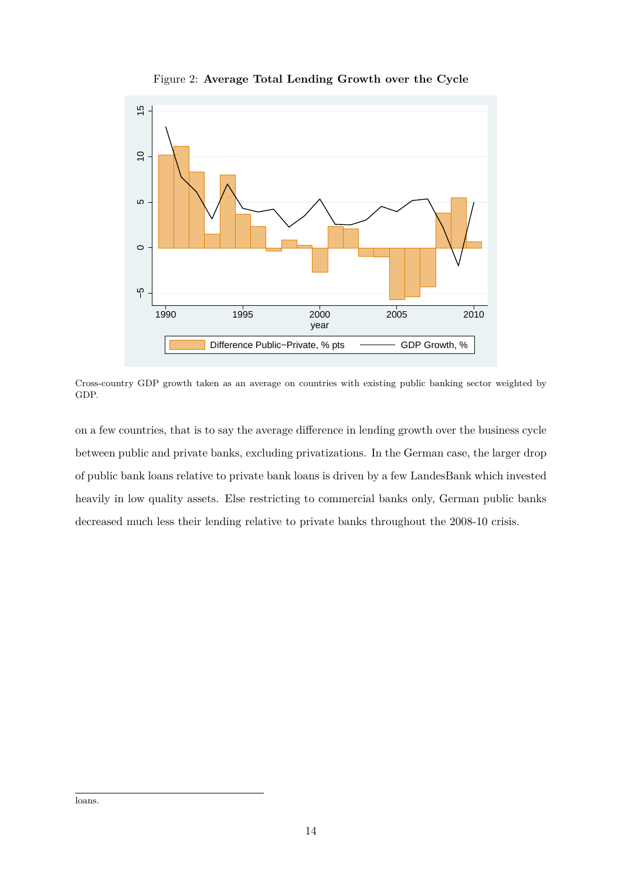Figure 2: **Average Total Lending Growth over the Cycle**

Cross-country GDP growth taken as an average on countries with existing public banking sector weighted by GDP.

on a few countries, that is to say the average difference in lending growth over the business cycle between public and private banks, excluding privatizations. In the German case, the larger drop of public bank loans relative to private bank loans is driven by a few LandesBank which invested heavily in low quality assets. Else restricting to commercial banks only, German public banks decreased much less their lending relative to private banks throughout the 2008-10 crisis.

loans.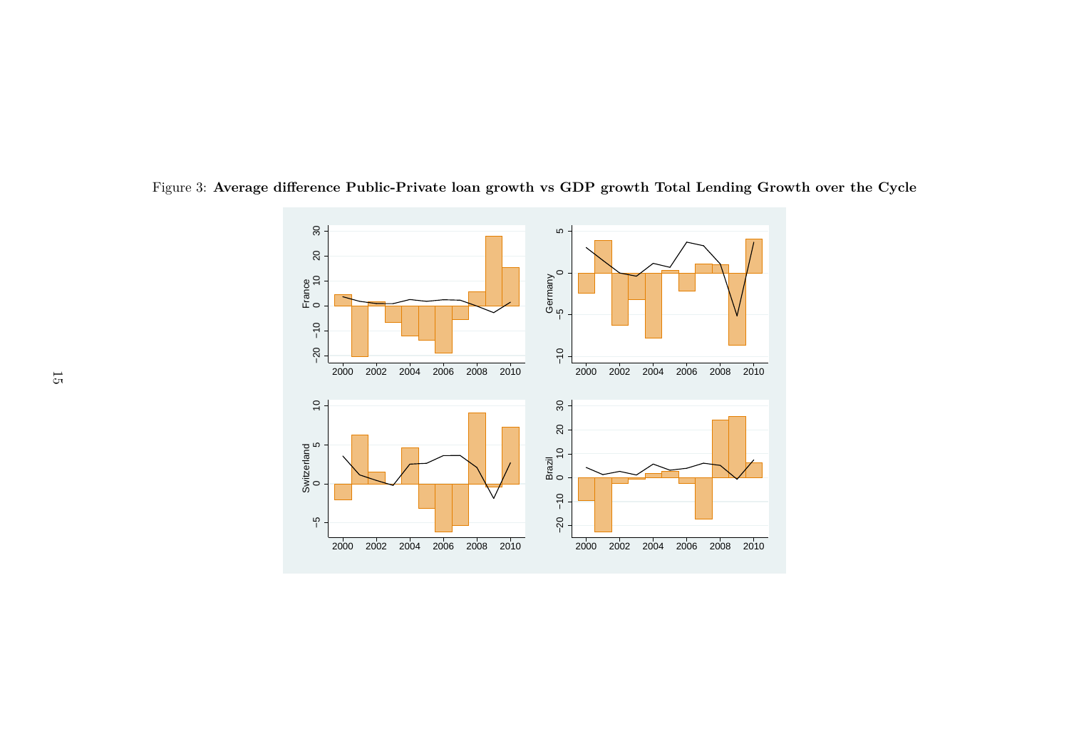Figure 3: **Average difference Public-Private loan growth vs GDP growth Total Lending Growth over the Cycle**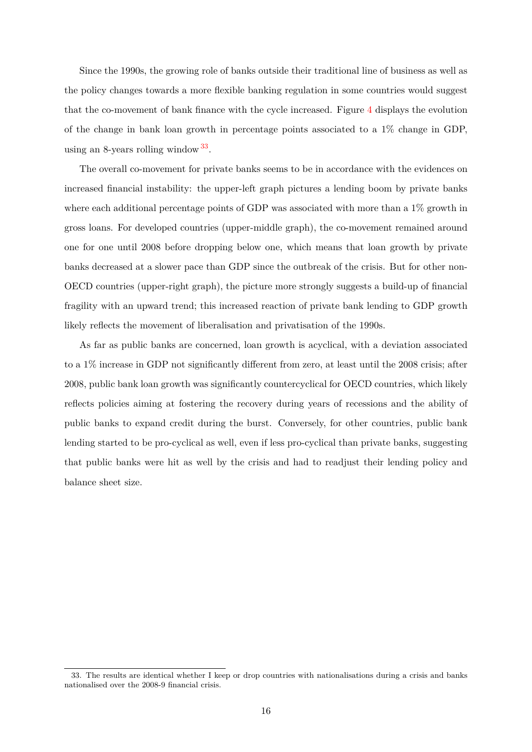Since the 1990s, the growing role of banks outside their traditional line of business as well as the policy changes towards a more flexible banking regulation in some countries would suggest that the co-movement of bank finance with the cycle increased. Figure 4 displays the evolution of the change in bank loan growth in percentage points associated to a 1% change in GDP, using an 8-years rolling window[33].

The overall co-movement for private banks seems to be in accordance with the evidences on increased financial instability: the upper-left graph pictures a lending boom by private banks where each additional percentage points of GDP was associated with more than a 1% growth in gross loans. For developed countries (upper-middle graph), the co-movement remained around one for one until 2008 before dropping below one, which means that loan growth by private banks decreased at a slower pace than GDP since the outbreak of the crisis. But for other non-OECD countries (upper-right graph), the picture more strongly suggests a build-up of financial fragility with an upward trend; this increased reaction of private bank lending to GDP growth likely reflects the movement of liberalisation and privatisation of the 1990s.

As far as public banks are concerned, loan growth is acyclical, with a deviation associated to a 1% increase in GDP not significantly different from zero, at least until the 2008 crisis; after 2008, public bank loan growth was significantly countercyclical for OECD countries, which likely reflects policies aiming at fostering the recovery during years of recessions and the ability of public banks to expand credit during the burst. Conversely, for other countries, public bank lending started to be pro-cyclical as well, even if less pro-cyclical than private banks, suggesting that public banks were hit as well by the crisis and had to readjust their lending policy and balance sheet size.

33. The results are identical whether I keep or drop countries with nationalisations during a crisis and banks nationalised over the 2008-9 financial crisis.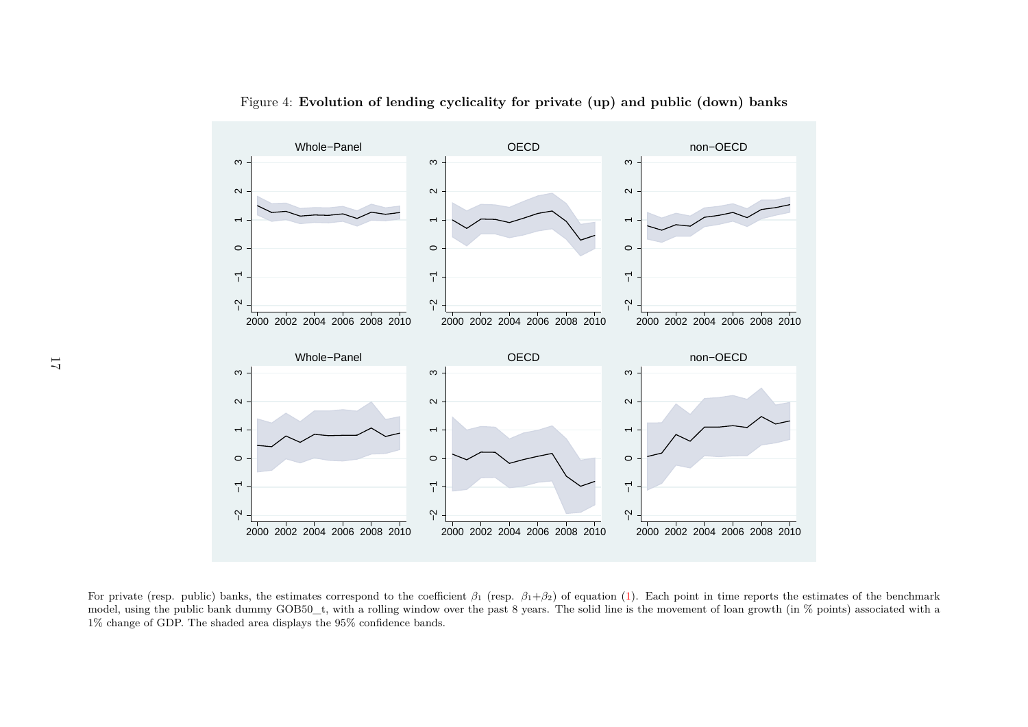Figure 4: **Evolution of lending cyclicality for private (up) and public (down) banks**

For private (resp. public) banks, the estimates correspond to the coefficient $\beta_1$ (resp. $\beta_1+\beta_2$) of equation (1). Each point in time reports the estimates of the benchmark model, using the public bank dummy GOB50_t, with a rolling window over the past 8 years. The solid line is the movement of loan growth (in % points) associated with a 1% change of GDP. The shaded area displays the 95% confidence bands.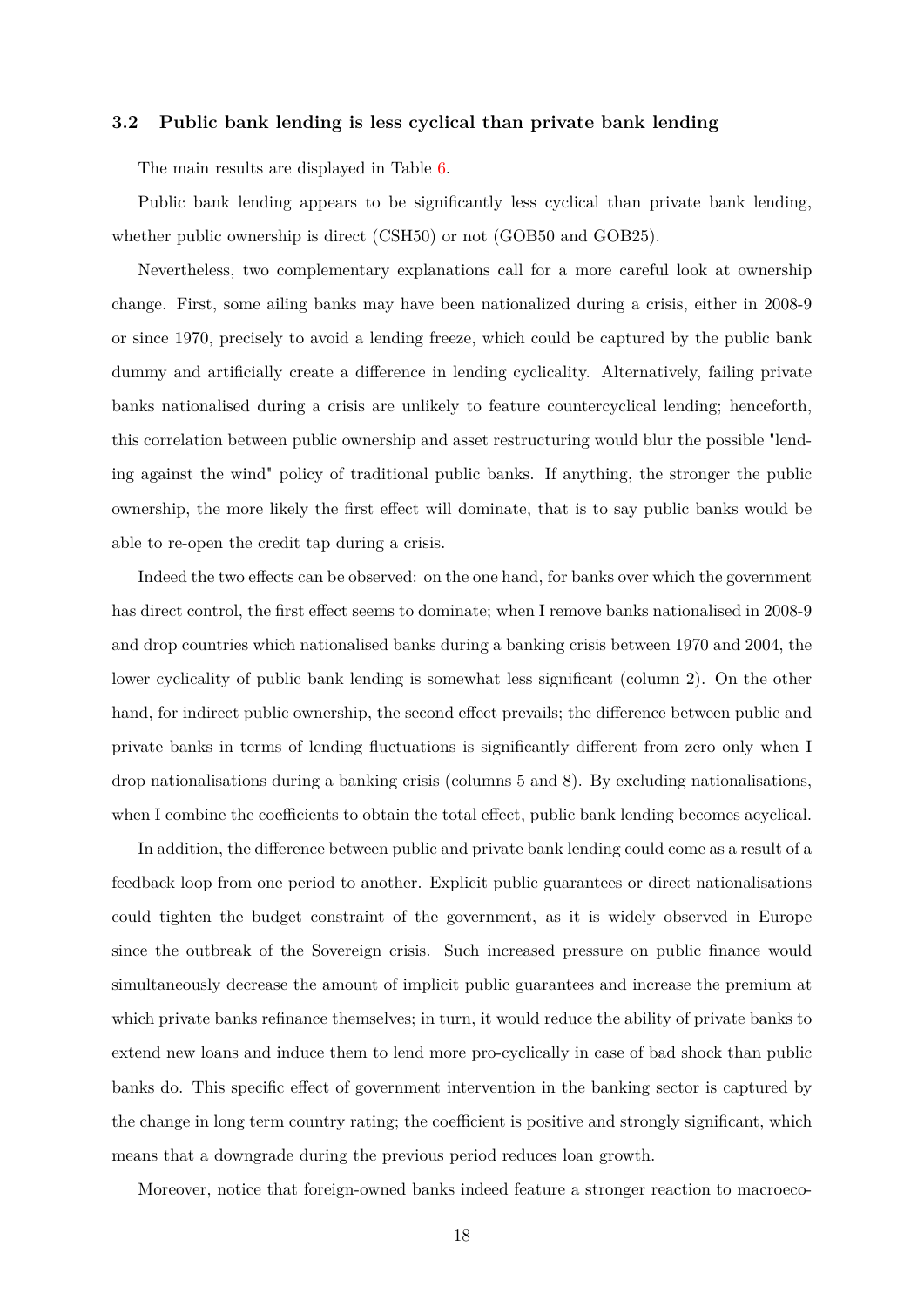### 3.2 Public bank lending is less cyclical than private bank lending

The main results are displayed in Table 6.

Public bank lending appears to be significantly less cyclical than private bank lending, whether public ownership is direct (CSH50) or not (GOB50 and GOB25).

Nevertheless, two complementary explanations call for a more careful look at ownership change. First, some ailing banks may have been nationalized during a crisis, either in 2008-9 or since 1970, precisely to avoid a lending freeze, which could be captured by the public bank dummy and artificially create a difference in lending cyclicality. Alternatively, failing private banks nationalised during a crisis are unlikely to feature countercyclical lending; henceforth, this correlation between public ownership and asset restructuring would blur the possible "lending against the wind" policy of traditional public banks. If anything, the stronger the public ownership, the more likely the first effect will dominate, that is to say public banks would be able to re-open the credit tap during a crisis.

Indeed the two effects can be observed: on the one hand, for banks over which the government has direct control, the first effect seems to dominate; when I remove banks nationalised in 2008-9 and drop countries which nationalised banks during a banking crisis between 1970 and 2004, the lower cyclicality of public bank lending is somewhat less significant (column 2). On the other hand, for indirect public ownership, the second effect prevails; the difference between public and private banks in terms of lending fluctuations is significantly different from zero only when I drop nationalisations during a banking crisis (columns 5 and 8). By excluding nationalisations, when I combine the coefficients to obtain the total effect, public bank lending becomes acyclical.

In addition, the difference between public and private bank lending could come as a result of a feedback loop from one period to another. Explicit public guarantees or direct nationalisations could tighten the budget constraint of the government, as it is widely observed in Europe since the outbreak of the Sovereign crisis. Such increased pressure on public finance would simultaneously decrease the amount of implicit public guarantees and increase the premium at which private banks refinance themselves; in turn, it would reduce the ability of private banks to extend new loans and induce them to lend more pro-cyclically in case of bad shock than public banks do. This specific effect of government intervention in the banking sector is captured by the change in long term country rating; the coefficient is positive and strongly significant, which means that a downgrade during the previous period reduces loan growth.

Moreover, notice that foreign-owned banks indeed feature a stronger reaction to macroeco-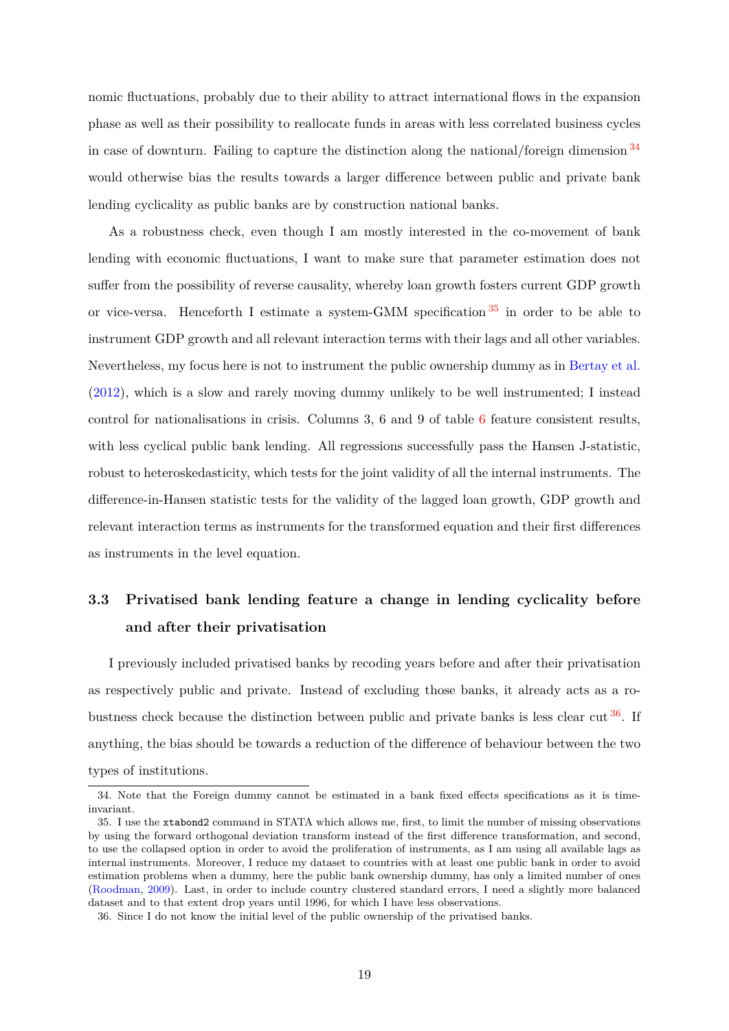nomic fluctuations, probably due to their ability to attract international flows in the expansion phase as well as their possibility to reallocate funds in areas with less correlated business cycles in case of downturn. Failing to capture the distinction along the national/foreign dimension [34] would otherwise bias the results towards a larger difference between public and private bank lending cyclicality as public banks are by construction national banks.

As a robustness check, even though I am mostly interested in the co-movement of bank lending with economic fluctuations, I want to make sure that parameter estimation does not suffer from the possibility of reverse causality, whereby loan growth fosters current GDP growth or vice-versa. Henceforth I estimate a system-GMM specification [35] in order to be able to instrument GDP growth and all relevant interaction terms with their lags and all other variables. Nevertheless, my focus here is not to instrument the public ownership dummy as in Bertay et al. (2012), which is a slow and rarely moving dummy unlikely to be well instrumented; I instead control for nationalisations in crisis. Columns 3, 6 and 9 of table 6 feature consistent results, with less cyclical public bank lending. All regressions successfully pass the Hansen J-statistic, robust to heteroskedasticity, which tests for the joint validity of all the internal instruments. The difference-in-Hansen statistic tests for the validity of the lagged loan growth, GDP growth and relevant interaction terms as instruments for the transformed equation and their first differences as instruments in the level equation.

## 3.3 Privatised bank lending feature a change in lending cyclicality before and after their privatisation

I previously included privatised banks by recoding years before and after their privatisation as respectively public and private. Instead of excluding those banks, it already acts as a robustness check because the distinction between public and private banks is less clear cut [36]. If anything, the bias should be towards a reduction of the difference of behaviour between the two types of institutions.

---

34. Note that the Foreign dummy cannot be estimated in a bank fixed effects specifications as it is time-invariant.

35. I use the `xtabond2` command in STATA which allows me, first, to limit the number of missing observations by using the forward orthogonal deviation transform instead of the first difference transformation, and second, to use the collapsed option in order to avoid the proliferation of instruments, as I am using all available lags as internal instruments. Moreover, I reduce my dataset to countries with at least one public bank in order to avoid estimation problems when a dummy, here the public bank ownership dummy, has only a limited number of ones (Roodman, 2009). Last, in order to include country clustered standard errors, I need a slightly more balanced dataset and to that extent drop years until 1996, for which I have less observations.

36. Since I do not know the initial level of the public ownership of the privatised banks.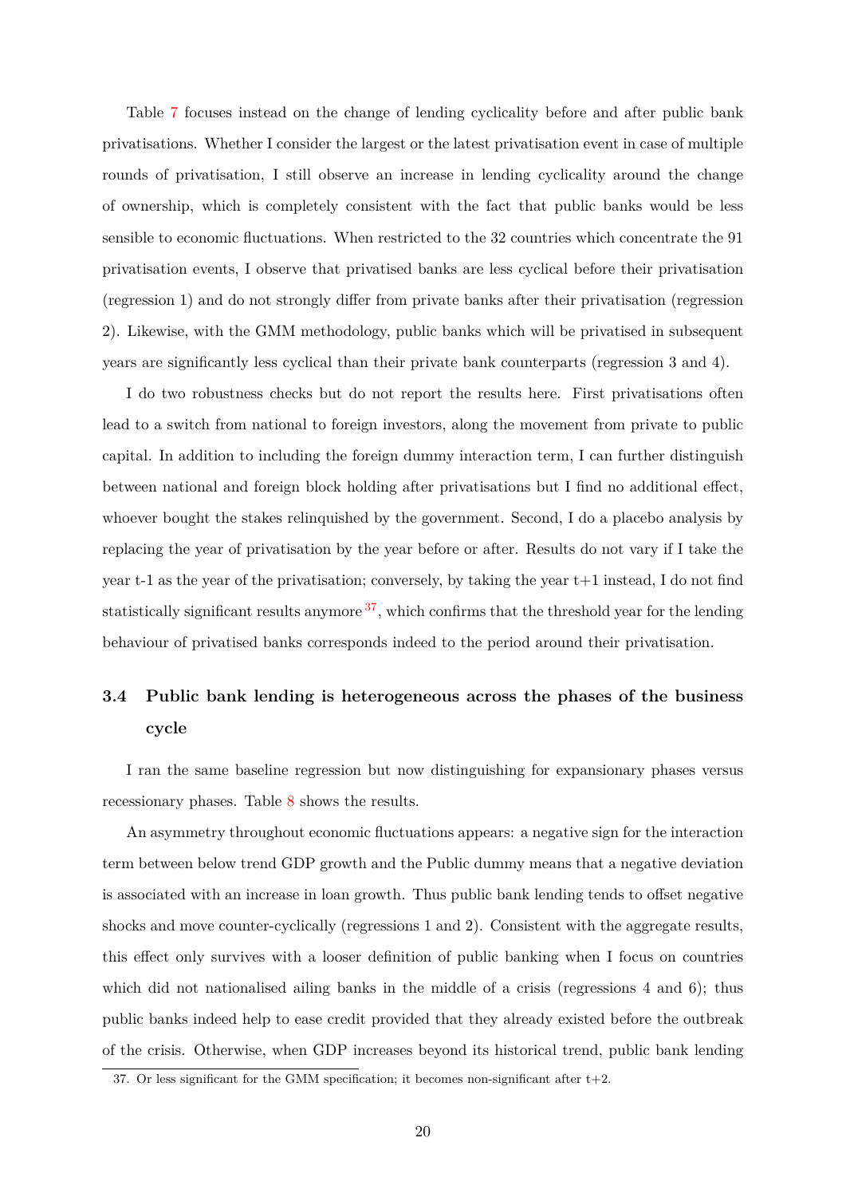Table 7 focuses instead on the change of lending cyclicality before and after public bank privatisations. Whether I consider the largest or the latest privatisation event in case of multiple rounds of privatisation, I still observe an increase in lending cyclicality around the change of ownership, which is completely consistent with the fact that public banks would be less sensible to economic fluctuations. When restricted to the 32 countries which concentrate the 91 privatisation events, I observe that privatised banks are less cyclical before their privatisation (regression 1) and do not strongly differ from private banks after their privatisation (regression 2). Likewise, with the GMM methodology, public banks which will be privatised in subsequent years are significantly less cyclical than their private bank counterparts (regression 3 and 4).

I do two robustness checks but do not report the results here. First privatisations often lead to a switch from national to foreign investors, along the movement from private to public capital. In addition to including the foreign dummy interaction term, I can further distinguish between national and foreign block holding after privatisations but I find no additional effect, whoever bought the stakes relinquished by the government. Second, I do a placebo analysis by replacing the year of privatisation by the year before or after. Results do not vary if I take the year t-1 as the year of the privatisation; conversely, by taking the year t+1 instead, I do not find statistically significant results anymore [37], which confirms that the threshold year for the lending behaviour of privatised banks corresponds indeed to the period around their privatisation.

## 3.4 Public bank lending is heterogeneous across the phases of the business cycle

I ran the same baseline regression but now distinguishing for expansionary phases versus recessionary phases. Table 8 shows the results.

An asymmetry throughout economic fluctuations appears: a negative sign for the interaction term between below trend GDP growth and the Public dummy means that a negative deviation is associated with an increase in loan growth. Thus public bank lending tends to offset negative shocks and move counter-cyclically (regressions 1 and 2). Consistent with the aggregate results, this effect only survives with a looser definition of public banking when I focus on countries which did not nationalised ailing banks in the middle of a crisis (regressions 4 and 6); thus public banks indeed help to ease credit provided that they already existed before the outbreak of the crisis. Otherwise, when GDP increases beyond its historical trend, public bank lending

37. Or less significant for the GMM specification; it becomes non-significant after t+2.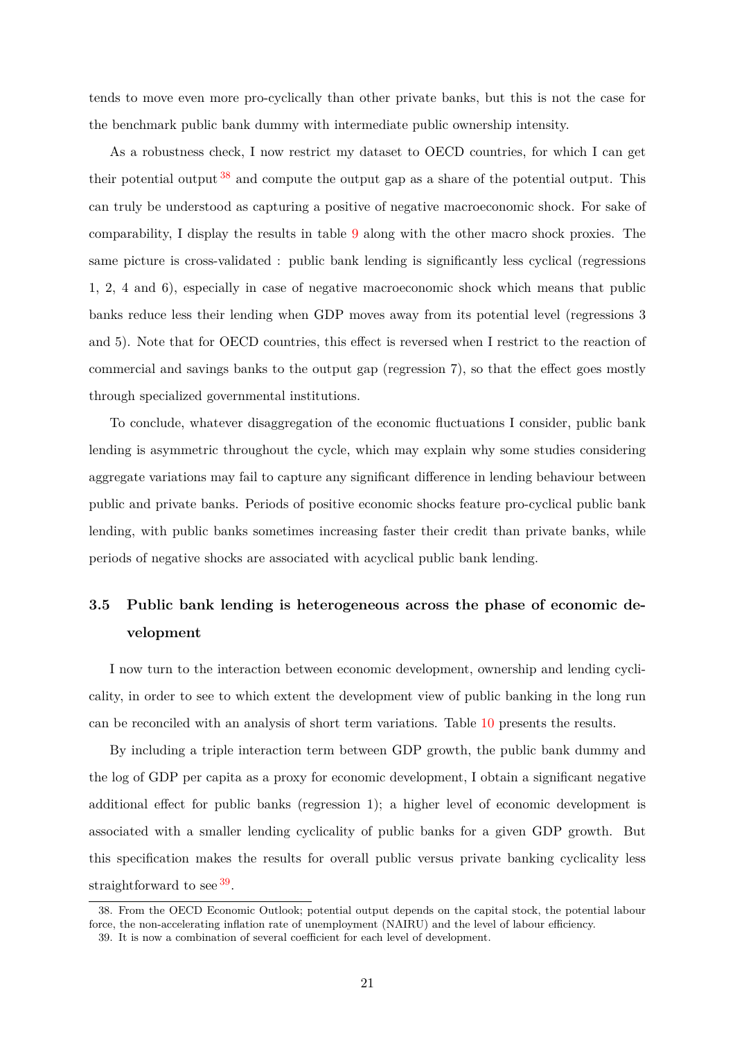tends to move even more pro-cyclically than other private banks, but this is not the case for the benchmark public bank dummy with intermediate public ownership intensity.

As a robustness check, I now restrict my dataset to OECD countries, for which I can get their potential output [38] and compute the output gap as a share of the potential output. This can truly be understood as capturing a positive of negative macroeconomic shock. For sake of comparability, I display the results in table 9 along with the other macro shock proxies. The same picture is cross-validated : public bank lending is significantly less cyclical (regressions 1, 2, 4 and 6), especially in case of negative macroeconomic shock which means that public banks reduce less their lending when GDP moves away from its potential level (regressions 3 and 5). Note that for OECD countries, this effect is reversed when I restrict to the reaction of commercial and savings banks to the output gap (regression 7), so that the effect goes mostly through specialized governmental institutions.

To conclude, whatever disaggregation of the economic fluctuations I consider, public bank lending is asymmetric throughout the cycle, which may explain why some studies considering aggregate variations may fail to capture any significant difference in lending behaviour between public and private banks. Periods of positive economic shocks feature pro-cyclical public bank lending, with public banks sometimes increasing faster their credit than private banks, while periods of negative shocks are associated with acyclical public bank lending.

## 3.5 Public bank lending is heterogeneous across the phase of economic development

I now turn to the interaction between economic development, ownership and lending cyclicality, in order to see to which extent the development view of public banking in the long run can be reconciled with an analysis of short term variations. Table 10 presents the results.

By including a triple interaction term between GDP growth, the public bank dummy and the log of GDP per capita as a proxy for economic development, I obtain a significant negative additional effect for public banks (regression 1); a higher level of economic development is associated with a smaller lending cyclicality of public banks for a given GDP growth. But this specification makes the results for overall public versus private banking cyclicality less straightforward to see [39].

38. From the OECD Economic Outlook; potential output depends on the capital stock, the potential labour force, the non-accelerating inflation rate of unemployment (NAIRU) and the level of labour efficiency.

39. It is now a combination of several coefficient for each level of development.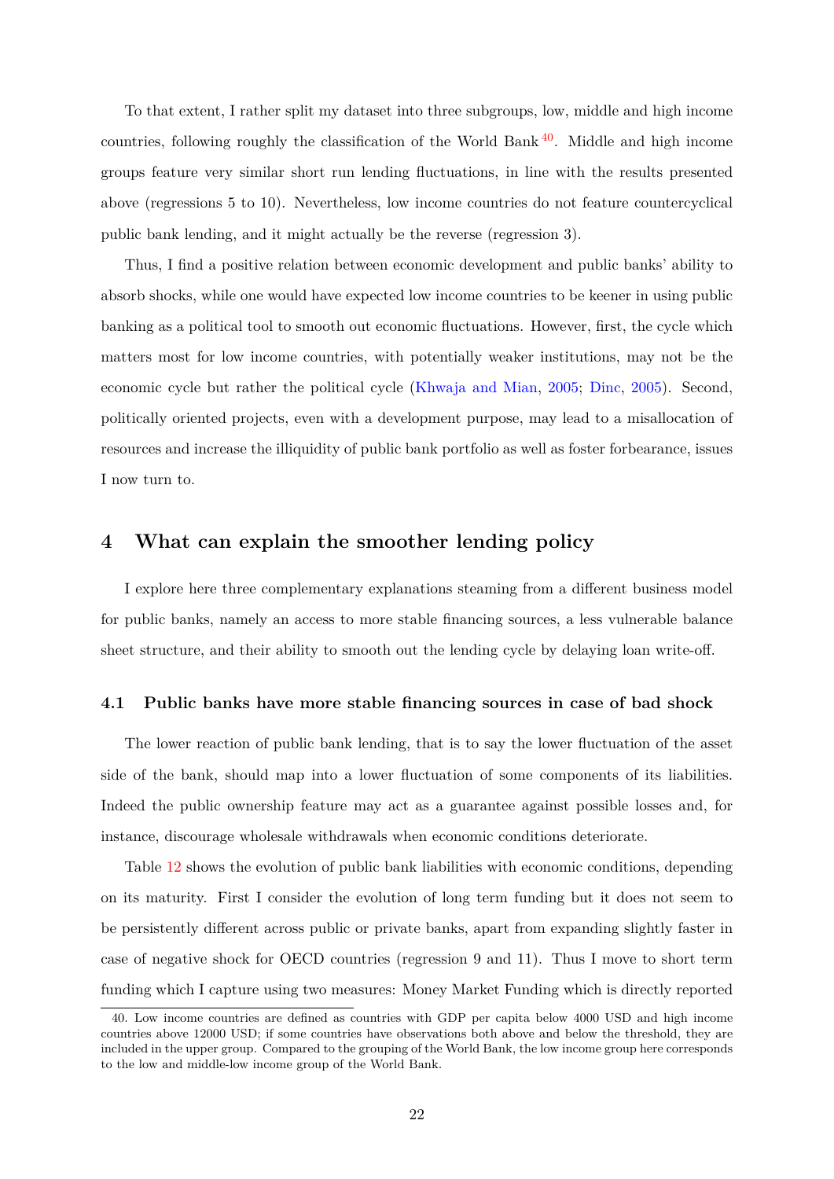To that extent, I rather split my dataset into three subgroups, low, middle and high income countries, following roughly the classification of the World Bank [40]. Middle and high income groups feature very similar short run lending fluctuations, in line with the results presented above (regressions 5 to 10). Nevertheless, low income countries do not feature countercyclical public bank lending, and it might actually be the reverse (regression 3).

Thus, I find a positive relation between economic development and public banks' ability to absorb shocks, while one would have expected low income countries to be keener in using public banking as a political tool to smooth out economic fluctuations. However, first, the cycle which matters most for low income countries, with potentially weaker institutions, may not be the economic cycle but rather the political cycle (Khwaja and Mian, 2005; Dinc, 2005). Second, politically oriented projects, even with a development purpose, may lead to a misallocation of resources and increase the illiquidity of public bank portfolio as well as foster forbearance, issues I now turn to.

## 4 What can explain the smoother lending policy

I explore here three complementary explanations steaming from a different business model for public banks, namely an access to more stable financing sources, a less vulnerable balance sheet structure, and their ability to smooth out the lending cycle by delaying loan write-off.

### 4.1 Public banks have more stable financing sources in case of bad shock

The lower reaction of public bank lending, that is to say the lower fluctuation of the asset side of the bank, should map into a lower fluctuation of some components of its liabilities. Indeed the public ownership feature may act as a guarantee against possible losses and, for instance, discourage wholesale withdrawals when economic conditions deteriorate.

Table 12 shows the evolution of public bank liabilities with economic conditions, depending on its maturity. First I consider the evolution of long term funding but it does not seem to be persistently different across public or private banks, apart from expanding slightly faster in case of negative shock for OECD countries (regression 9 and 11). Thus I move to short term funding which I capture using two measures: Money Market Funding which is directly reported

40. Low income countries are defined as countries with GDP per capita below 4000 USD and high income countries above 12000 USD; if some countries have observations both above and below the threshold, they are included in the upper group. Compared to the grouping of the World Bank, the low income group here corresponds to the low and middle-low income group of the World Bank.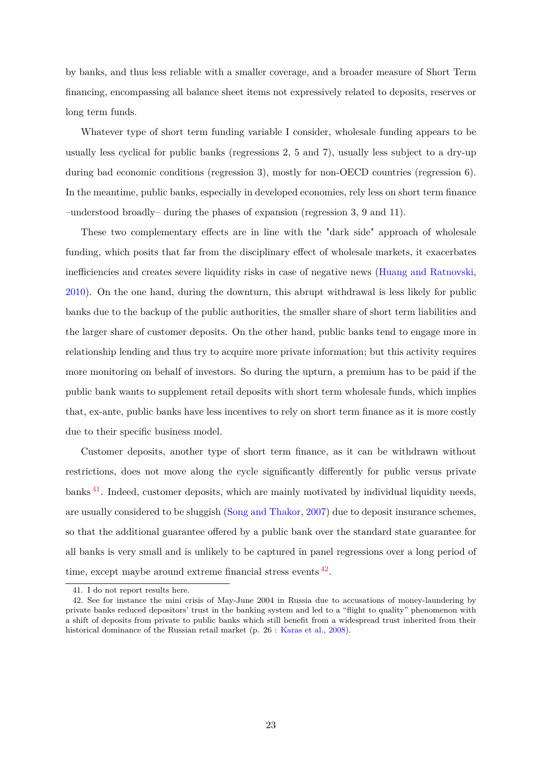by banks, and thus less reliable with a smaller coverage, and a broader measure of Short Term financing, encompassing all balance sheet items not expressively related to deposits, reserves or long term funds.

Whatever type of short term funding variable I consider, wholesale funding appears to be usually less cyclical for public banks (regressions 2, 5 and 7), usually less subject to a dry-up during bad economic conditions (regression 3), mostly for non-OECD countries (regression 6). In the meantime, public banks, especially in developed economies, rely less on short term finance –understood broadly– during the phases of expansion (regression 3, 9 and 11).

These two complementary effects are in line with the "dark side" approach of wholesale funding, which posits that far from the disciplinary effect of wholesale markets, it exacerbates inefficiencies and creates severe liquidity risks in case of negative news (Huang and Ratnovski, 2010). On the one hand, during the downturn, this abrupt withdrawal is less likely for public banks due to the backup of the public authorities, the smaller share of short term liabilities and the larger share of customer deposits. On the other hand, public banks tend to engage more in relationship lending and thus try to acquire more private information; but this activity requires more monitoring on behalf of investors. So during the upturn, a premium has to be paid if the public bank wants to supplement retail deposits with short term wholesale funds, which implies that, ex-ante, public banks have less incentives to rely on short term finance as it is more costly due to their specific business model.

Customer deposits, another type of short term finance, as it can be withdrawn without restrictions, does not move along the cycle significantly differently for public versus private banks [41]. Indeed, customer deposits, which are mainly motivated by individual liquidity needs, are usually considered to be sluggish (Song and Thakor, 2007) due to deposit insurance schemes, so that the additional guarantee offered by a public bank over the standard state guarantee for all banks is very small and is unlikely to be captured in panel regressions over a long period of time, except maybe around extreme financial stress events [42].

41. I do not report results here.

42. See for instance the mini crisis of May-June 2004 in Russia due to accusations of money-laundering by private banks reduced depositors' trust in the banking system and led to a "flight to quality" phenomenon with a shift of deposits from private to public banks which still benefit from a widespread trust inherited from their historical dominance of the Russian retail market (p. 26 : Karas et al., 2008).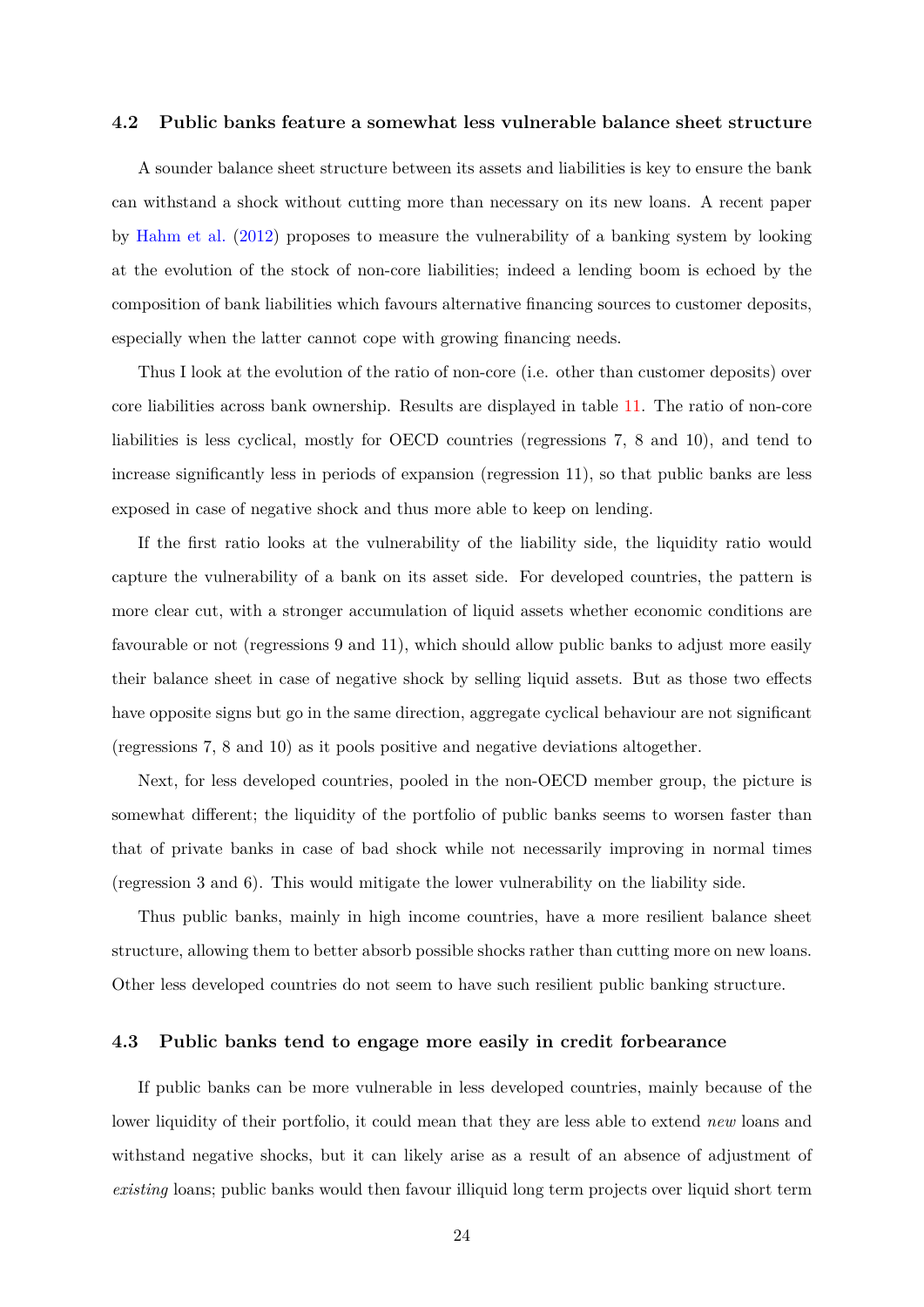### 4.2 Public banks feature a somewhat less vulnerable balance sheet structure

A sounder balance sheet structure between its assets and liabilities is key to ensure the bank can withstand a shock without cutting more than necessary on its new loans. A recent paper by Hahm et al. (2012) proposes to measure the vulnerability of a banking system by looking at the evolution of the stock of non-core liabilities; indeed a lending boom is echoed by the composition of bank liabilities which favours alternative financing sources to customer deposits, especially when the latter cannot cope with growing financing needs.

Thus I look at the evolution of the ratio of non-core (i.e. other than customer deposits) over core liabilities across bank ownership. Results are displayed in table 11. The ratio of non-core liabilities is less cyclical, mostly for OECD countries (regressions 7, 8 and 10), and tend to increase significantly less in periods of expansion (regression 11), so that public banks are less exposed in case of negative shock and thus more able to keep on lending.

If the first ratio looks at the vulnerability of the liability side, the liquidity ratio would capture the vulnerability of a bank on its asset side. For developed countries, the pattern is more clear cut, with a stronger accumulation of liquid assets whether economic conditions are favourable or not (regressions 9 and 11), which should allow public banks to adjust more easily their balance sheet in case of negative shock by selling liquid assets. But as those two effects have opposite signs but go in the same direction, aggregate cyclical behaviour are not significant (regressions 7, 8 and 10) as it pools positive and negative deviations altogether.

Next, for less developed countries, pooled in the non-OECD member group, the picture is somewhat different; the liquidity of the portfolio of public banks seems to worsen faster than that of private banks in case of bad shock while not necessarily improving in normal times (regression 3 and 6). This would mitigate the lower vulnerability on the liability side.

Thus public banks, mainly in high income countries, have a more resilient balance sheet structure, allowing them to better absorb possible shocks rather than cutting more on new loans. Other less developed countries do not seem to have such resilient public banking structure.

### 4.3 Public banks tend to engage more easily in credit forbearance

If public banks can be more vulnerable in less developed countries, mainly because of the lower liquidity of their portfolio, it could mean that they are less able to extend *new* loans and withstand negative shocks, but it can likely arise as a result of an absence of adjustment of *existing* loans; public banks would then favour illiquid long term projects over liquid short term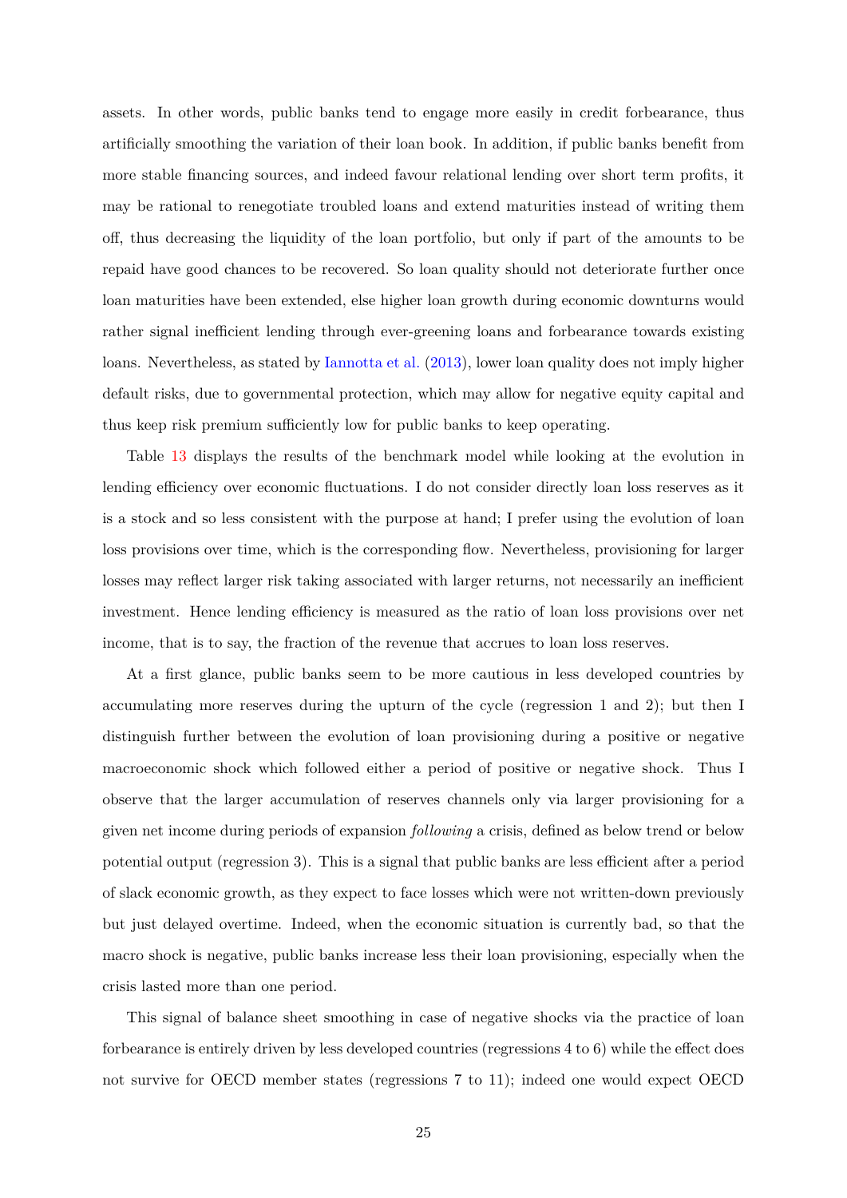assets. In other words, public banks tend to engage more easily in credit forbearance, thus artificially smoothing the variation of their loan book. In addition, if public banks benefit from more stable financing sources, and indeed favour relational lending over short term profits, it may be rational to renegotiate troubled loans and extend maturities instead of writing them off, thus decreasing the liquidity of the loan portfolio, but only if part of the amounts to be repaid have good chances to be recovered. So loan quality should not deteriorate further once loan maturities have been extended, else higher loan growth during economic downturns would rather signal inefficient lending through ever-greening loans and forbearance towards existing loans. Nevertheless, as stated by Iannotta et al. (2013), lower loan quality does not imply higher default risks, due to governmental protection, which may allow for negative equity capital and thus keep risk premium sufficiently low for public banks to keep operating.

Table 13 displays the results of the benchmark model while looking at the evolution in lending efficiency over economic fluctuations. I do not consider directly loan loss reserves as it is a stock and so less consistent with the purpose at hand; I prefer using the evolution of loan loss provisions over time, which is the corresponding flow. Nevertheless, provisioning for larger losses may reflect larger risk taking associated with larger returns, not necessarily an inefficient investment. Hence lending efficiency is measured as the ratio of loan loss provisions over net income, that is to say, the fraction of the revenue that accrues to loan loss reserves.

At a first glance, public banks seem to be more cautious in less developed countries by accumulating more reserves during the upturn of the cycle (regression 1 and 2); but then I distinguish further between the evolution of loan provisioning during a positive or negative macroeconomic shock which followed either a period of positive or negative shock. Thus I observe that the larger accumulation of reserves channels only via larger provisioning for a given net income during periods of expansion *following* a crisis, defined as below trend or below potential output (regression 3). This is a signal that public banks are less efficient after a period of slack economic growth, as they expect to face losses which were not written-down previously but just delayed overtime. Indeed, when the economic situation is currently bad, so that the macro shock is negative, public banks increase less their loan provisioning, especially when the crisis lasted more than one period.

This signal of balance sheet smoothing in case of negative shocks via the practice of loan forbearance is entirely driven by less developed countries (regressions 4 to 6) while the effect does not survive for OECD member states (regressions 7 to 11); indeed one would expect OECD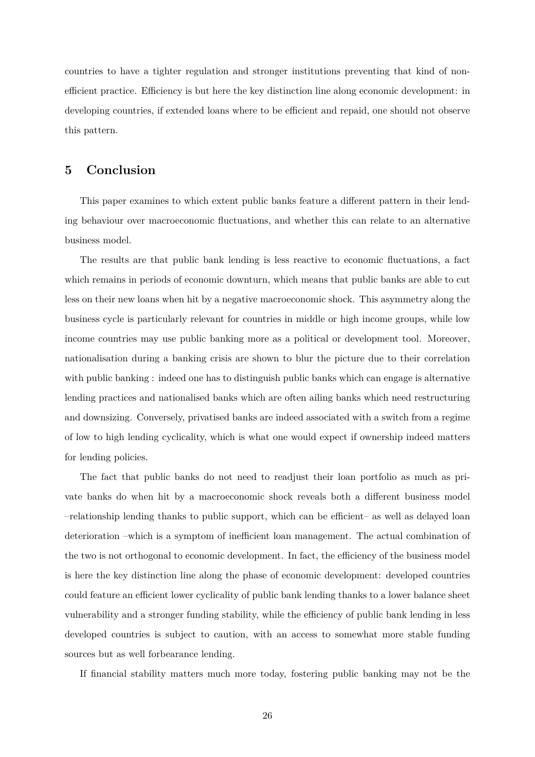countries to have a tighter regulation and stronger institutions preventing that kind of non-efficient practice. Efficiency is but here the key distinction line along economic development: in developing countries, if extended loans where to be efficient and repaid, one should not observe this pattern.

## 5 Conclusion

This paper examines to which extent public banks feature a different pattern in their lending behaviour over macroeconomic fluctuations, and whether this can relate to an alternative business model.

The results are that public bank lending is less reactive to economic fluctuations, a fact which remains in periods of economic downturn, which means that public banks are able to cut less on their new loans when hit by a negative macroeconomic shock. This asymmetry along the business cycle is particularly relevant for countries in middle or high income groups, while low income countries may use public banking more as a political or development tool. Moreover, nationalisation during a banking crisis are shown to blur the picture due to their correlation with public banking : indeed one has to distinguish public banks which can engage is alternative lending practices and nationalised banks which are often ailing banks which need restructuring and downsizing. Conversely, privatised banks are indeed associated with a switch from a regime of low to high lending cyclicality, which is what one would expect if ownership indeed matters for lending policies.

The fact that public banks do not need to readjust their loan portfolio as much as private banks do when hit by a macroeconomic shock reveals both a different business model –relationship lending thanks to public support, which can be efficient– as well as delayed loan deterioration –which is a symptom of inefficient loan management. The actual combination of the two is not orthogonal to economic development. In fact, the efficiency of the business model is here the key distinction line along the phase of economic development: developed countries could feature an efficient lower cyclicality of public bank lending thanks to a lower balance sheet vulnerability and a stronger funding stability, while the efficiency of public bank lending in less developed countries is subject to caution, with an access to somewhat more stable funding sources but as well forbearance lending.

If financial stability matters much more today, fostering public banking may not be the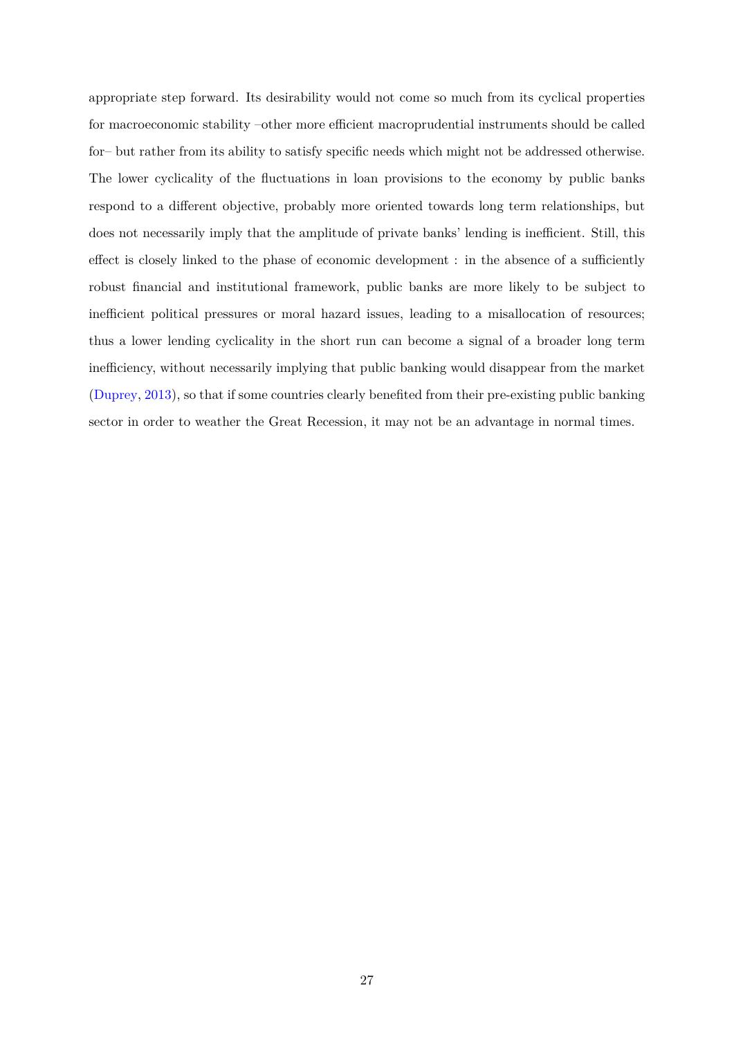appropriate step forward. Its desirability would not come so much from its cyclical properties for macroeconomic stability –other more efficient macroprudential instruments should be called for– but rather from its ability to satisfy specific needs which might not be addressed otherwise. The lower cyclicality of the fluctuations in loan provisions to the economy by public banks respond to a different objective, probably more oriented towards long term relationships, but does not necessarily imply that the amplitude of private banks' lending is inefficient. Still, this effect is closely linked to the phase of economic development : in the absence of a sufficiently robust financial and institutional framework, public banks are more likely to be subject to inefficient political pressures or moral hazard issues, leading to a misallocation of resources; thus a lower lending cyclicality in the short run can become a signal of a broader long term inefficiency, without necessarily implying that public banking would disappear from the market (Duprey, 2013), so that if some countries clearly benefited from their pre-existing public banking sector in order to weather the Great Recession, it may not be an advantage in normal times.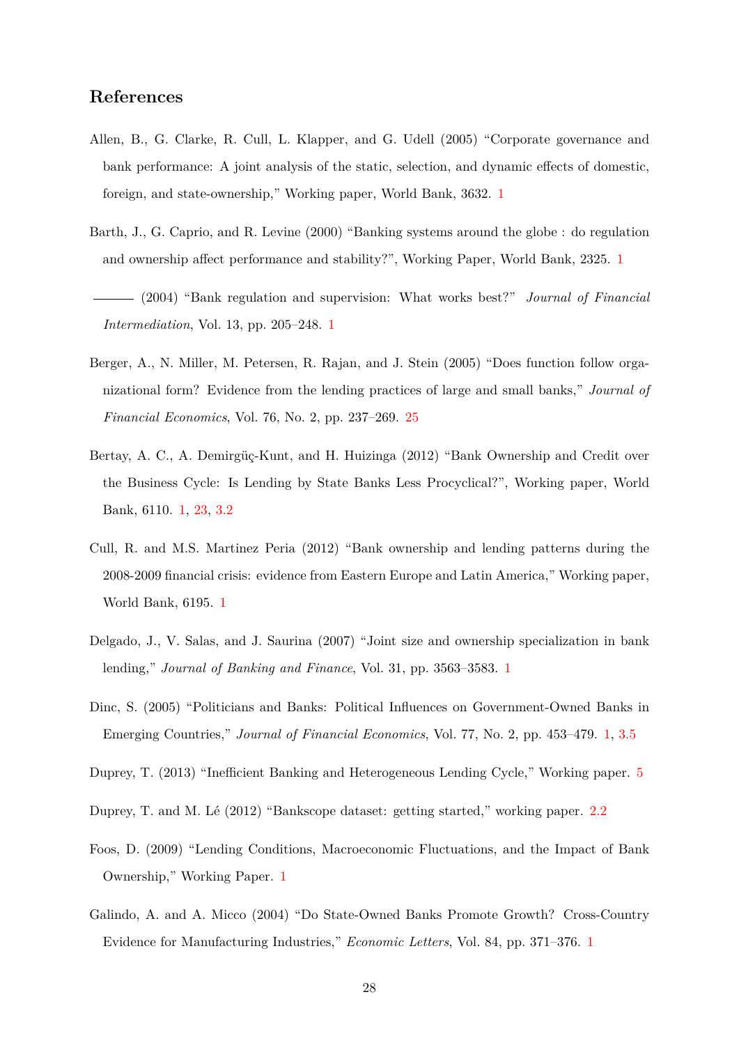## References

Allen, B., G. Clarke, R. Cull, L. Klapper, and G. Udell (2005) "Corporate governance and bank performance: A joint analysis of the static, selection, and dynamic effects of domestic, foreign, and state-ownership," Working paper, World Bank, 3632. 1

Barth, J., G. Caprio, and R. Levine (2000) "Banking systems around the globe : do regulation and ownership affect performance and stability?", Working Paper, World Bank, 2325. 1

——— (2004) "Bank regulation and supervision: What works best?" *Journal of Financial Intermediation*, Vol. 13, pp. 205–248. 1

Berger, A., N. Miller, M. Petersen, R. Rajan, and J. Stein (2005) "Does function follow organizational form? Evidence from the lending practices of large and small banks," *Journal of Financial Economics*, Vol. 76, No. 2, pp. 237–269. 25

Bertay, A. C., A. Demirgüç-Kunt, and H. Huizinga (2012) "Bank Ownership and Credit over the Business Cycle: Is Lending by State Banks Less Procyclical?", Working paper, World Bank, 6110. 1, 23, 3.2

Cull, R. and M.S. Martinez Peria (2012) "Bank ownership and lending patterns during the 2008-2009 financial crisis: evidence from Eastern Europe and Latin America," Working paper, World Bank, 6195. 1

Delgado, J., V. Salas, and J. Saurina (2007) "Joint size and ownership specialization in bank lending," *Journal of Banking and Finance*, Vol. 31, pp. 3563–3583. 1

Dinc, S. (2005) "Politicians and Banks: Political Influences on Government-Owned Banks in Emerging Countries," *Journal of Financial Economics*, Vol. 77, No. 2, pp. 453–479. 1, 3.5

Duprey, T. (2013) "Inefficient Banking and Heterogeneous Lending Cycle," Working paper. 5

Duprey, T. and M. Lé (2012) "Bankscope dataset: getting started," working paper. 2.2

Foos, D. (2009) "Lending Conditions, Macroeconomic Fluctuations, and the Impact of Bank Ownership," Working Paper. 1

Galindo, A. and A. Micco (2004) "Do State-Owned Banks Promote Growth? Cross-Country Evidence for Manufacturing Industries," *Economic Letters*, Vol. 84, pp. 371–376. 1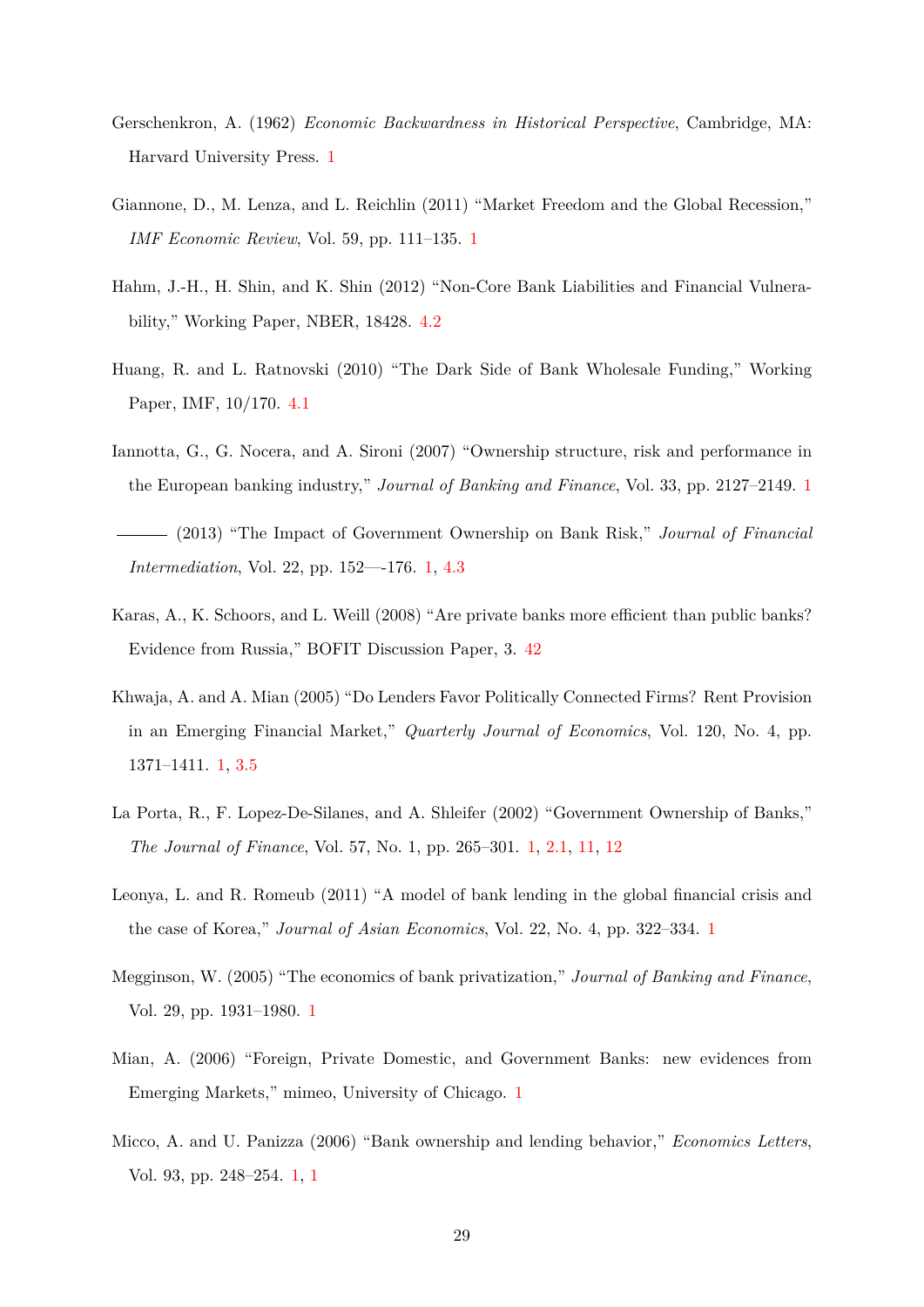Gerschenkron, A. (1962) *Economic Backwardness in Historical Perspective*, Cambridge, MA: Harvard University Press. 1

Giannone, D., M. Lenza, and L. Reichlin (2011) "Market Freedom and the Global Recession," *IMF Economic Review*, Vol. 59, pp. 111–135. 1

Hahm, J.-H., H. Shin, and K. Shin (2012) "Non-Core Bank Liabilities and Financial Vulnerability," Working Paper, NBER, 18428. 4.2

Huang, R. and L. Ratnovski (2010) "The Dark Side of Bank Wholesale Funding," Working Paper, IMF, 10/170. 4.1

Iannotta, G., G. Nocera, and A. Sironi (2007) "Ownership structure, risk and performance in the European banking industry," *Journal of Banking and Finance*, Vol. 33, pp. 2127–2149. 1

——— (2013) "The Impact of Government Ownership on Bank Risk," *Journal of Financial Intermediation*, Vol. 22, pp. 152—-176. 1, 4.3

Karas, A., K. Schoors, and L. Weill (2008) "Are private banks more efficient than public banks? Evidence from Russia," BOFIT Discussion Paper, 3. 42

Khwaja, A. and A. Mian (2005) "Do Lenders Favor Politically Connected Firms? Rent Provision in an Emerging Financial Market," *Quarterly Journal of Economics*, Vol. 120, No. 4, pp. 1371–1411. 1, 3.5

La Porta, R., F. Lopez-De-Silanes, and A. Shleifer (2002) "Government Ownership of Banks," *The Journal of Finance*, Vol. 57, No. 1, pp. 265–301. 1, 2.1, 11, 12

Leonya, L. and R. Romeub (2011) "A model of bank lending in the global financial crisis and the case of Korea," *Journal of Asian Economics*, Vol. 22, No. 4, pp. 322–334. 1

Megginson, W. (2005) "The economics of bank privatization," *Journal of Banking and Finance*, Vol. 29, pp. 1931–1980. 1

Mian, A. (2006) "Foreign, Private Domestic, and Government Banks: new evidences from Emerging Markets," mimeo, University of Chicago. 1

Micco, A. and U. Panizza (2006) "Bank ownership and lending behavior," *Economics Letters*, Vol. 93, pp. 248–254. 1, 1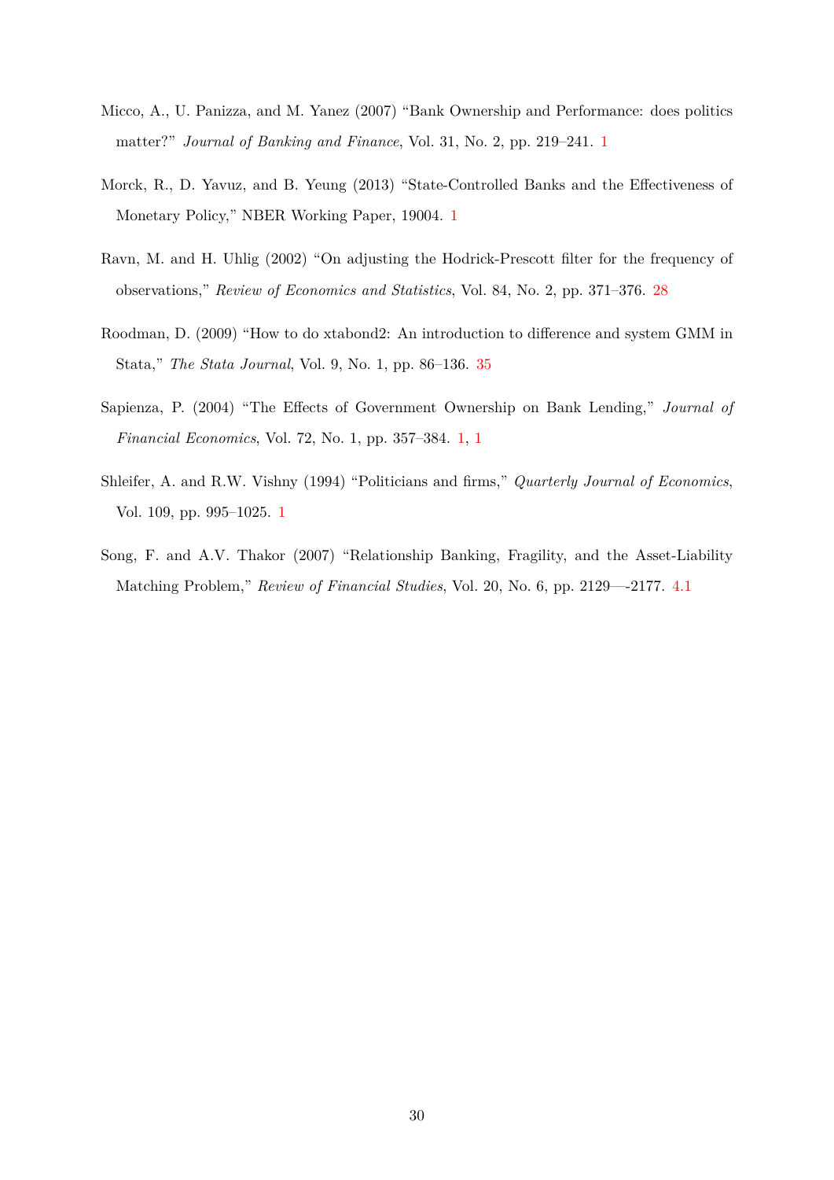Micco, A., U. Panizza, and M. Yanez (2007) "Bank Ownership and Performance: does politics matter?" *Journal of Banking and Finance*, Vol. 31, No. 2, pp. 219–241. 1

Morck, R., D. Yavuz, and B. Yeung (2013) "State-Controlled Banks and the Effectiveness of Monetary Policy," NBER Working Paper, 19004. 1

Ravn, M. and H. Uhlig (2002) "On adjusting the Hodrick-Prescott filter for the frequency of observations," *Review of Economics and Statistics*, Vol. 84, No. 2, pp. 371–376. 28

Roodman, D. (2009) "How to do xtabond2: An introduction to difference and system GMM in Stata," *The Stata Journal*, Vol. 9, No. 1, pp. 86–136. 35

Sapienza, P. (2004) "The Effects of Government Ownership on Bank Lending," *Journal of Financial Economics*, Vol. 72, No. 1, pp. 357–384. 1, 1

Shleifer, A. and R.W. Vishny (1994) "Politicians and firms," *Quarterly Journal of Economics*, Vol. 109, pp. 995–1025. 1

Song, F. and A.V. Thakor (2007) "Relationship Banking, Fragility, and the Asset-Liability Matching Problem," *Review of Financial Studies*, Vol. 20, No. 6, pp. 2129—-2177. 4.1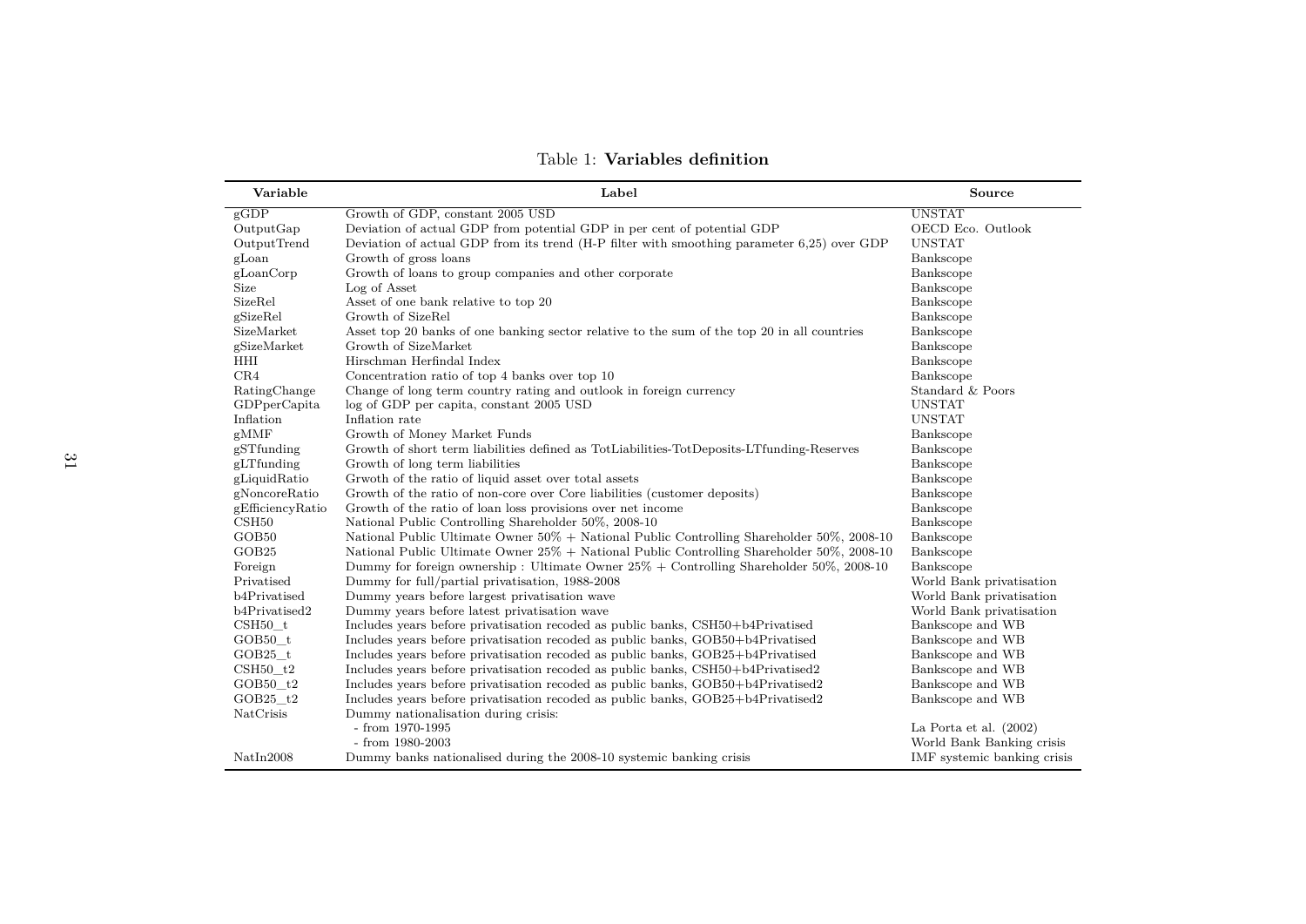Table 1: **Variables definition**

| Variable | Label | Source |
|---|---|---|
| gGDP | Growth of GDP, constant 2005 USD | UNSTAT |
| OutputGap | Deviation of actual GDP from potential GDP in per cent of potential GDP | OECD Eco. Outlook |
| OutputTrend | Deviation of actual GDP from its trend (H-P filter with smoothing parameter 6,25) over GDP | UNSTAT |
| gLoan | Growth of gross loans | Bankscope |
| gLoanCorp | Growth of loans to group companies and other corporate | Bankscope |
| Size | Log of Asset | Bankscope |
| SizeRel | Asset of one bank relative to top 20 | Bankscope |
| gSizeRel | Growth of SizeRel | Bankscope |
| SizeMarket | Asset top 20 banks of one banking sector relative to the sum of the top 20 in all countries | Bankscope |
| gSizeMarket | Growth of SizeMarket | Bankscope |
| HHI | Hirschman Herfindal Index | Bankscope |
| CR4 | Concentration ratio of top 4 banks over top 10 | Bankscope |
| RatingChange | Change of long term country rating and outlook in foreign currency | Standard & Poors |
| GDPperCapita | log of GDP per capita, constant 2005 USD | UNSTAT |
| Inflation | Inflation rate | UNSTAT |
| gMMF | Growth of Money Market Funds | Bankscope |
| gSTfunding | Growth of short term liabilities defined as TotLiabilities-TotDeposits-LTfunding-Reserves | Bankscope |
| gLTfunding | Growth of long term liabilities | Bankscope |
| gLiquidRatio | Grwoth of the ratio of liquid asset over total assets | Bankscope |
| gNoncoreRatio | Growth of the ratio of non-core over Core liabilities (customer deposits) | Bankscope |
| gEfficiencyRatio | Growth of the ratio of loan loss provisions over net income | Bankscope |
| CSH50 | National Public Controlling Shareholder 50%, 2008-10 | Bankscope |
| GOB50 | National Public Ultimate Owner 50% + National Public Controlling Shareholder 50%, 2008-10 | Bankscope |
| GOB25 | National Public Ultimate Owner 25% + National Public Controlling Shareholder 50%, 2008-10 | Bankscope |
| Foreign | Dummy for foreign ownership : Ultimate Owner 25% + Controlling Shareholder 50%, 2008-10 | Bankscope |
| Privatised | Dummy for full/partial privatisation, 1988-2008 | World Bank privatisation |
| b4Privatised | Dummy years before largest privatisation wave | World Bank privatisation |
| b4Privatised2 | Dummy years before latest privatisation wave | World Bank privatisation |
| CSH50_t | Includes years before privatisation recoded as public banks, CSH50+b4Privatised | Bankscope and WB |
| GOB50_t | Includes years before privatisation recoded as public banks, GOB50+b4Privatised | Bankscope and WB |
| GOB25_t | Includes years before privatisation recoded as public banks, GOB25+b4Privatised | Bankscope and WB |
| CSH50_t2 | Includes years before privatisation recoded as public banks, CSH50+b4Privatised2 | Bankscope and WB |
| GOB50_t2 | Includes years before privatisation recoded as public banks, GOB50+b4Privatised2 | Bankscope and WB |
| GOB25_t2 | Includes years before privatisation recoded as public banks, GOB25+b4Privatised2 | Bankscope and WB |
| NatCrisis | Dummy nationalisation during crisis: | |
| | - from 1970-1995 | La Porta et al. (2002) |
| | - from 1980-2003 | World Bank Banking crisis |
| NatIn2008 | Dummy banks nationalised during the 2008-10 systemic banking crisis | IMF systemic banking crisis |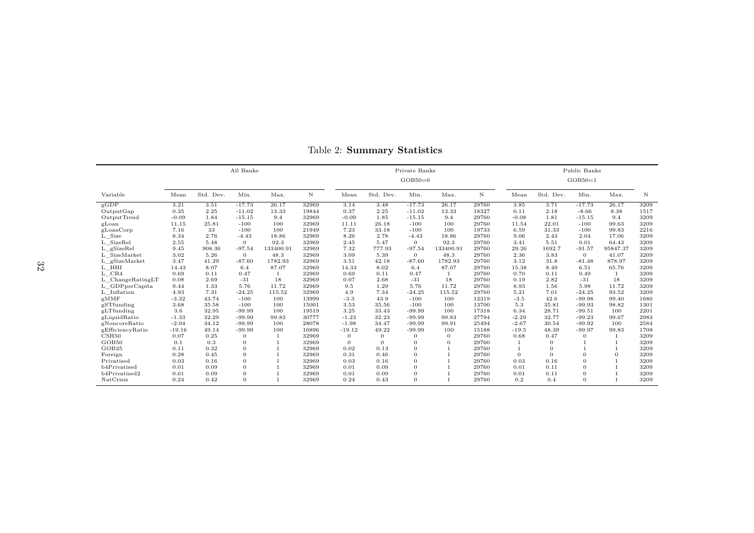Table 2: **Summary Statistics**

| | All Banks | | | | | Private Banks GOB50=0 | | | | | Public Banks GOB50=1 | | | | |
|---|---|---|---|---|---|---|---|---|---|---|---|---|---|---|---|
| Variable | Mean | Std. Dev. | Min. | Max. | N | Mean | Std. Dev. | Min. | Max. | N | Mean | Std. Dev. | Min. | Max. | N |
| gGDP | 3.21 | 3.51 | -17.73 | 26.17 | 32969 | 3.14 | 3.48 | -17.73 | 26.17 | 29760 | 3.85 | 3.71 | -17.73 | 26.17 | 3209 |
| OutputGap | 0.35 | 2.25 | -11.02 | 13.33 | 19844 | 0.37 | 2.25 | -11.02 | 13.33 | 18327 | 0.11 | 2.18 | -8.66 | 8.38 | 1517 |
| OutputTrend | -0.09 | 1.84 | -15.15 | 9.4 | 32969 | -0.09 | 1.85 | -15.15 | 9.4 | 29760 | -0.08 | 1.81 | -15.15 | 9.4 | 3209 |
| gLoan | 11.15 | 25.81 | -100 | 100 | 32969 | 11.11 | 26.18 | -100 | 100 | 29760 | 11.54 | 22.01 | -100 | 99.63 | 3209 |
| gLoanCorp | 7.16 | 33 | -100 | 100 | 21949 | 7.23 | 33.18 | -100 | 100 | 19733 | 6.59 | 31.33 | -100 | 99.83 | 2216 |
| L_Size | 8.34 | 2.76 | -4.43 | 18.86 | 32969 | 8.26 | 2.78 | -4.43 | 18.86 | 29760 | 9.06 | 2.43 | 2.04 | 17.06 | 3209 |
| L_SizeRel | 2.55 | 5.48 | 0 | 92.3 | 32969 | 2.45 | 5.47 | 0 | 92.3 | 29760 | 3.41 | 5.51 | 0.01 | 64.43 | 3209 |
| L_gSizeRel | 9.45 | 908.36 | -97.54 | 133400.91 | 32969 | 7.32 | 777.93 | -97.54 | 133400.91 | 29760 | 29.26 | 1692.7 | -91.57 | 95847.37 | 3209 |
| L_SizeMarket | 3.02 | 5.26 | 0 | 48.3 | 32969 | 3.09 | 5.39 | 0 | 48.3 | 29760 | 2.36 | 3.83 | 0 | 41.07 | 3209 |
| L_gSizeMarket | 3.47 | 41.29 | -87.60 | 1782.93 | 32969 | 3.51 | 42.18 | -87.60 | 1782.93 | 29760 | 3.12 | 31.8 | -81.48 | 878.97 | 3209 |
| L_HHI | 14.43 | 8.07 | 6.4 | 87.07 | 32969 | 14.33 | 8.02 | 6.4 | 87.07 | 29760 | 15.38 | 8.49 | 6.51 | 65.76 | 3209 |
| L_CR4 | 0.69 | 0.11 | 0.47 | 1 | 32969 | 0.69 | 0.11 | 0.47 | 1 | 29760 | 0.70 | 0.11 | 0.49 | 1 | 3209 |
| L_ChangeRatingLT | 0.08 | 2.69 | -31 | 18 | 32969 | 0.07 | 2.68 | -31 | 18 | 29760 | 0.19 | 2.82 | -31 | 18 | 3209 |
| L_GDPperCapita | 9.44 | 1.33 | 5.76 | 11.72 | 32969 | 9.5 | 1.29 | 5.76 | 11.72 | 29760 | 8.93 | 1.56 | 5.98 | 11.72 | 3209 |
| L_Inflation | 4.93 | 7.31 | -24.25 | 115.52 | 32969 | 4.9 | 7.34 | -24.25 | 115.52 | 29760 | 5.21 | 7.01 | -24.25 | 93.52 | 3209 |
| gMMF | -3.32 | 43.74 | -100 | 100 | 13999 | -3.3 | 43.9 | -100 | 100 | 12319 | -3.5 | 42.6 | -99.98 | 99.40 | 1680 |
| gSTfunding | 3.68 | 35.58 | -100 | 100 | 15001 | 3.53 | 35.56 | -100 | 100 | 13700 | 5.3 | 35.81 | -99.93 | 98.82 | 1301 |
| gLTfunding | 3.6 | 32.95 | -99.99 | 100 | 19519 | 3.25 | 33.43 | -99.99 | 100 | 17318 | 6.34 | 28.71 | -99.51 | 100 | 2201 |
| gLiquidRatio | -1.33 | 32.29 | -99.99 | 99.83 | 30777 | -1.23 | 32.23 | -99.99 | 99.83 | 27794 | -2.29 | 32.77 | -99.23 | 99.67 | 2983 |
| gNoncoreRatio | -2.04 | 34.12 | -99.99 | 100 | 28078 | -1.98 | 34.47 | -99.99 | 99.91 | 25494 | -2.67 | 30.54 | -99.92 | 100 | 2584 |
| gEfficiencyRatio | -19.16 | 49.14 | -99.99 | 100 | 16896 | -19.12 | 49.22 | -99.99 | 100 | 15188 | -19.5 | 48.39 | -99.97 | 99.83 | 1708 |
| CSH50 | 0.07 | 0.25 | 0 | 1 | 32969 | 0 | 0 | 0 | 0 | 29760 | 0.68 | 0.47 | 0 | 1 | 3209 |
| GOB50 | 0.1 | 0.3 | 0 | 1 | 32969 | 0 | 0 | 0 | 0 | 29760 | 1 | 0 | 1 | 1 | 3209 |
| GOB25 | 0.11 | 0.32 | 0 | 1 | 32969 | 0.02 | 0.13 | 0 | 1 | 29760 | 1 | 0 | 1 | 1 | 3209 |
| Foreign | 0.28 | 0.45 | 0 | 1 | 32969 | 0.31 | 0.46 | 0 | 1 | 29760 | 0 | 0 | 0 | 0 | 3209 |
| Privatised | 0.03 | 0.16 | 0 | 1 | 32969 | 0.03 | 0.16 | 0 | 1 | 29760 | 0.03 | 0.16 | 0 | 1 | 3209 |
| b4Privatised | 0.01 | 0.09 | 0 | 1 | 32969 | 0.01 | 0.09 | 0 | 1 | 29760 | 0.01 | 0.11 | 0 | 1 | 3209 |
| b4Privatised2 | 0.01 | 0.09 | 0 | 1 | 32969 | 0.01 | 0.09 | 0 | 1 | 29760 | 0.01 | 0.11 | 0 | 1 | 3209 |
| NatCrisis | 0.24 | 0.42 | 0 | 1 | 32969 | 0.24 | 0.43 | 0 | 1 | 29760 | 0.2 | 0.4 | 0 | 1 | 3209 |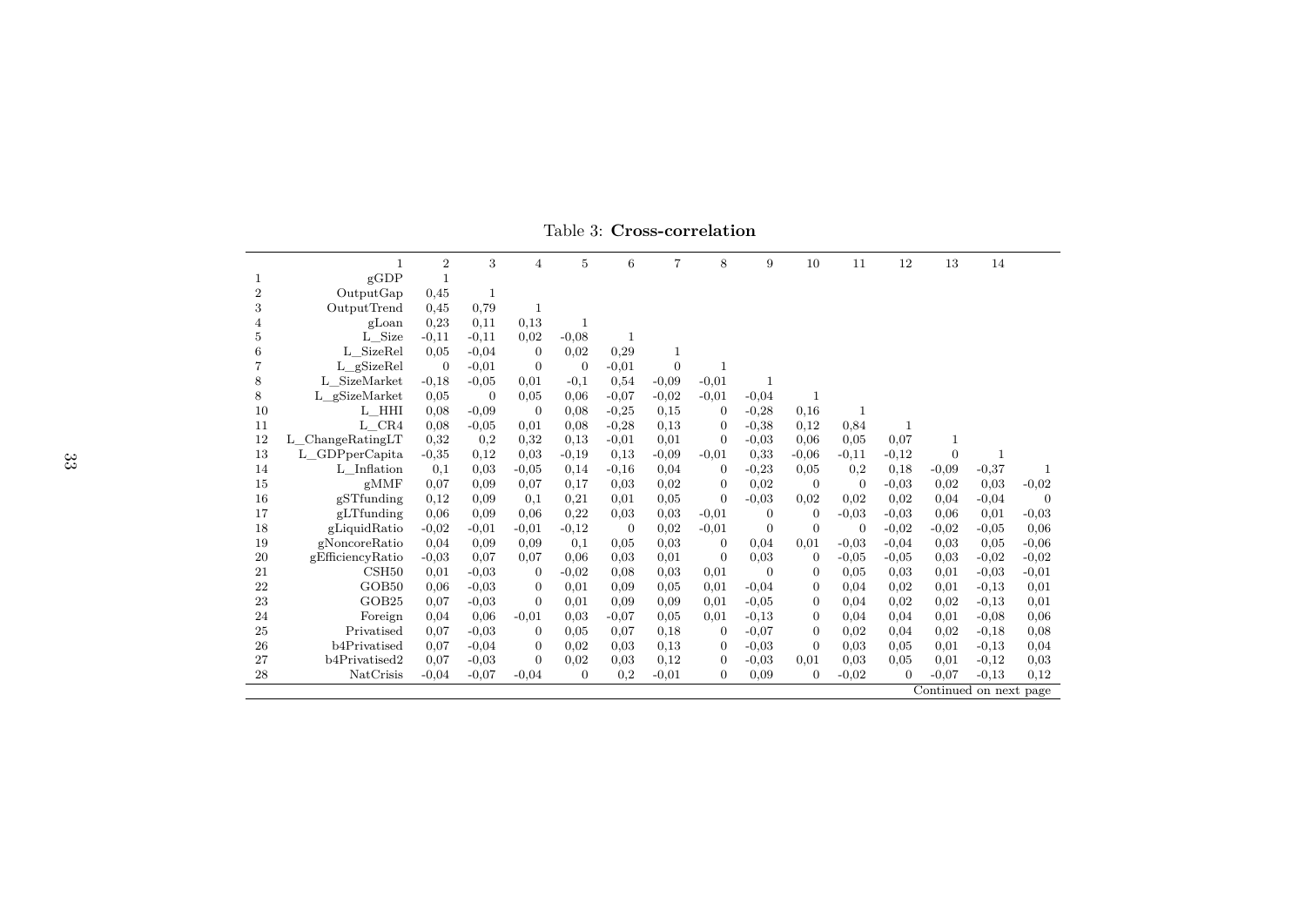Table 3: **Cross-correlation**

| | 1 | 2 | 3 | 4 | 5 | 6 | 7 | 8 | 9 | 10 | 11 | 12 | 13 | 14 | |
|---|---|---|---|---|---|---|---|---|---|---|---|---|---|---|---|
| 1 | gGDP | 1 | | | | | | | | | | | | | |
| 2 | OutputGap | 0,45 | 1 | | | | | | | | | | | | |
| 3 | OutputTrend | 0,45 | 0,79 | 1 | | | | | | | | | | | |
| 4 | gLoan | 0,23 | 0,11 | 0,13 | 1 | | | | | | | | | | |
| 5 | L_Size | -0,11 | -0,11 | 0,02 | -0,08 | 1 | | | | | | | | | |
| 6 | L_SizeRel | 0,05 | -0,04 | 0 | 0,02 | 0,29 | 1 | | | | | | | | |
| 7 | L_gSizeRel | 0 | -0,01 | 0 | 0 | -0,01 | 0 | 1 | | | | | | | |
| 8 | L_SizeMarket | -0,18 | -0,05 | 0,01 | -0,1 | 0,54 | -0,09 | -0,01 | 1 | | | | | | |
| 8 | L_gSizeMarket | 0,05 | 0 | 0,05 | 0,06 | -0,07 | -0,02 | -0,01 | -0,04 | 1 | | | | | |
| 10 | L_HHI | 0,08 | -0,09 | 0 | 0,08 | -0,25 | 0,15 | 0 | -0,28 | 0,16 | 1 | | | | |
| 11 | L_CR4 | 0,08 | -0,05 | 0,01 | 0,08 | -0,28 | 0,13 | 0 | -0,38 | 0,12 | 0,84 | 1 | | | |
| 12 | L_ChangeRatingLT | 0,32 | 0,2 | 0,32 | 0,13 | -0,01 | 0,01 | 0 | -0,03 | 0,06 | 0,05 | 0,07 | 1 | | |
| 13 | L_GDPperCapita | -0,35 | 0,12 | 0,03 | -0,19 | 0,13 | -0,09 | -0,01 | 0,33 | -0,06 | -0,11 | -0,12 | 0 | 1 | |
| 14 | L_Inflation | 0,1 | 0,03 | -0,05 | 0,14 | -0,16 | 0,04 | 0 | -0,23 | 0,05 | 0,2 | 0,18 | -0,09 | -0,37 | 1 |
| 15 | gMMF | 0,07 | 0,09 | 0,07 | 0,17 | 0,03 | 0,02 | 0 | 0,02 | 0 | 0 | -0,03 | 0,02 | 0,03 | -0,02 |
| 16 | gSTfunding | 0,12 | 0,09 | 0,1 | 0,21 | 0,01 | 0,05 | 0 | -0,03 | 0,02 | 0,02 | 0,02 | 0,04 | -0,04 | 0 |
| 17 | gLTfunding | 0,06 | 0,09 | 0,06 | 0,22 | 0,03 | 0,03 | -0,01 | 0 | 0 | -0,03 | -0,03 | 0,06 | 0,01 | -0,03 |
| 18 | gLiquidRatio | -0,02 | -0,01 | -0,01 | -0,12 | 0 | 0,02 | -0,01 | 0 | 0 | 0 | -0,02 | -0,02 | -0,05 | 0,06 |
| 19 | gNoncoreRatio | 0,04 | 0,09 | 0,09 | 0,1 | 0,05 | 0,03 | 0 | 0,04 | 0,01 | -0,03 | -0,04 | 0,03 | 0,05 | -0,06 |
| 20 | gEfficiencyRatio | -0,03 | 0,07 | 0,07 | 0,06 | 0,03 | 0,01 | 0 | 0,03 | 0 | -0,05 | -0,05 | 0,03 | -0,02 | -0,02 |
| 21 | CSH50 | 0,01 | -0,03 | 0 | -0,02 | 0,08 | 0,03 | 0,01 | 0 | 0 | 0,05 | 0,03 | 0,01 | -0,03 | -0,01 |
| 22 | GOB50 | 0,06 | -0,03 | 0 | 0,01 | 0,09 | 0,05 | 0,01 | -0,04 | 0 | 0,04 | 0,02 | 0,01 | -0,13 | 0,01 |
| 23 | GOB25 | 0,07 | -0,03 | 0 | 0,01 | 0,09 | 0,09 | 0,01 | -0,05 | 0 | 0,04 | 0,02 | 0,02 | -0,13 | 0,01 |
| 24 | Foreign | 0,04 | 0,06 | -0,01 | 0,03 | -0,07 | 0,05 | 0,01 | -0,13 | 0 | 0,04 | 0,04 | 0,01 | -0,08 | 0,06 |
| 25 | Privatised | 0,07 | -0,03 | 0 | 0,05 | 0,07 | 0,18 | 0 | -0,07 | 0 | 0,02 | 0,04 | 0,02 | -0,18 | 0,08 |
| 26 | b4Privatised | 0,07 | -0,04 | 0 | 0,02 | 0,03 | 0,13 | 0 | -0,03 | 0 | 0,03 | 0,05 | 0,01 | -0,13 | 0,04 |
| 27 | b4Privatised2 | 0,07 | -0,03 | 0 | 0,02 | 0,03 | 0,12 | 0 | -0,03 | 0,01 | 0,03 | 0,05 | 0,01 | -0,12 | 0,03 |
| 28 | NatCrisis | -0,04 | -0,07 | -0,04 | 0 | 0,2 | -0,01 | 0 | 0,09 | 0 | -0,02 | 0 | -0,07 | -0,13 | 0,12 |

Continued on next page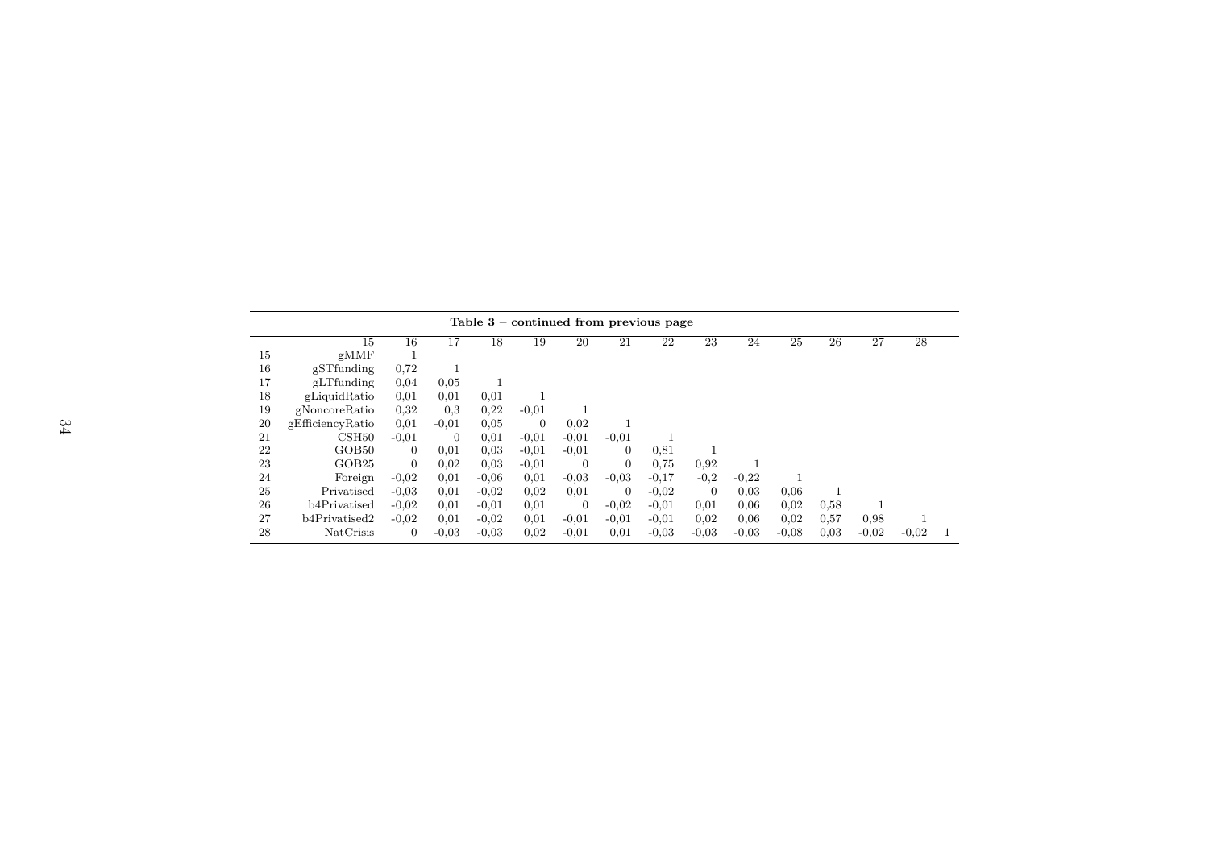**Table 3 – continued from previous page**

| | | 15 | 16 | 17 | 18 | 19 | 20 | 21 | 22 | 23 | 24 | 25 | 26 | 27 | 28 |
|---|---|---|---|---|---|---|---|---|---|---|---|---|---|---|---|
| 15 | gMMF | 1 | | | | | | | | | | | | | |
| 16 | gSTfunding | 0,72 | 1 | | | | | | | | | | | | |
| 17 | gLTfunding | 0,04 | 0,05 | 1 | | | | | | | | | | | |
| 18 | gLiquidRatio | 0,01 | 0,01 | 0,01 | 1 | | | | | | | | | | |
| 19 | gNoncoreRatio | 0,32 | 0,3 | 0,22 | -0,01 | 1 | | | | | | | | | |
| 20 | gEfficiencyRatio | 0,01 | -0,01 | 0,05 | 0 | 0,02 | 1 | | | | | | | | |
| 21 | CSH50 | -0,01 | 0 | 0,01 | -0,01 | -0,01 | -0,01 | 1 | | | | | | | |
| 22 | GOB50 | 0 | 0,01 | 0,03 | -0,01 | -0,01 | 0 | 0,81 | 1 | | | | | | |
| 23 | GOB25 | 0 | 0,02 | 0,03 | -0,01 | 0 | 0 | 0,75 | 0,92 | 1 | | | | | |
| 24 | Foreign | -0,02 | 0,01 | -0,06 | 0,01 | -0,03 | -0,03 | -0,17 | -0,2 | -0,22 | 1 | | | | |
| 25 | Privatised | -0,03 | 0,01 | -0,02 | 0,02 | 0,01 | 0 | -0,02 | 0 | 0,03 | 0,06 | 1 | | | |
| 26 | b4Privatised | -0,02 | 0,01 | -0,01 | 0,01 | 0 | -0,02 | -0,01 | 0,01 | 0,06 | 0,02 | 0,58 | 1 | | |
| 27 | b4Privatised2 | -0,02 | 0,01 | -0,02 | 0,01 | -0,01 | -0,01 | -0,01 | 0,02 | 0,06 | 0,02 | 0,57 | 0,98 | 1 | |
| 28 | NatCrisis | 0 | -0,03 | -0,03 | 0,02 | -0,01 | 0,01 | -0,03 | -0,03 | -0,03 | -0,08 | 0,03 | -0,02 | -0,02 | 1 |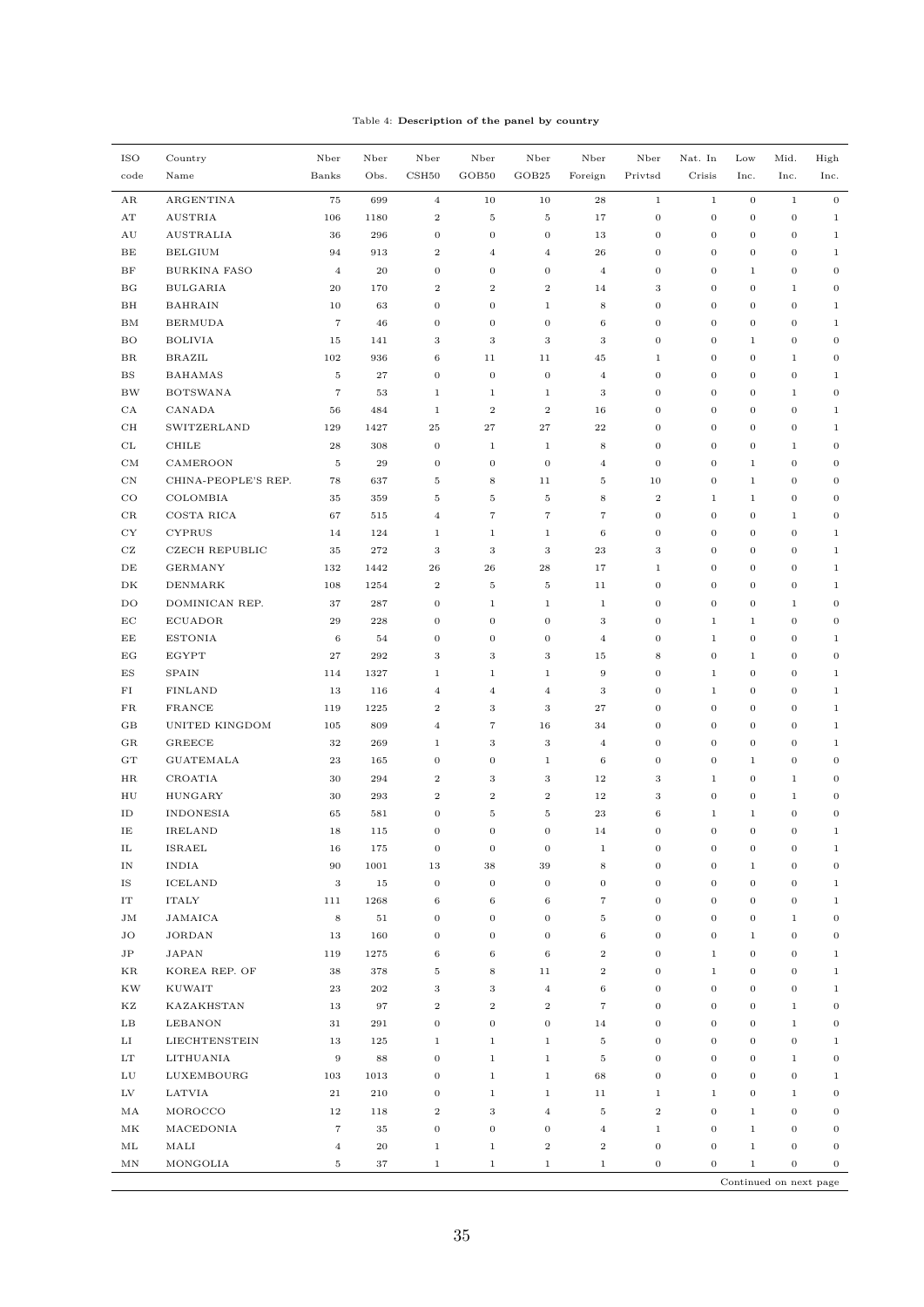Table 4: **Description of the panel by country**

| ISO code | Country Name | Nber Banks | Nber Obs. | Nber CSH50 | Nber GOB50 | Nber GOB25 | Nber Foreign | Nber Privtsd | Nat. In Crisis | Low Inc. | Mid. Inc. | High Inc. |
|---|---|---|---|---|---|---|---|---|---|---|---|---|
| AR | ARGENTINA | 75 | 699 | 4 | 10 | 10 | 28 | 1 | 1 | 0 | 1 | 0 |
| AT | AUSTRIA | 106 | 1180 | 2 | 5 | 5 | 17 | 0 | 0 | 0 | 0 | 1 |
| AU | AUSTRALIA | 36 | 296 | 0 | 0 | 0 | 13 | 0 | 0 | 0 | 0 | 1 |
| BE | BELGIUM | 94 | 913 | 2 | 4 | 4 | 26 | 0 | 0 | 0 | 0 | 1 |
| BF | BURKINA FASO | 4 | 20 | 0 | 0 | 0 | 4 | 0 | 0 | 1 | 0 | 0 |
| BG | BULGARIA | 20 | 170 | 2 | 2 | 2 | 14 | 3 | 0 | 0 | 1 | 0 |
| BH | BAHRAIN | 10 | 63 | 0 | 0 | 1 | 8 | 0 | 0 | 0 | 0 | 1 |
| BM | BERMUDA | 7 | 46 | 0 | 0 | 0 | 6 | 0 | 0 | 0 | 0 | 1 |
| BO | BOLIVIA | 15 | 141 | 3 | 3 | 3 | 3 | 0 | 0 | 1 | 0 | 0 |
| BR | BRAZIL | 102 | 936 | 6 | 11 | 11 | 45 | 1 | 0 | 0 | 1 | 0 |
| BS | BAHAMAS | 5 | 27 | 0 | 0 | 0 | 4 | 0 | 0 | 0 | 0 | 1 |
| BW | BOTSWANA | 7 | 53 | 1 | 1 | 1 | 3 | 0 | 0 | 0 | 1 | 0 |
| CA | CANADA | 56 | 484 | 1 | 2 | 2 | 16 | 0 | 0 | 0 | 0 | 1 |
| CH | SWITZERLAND | 129 | 1427 | 25 | 27 | 27 | 22 | 0 | 0 | 0 | 0 | 1 |
| CL | CHILE | 28 | 308 | 0 | 1 | 1 | 8 | 0 | 0 | 0 | 1 | 0 |
| CM | CAMEROON | 5 | 29 | 0 | 0 | 0 | 4 | 0 | 0 | 1 | 0 | 0 |
| CN | CHINA-PEOPLE'S REP. | 78 | 637 | 5 | 8 | 11 | 5 | 10 | 0 | 1 | 0 | 0 |
| CO | COLOMBIA | 35 | 359 | 5 | 5 | 5 | 8 | 2 | 1 | 1 | 0 | 0 |
| CR | COSTA RICA | 67 | 515 | 4 | 7 | 7 | 7 | 0 | 0 | 0 | 1 | 0 |
| CY | CYPRUS | 14 | 124 | 1 | 1 | 1 | 6 | 0 | 0 | 0 | 0 | 1 |
| CZ | CZECH REPUBLIC | 35 | 272 | 3 | 3 | 3 | 23 | 3 | 0 | 0 | 0 | 1 |
| DE | GERMANY | 132 | 1442 | 26 | 26 | 28 | 17 | 1 | 0 | 0 | 0 | 1 |
| DK | DENMARK | 108 | 1254 | 2 | 5 | 5 | 11 | 0 | 0 | 0 | 0 | 1 |
| DO | DOMINICAN REP. | 37 | 287 | 0 | 1 | 1 | 1 | 0 | 0 | 0 | 1 | 0 |
| EC | ECUADOR | 29 | 228 | 0 | 0 | 0 | 3 | 0 | 1 | 1 | 0 | 0 |
| EE | ESTONIA | 6 | 54 | 0 | 0 | 0 | 4 | 0 | 1 | 0 | 0 | 1 |
| EG | EGYPT | 27 | 292 | 3 | 3 | 3 | 15 | 8 | 0 | 1 | 0 | 0 |
| ES | SPAIN | 114 | 1327 | 1 | 1 | 1 | 9 | 0 | 1 | 0 | 0 | 1 |
| FI | FINLAND | 13 | 116 | 4 | 4 | 4 | 3 | 0 | 1 | 0 | 0 | 1 |
| FR | FRANCE | 119 | 1225 | 2 | 3 | 3 | 27 | 0 | 0 | 0 | 0 | 1 |
| GB | UNITED KINGDOM | 105 | 809 | 4 | 7 | 16 | 34 | 0 | 0 | 0 | 0 | 1 |
| GR | GREECE | 32 | 269 | 1 | 3 | 3 | 4 | 0 | 0 | 0 | 0 | 1 |
| GT | GUATEMALA | 23 | 165 | 0 | 0 | 1 | 6 | 0 | 0 | 1 | 0 | 0 |
| HR | CROATIA | 30 | 294 | 2 | 3 | 3 | 12 | 3 | 1 | 0 | 1 | 0 |
| HU | HUNGARY | 30 | 293 | 2 | 2 | 2 | 12 | 3 | 0 | 0 | 1 | 0 |
| ID | INDONESIA | 65 | 581 | 0 | 5 | 5 | 23 | 6 | 1 | 1 | 0 | 0 |
| IE | IRELAND | 18 | 115 | 0 | 0 | 0 | 14 | 0 | 0 | 0 | 0 | 1 |
| IL | ISRAEL | 16 | 175 | 0 | 0 | 0 | 1 | 0 | 0 | 0 | 0 | 1 |
| IN | INDIA | 90 | 1001 | 13 | 38 | 39 | 8 | 0 | 0 | 1 | 0 | 0 |
| IS | ICELAND | 3 | 15 | 0 | 0 | 0 | 0 | 0 | 0 | 0 | 0 | 1 |
| IT | ITALY | 111 | 1268 | 6 | 6 | 6 | 7 | 0 | 0 | 0 | 0 | 1 |
| JM | JAMAICA | 8 | 51 | 0 | 0 | 0 | 5 | 0 | 0 | 0 | 1 | 0 |
| JO | JORDAN | 13 | 160 | 0 | 0 | 0 | 6 | 0 | 0 | 1 | 0 | 0 |
| JP | JAPAN | 119 | 1275 | 6 | 6 | 6 | 2 | 0 | 1 | 0 | 0 | 1 |
| KR | KOREA REP. OF | 38 | 378 | 5 | 8 | 11 | 2 | 0 | 1 | 0 | 0 | 1 |
| KW | KUWAIT | 23 | 202 | 3 | 3 | 4 | 6 | 0 | 0 | 0 | 0 | 1 |
| KZ | KAZAKHSTAN | 13 | 97 | 2 | 2 | 2 | 7 | 0 | 0 | 0 | 1 | 0 |
| LB | LEBANON | 31 | 291 | 0 | 0 | 0 | 14 | 0 | 0 | 0 | 1 | 0 |
| LI | LIECHTENSTEIN | 13 | 125 | 1 | 1 | 1 | 5 | 0 | 0 | 0 | 0 | 1 |
| LT | LITHUANIA | 9 | 88 | 0 | 1 | 1 | 5 | 0 | 0 | 0 | 1 | 0 |
| LU | LUXEMBOURG | 103 | 1013 | 0 | 1 | 1 | 68 | 0 | 0 | 0 | 0 | 1 |
| LV | LATVIA | 21 | 210 | 0 | 1 | 1 | 11 | 1 | 1 | 0 | 1 | 0 |
| MA | MOROCCO | 12 | 118 | 2 | 3 | 4 | 5 | 2 | 0 | 1 | 0 | 0 |
| MK | MACEDONIA | 7 | 35 | 0 | 0 | 0 | 4 | 1 | 0 | 1 | 0 | 0 |
| ML | MALI | 4 | 20 | 1 | 1 | 2 | 2 | 0 | 0 | 1 | 0 | 0 |
| MN | MONGOLIA | 5 | 37 | 1 | 1 | 1 | 1 | 0 | 0 | 1 | 0 | 0 |

Continued on next page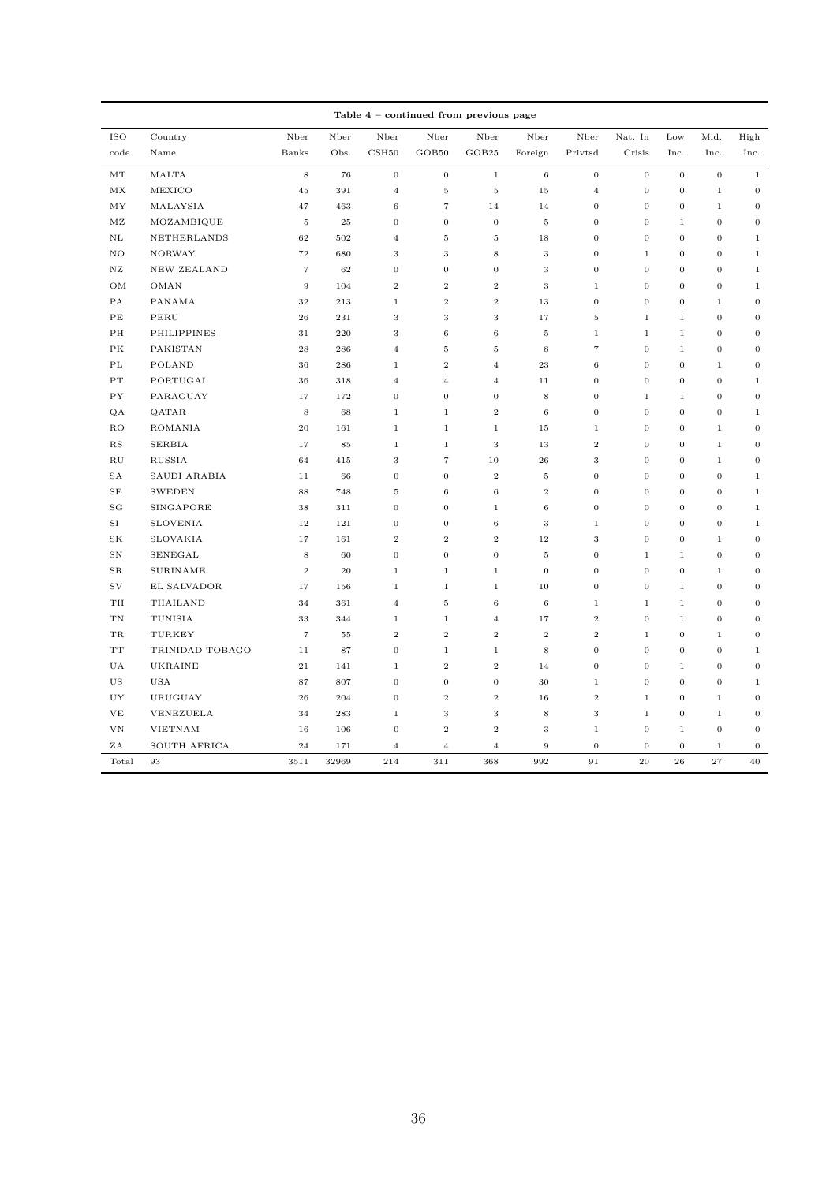**Table 4 – continued from previous page**

| ISO code | Country Name | Nber Banks | Nber Obs. | Nber CSH50 | Nber GOB50 | Nber GOB25 | Nber Foreign | Nber Privtsd | Nat. In Crisis | Low Inc. | Mid. Inc. | High Inc. |
|---|---|---|---|---|---|---|---|---|---|---|---|---|
| MT | MALTA | 8 | 76 | 0 | 0 | 1 | 6 | 0 | 0 | 0 | 0 | 1 |
| MX | MEXICO | 45 | 391 | 4 | 5 | 5 | 15 | 4 | 0 | 0 | 1 | 0 |
| MY | MALAYSIA | 47 | 463 | 6 | 7 | 14 | 14 | 0 | 0 | 0 | 1 | 0 |
| MZ | MOZAMBIQUE | 5 | 25 | 0 | 0 | 0 | 5 | 0 | 0 | 1 | 0 | 0 |
| NL | NETHERLANDS | 62 | 502 | 4 | 5 | 5 | 18 | 0 | 0 | 0 | 0 | 1 |
| NO | NORWAY | 72 | 680 | 3 | 3 | 8 | 3 | 0 | 1 | 0 | 0 | 1 |
| NZ | NEW ZEALAND | 7 | 62 | 0 | 0 | 0 | 3 | 0 | 0 | 0 | 0 | 1 |
| OM | OMAN | 9 | 104 | 2 | 2 | 2 | 3 | 1 | 0 | 0 | 0 | 1 |
| PA | PANAMA | 32 | 213 | 1 | 2 | 2 | 13 | 0 | 0 | 0 | 1 | 0 |
| PE | PERU | 26 | 231 | 3 | 3 | 3 | 17 | 5 | 1 | 1 | 0 | 0 |
| PH | PHILIPPINES | 31 | 220 | 3 | 6 | 6 | 5 | 1 | 1 | 1 | 0 | 0 |
| PK | PAKISTAN | 28 | 286 | 4 | 5 | 5 | 8 | 7 | 0 | 1 | 0 | 0 |
| PL | POLAND | 36 | 286 | 1 | 2 | 4 | 23 | 6 | 0 | 0 | 1 | 0 |
| PT | PORTUGAL | 36 | 318 | 4 | 4 | 4 | 11 | 0 | 0 | 0 | 0 | 1 |
| PY | PARAGUAY | 17 | 172 | 0 | 0 | 0 | 8 | 0 | 1 | 1 | 0 | 0 |
| QA | QATAR | 8 | 68 | 1 | 1 | 2 | 6 | 0 | 0 | 0 | 0 | 1 |
| RO | ROMANIA | 20 | 161 | 1 | 1 | 1 | 15 | 1 | 0 | 0 | 1 | 0 |
| RS | SERBIA | 17 | 85 | 1 | 1 | 3 | 13 | 2 | 0 | 0 | 1 | 0 |
| RU | RUSSIA | 64 | 415 | 3 | 7 | 10 | 26 | 3 | 0 | 0 | 1 | 0 |
| SA | SAUDI ARABIA | 11 | 66 | 0 | 0 | 2 | 5 | 0 | 0 | 0 | 0 | 1 |
| SE | SWEDEN | 88 | 748 | 5 | 6 | 6 | 2 | 0 | 0 | 0 | 0 | 1 |
| SG | SINGAPORE | 38 | 311 | 0 | 0 | 1 | 6 | 0 | 0 | 0 | 0 | 1 |
| SI | SLOVENIA | 12 | 121 | 0 | 0 | 6 | 3 | 1 | 0 | 0 | 0 | 1 |
| SK | SLOVAKIA | 17 | 161 | 2 | 2 | 2 | 12 | 3 | 0 | 0 | 1 | 0 |
| SN | SENEGAL | 8 | 60 | 0 | 0 | 0 | 5 | 0 | 1 | 1 | 0 | 0 |
| SR | SURINAME | 2 | 20 | 1 | 1 | 1 | 0 | 0 | 0 | 0 | 1 | 0 |
| SV | EL SALVADOR | 17 | 156 | 1 | 1 | 1 | 10 | 0 | 0 | 1 | 0 | 0 |
| TH | THAILAND | 34 | 361 | 4 | 5 | 6 | 6 | 1 | 1 | 1 | 0 | 0 |
| TN | TUNISIA | 33 | 344 | 1 | 1 | 4 | 17 | 2 | 0 | 1 | 0 | 0 |
| TR | TURKEY | 7 | 55 | 2 | 2 | 2 | 2 | 2 | 1 | 0 | 1 | 0 |
| TT | TRINIDAD TOBAGO | 11 | 87 | 0 | 1 | 1 | 8 | 0 | 0 | 0 | 0 | 1 |
| UA | UKRAINE | 21 | 141 | 1 | 2 | 2 | 14 | 0 | 0 | 1 | 0 | 0 |
| US | USA | 87 | 807 | 0 | 0 | 0 | 30 | 1 | 0 | 0 | 0 | 1 |
| UY | URUGUAY | 26 | 204 | 0 | 2 | 2 | 16 | 2 | 1 | 0 | 1 | 0 |
| VE | VENEZUELA | 34 | 283 | 1 | 3 | 3 | 8 | 3 | 1 | 0 | 1 | 0 |
| VN | VIETNAM | 16 | 106 | 0 | 2 | 2 | 3 | 1 | 0 | 1 | 0 | 0 |
| ZA | SOUTH AFRICA | 24 | 171 | 4 | 4 | 4 | 9 | 0 | 0 | 0 | 1 | 0 |
| Total | 93 | 3511 | 32969 | 214 | 311 | 368 | 992 | 91 | 20 | 26 | 27 | 40 |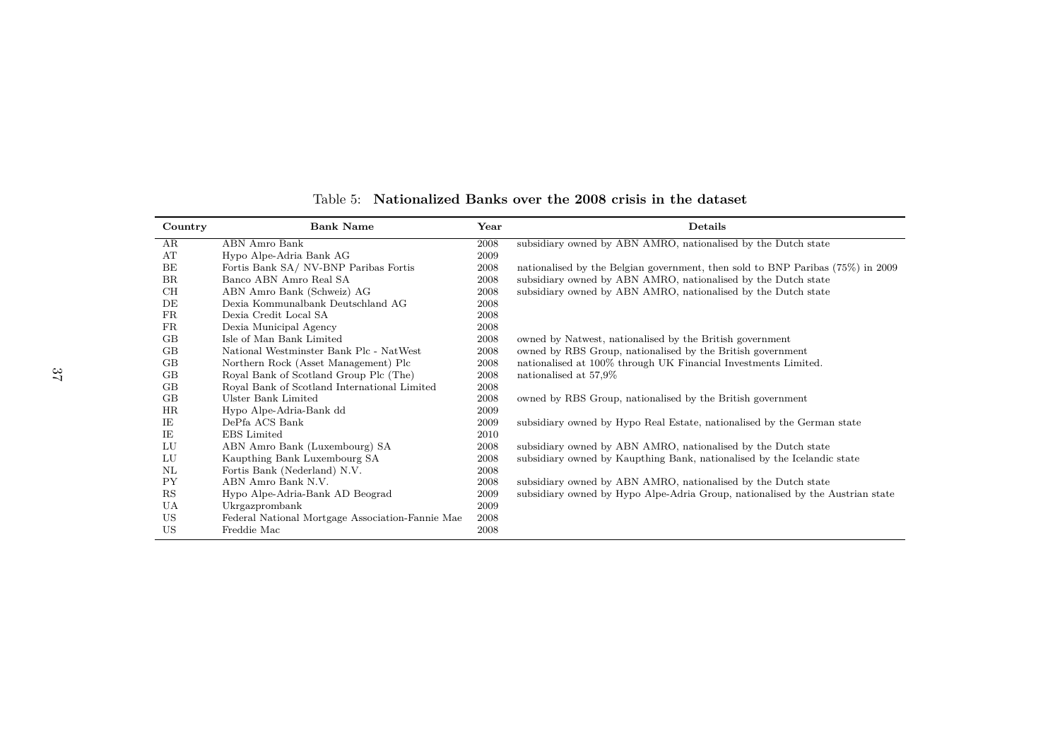Table 5: **Nationalized Banks over the 2008 crisis in the dataset**

| Country | Bank Name | Year | Details |
|---|---|---|---|
| AR | ABN Amro Bank | 2008 | subsidiary owned by ABN AMRO, nationalised by the Dutch state |
| AT | Hypo Alpe-Adria Bank AG | 2009 | |
| BE | Fortis Bank SA/ NV-BNP Paribas Fortis | 2008 | nationalised by the Belgian government, then sold to BNP Paribas (75%) in 2009 |
| BR | Banco ABN Amro Real SA | 2008 | subsidiary owned by ABN AMRO, nationalised by the Dutch state |
| CH | ABN Amro Bank (Schweiz) AG | 2008 | subsidiary owned by ABN AMRO, nationalised by the Dutch state |
| DE | Dexia Kommunalbank Deutschland AG | 2008 | |
| FR | Dexia Credit Local SA | 2008 | |
| FR | Dexia Municipal Agency | 2008 | |
| GB | Isle of Man Bank Limited | 2008 | owned by Natwest, nationalised by the British government |
| GB | National Westminster Bank Plc - NatWest | 2008 | owned by RBS Group, nationalised by the British government |
| GB | Northern Rock (Asset Management) Plc | 2008 | nationalised at 100% through UK Financial Investments Limited. |
| GB | Royal Bank of Scotland Group Plc (The) | 2008 | nationalised at 57,9% |
| GB | Royal Bank of Scotland International Limited | 2008 | |
| GB | Ulster Bank Limited | 2008 | owned by RBS Group, nationalised by the British government |
| HR | Hypo Alpe-Adria-Bank dd | 2009 | |
| IE | DePfa ACS Bank | 2009 | subsidiary owned by Hypo Real Estate, nationalised by the German state |
| IE | EBS Limited | 2010 | |
| LU | ABN Amro Bank (Luxembourg) SA | 2008 | subsidiary owned by ABN AMRO, nationalised by the Dutch state |
| LU | Kaupthing Bank Luxembourg SA | 2008 | subsidiary owned by Kaupthing Bank, nationalised by the Icelandic state |
| NL | Fortis Bank (Nederland) N.V. | 2008 | |
| PY | ABN Amro Bank N.V. | 2008 | subsidiary owned by ABN AMRO, nationalised by the Dutch state |
| RS | Hypo Alpe-Adria-Bank AD Beograd | 2009 | subsidiary owned by Hypo Alpe-Adria Group, nationalised by the Austrian state |
| UA | Ukrgazprombank | 2009 | |
| US | Federal National Mortgage Association-Fannie Mae | 2008 | |
| US | Freddie Mac | 2008 | |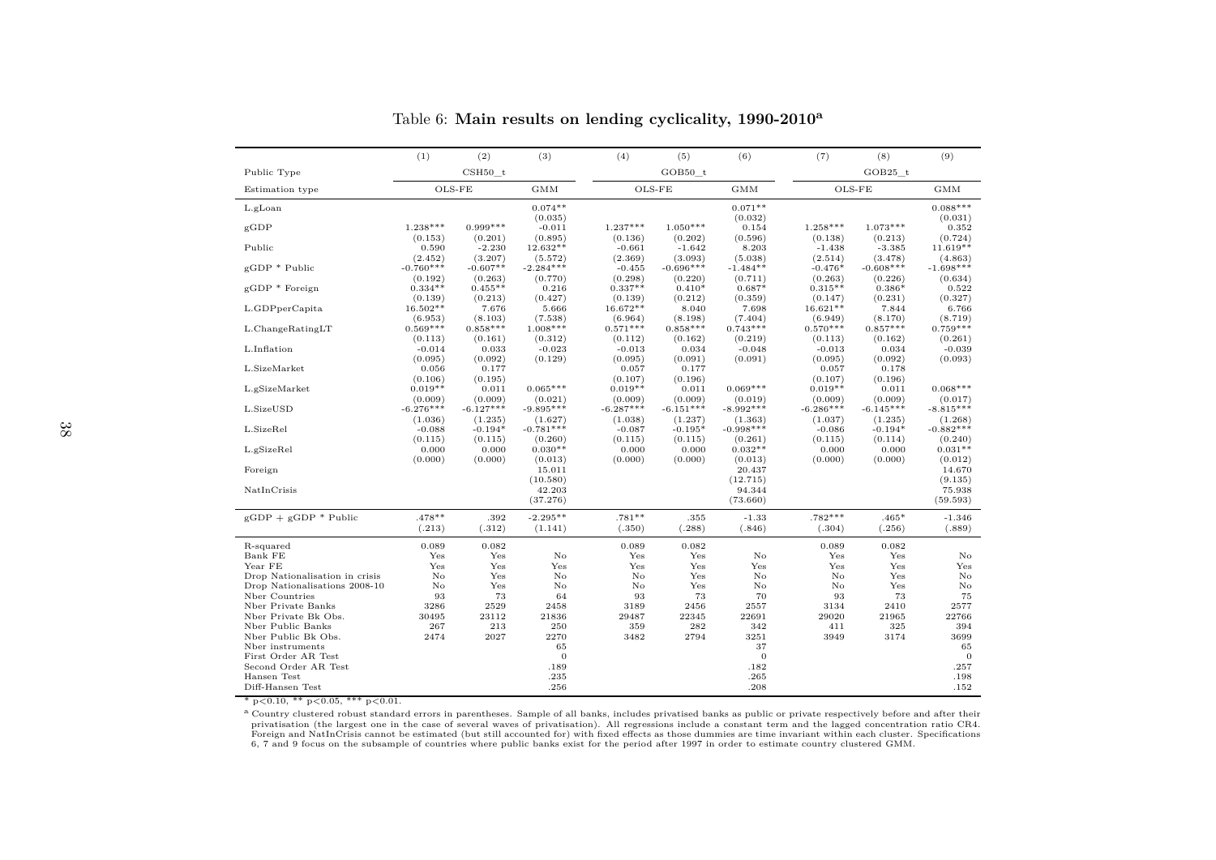Table 6: **Main results on lending cyclicality, 1990-2010[a]**

| | (1) | (2) | (3) | (4) | (5) | (6) | (7) | (8) | (9) |
|---|---|---|---|---|---|---|---|---|---|
| Public Type | CSH50_t | | | GOB50_t | | | GOB25_t | | |
| Estimation type | OLS-FE | | GMM | OLS-FE | | GMM | OLS-FE | | GMM |
| L.gLoan | | | 0.074** | | | 0.071** | | | 0.088*** |
| | | | (0.035) | | | (0.032) | | | (0.031) |
| gGDP | 1.238*** | 0.999*** | -0.011 | 1.237*** | 1.050*** | 0.154 | 1.258*** | 1.073*** | 0.352 |
| | (0.153) | (0.201) | (0.895) | (0.136) | (0.202) | (0.596) | (0.138) | (0.213) | (0.724) |
| Public | 0.590 | -2.230 | 12.632** | -0.661 | -1.642 | 8.203 | -1.438 | -3.385 | 11.619** |
| | (2.452) | (3.207) | (5.572) | (2.369) | (3.093) | (5.038) | (2.514) | (3.478) | (4.863) |
| gGDP * Public | -0.760*** | -0.607** | -2.284*** | -0.455 | -0.696*** | -1.484** | -0.476* | -0.608*** | -1.698*** |
| | (0.192) | (0.263) | (0.770) | (0.298) | (0.220) | (0.711) | (0.263) | (0.226) | (0.634) |
| gGDP * Foreign | 0.334** | 0.455** | 0.216 | 0.337** | 0.410* | 0.687* | 0.315** | 0.386* | 0.522 |
| | (0.139) | (0.213) | (0.427) | (0.139) | (0.212) | (0.359) | (0.147) | (0.231) | (0.327) |
| L.GDPperCapita | 16.502** | 7.676 | 5.666 | 16.672** | 8.040 | 7.698 | 16.621** | 7.844 | 6.766 |
| | (6.953) | (8.103) | (7.538) | (6.964) | (8.198) | (7.404) | (6.949) | (8.170) | (8.719) |
| L.ChangeRatingLT | 0.569*** | 0.858*** | 1.008*** | 0.571*** | 0.858*** | 0.743*** | 0.570*** | 0.857*** | 0.759*** |
| | (0.113) | (0.161) | (0.312) | (0.112) | (0.162) | (0.219) | (0.113) | (0.162) | (0.261) |
| L.Inflation | -0.014 | 0.033 | -0.023 | -0.013 | 0.034 | -0.048 | -0.013 | 0.034 | -0.039 |
| | (0.095) | (0.092) | (0.129) | (0.095) | (0.091) | (0.091) | (0.095) | (0.092) | (0.093) |
| L.SizeMarket | 0.056 | 0.177 | | 0.057 | 0.177 | | 0.057 | 0.178 | |
| | (0.106) | (0.195) | | (0.107) | (0.196) | | (0.107) | (0.196) | |
| L.gSizeMarket | 0.019** | 0.011 | 0.065*** | 0.019** | 0.011 | 0.069*** | 0.019** | 0.011 | 0.068*** |
| | (0.009) | (0.009) | (0.021) | (0.009) | (0.009) | (0.019) | (0.009) | (0.009) | (0.017) |
| L.SizeUSD | -6.276*** | -6.127*** | -9.895*** | -6.287*** | -6.151*** | -8.992*** | -6.286*** | -6.145*** | -8.815*** |
| | (1.036) | (1.235) | (1.627) | (1.038) | (1.237) | (1.363) | (1.037) | (1.235) | (1.268) |
| L.SizeRel | -0.088 | -0.194* | -0.781*** | -0.087 | -0.195* | -0.998*** | -0.086 | -0.194* | -0.882*** |
| | (0.115) | (0.115) | (0.260) | (0.115) | (0.115) | (0.261) | (0.115) | (0.114) | (0.240) |
| L.gSizeRel | 0.000 | 0.000 | 0.030** | 0.000 | 0.000 | 0.032** | 0.000 | 0.000 | 0.031** |
| | (0.000) | (0.000) | (0.013) | (0.000) | (0.000) | (0.013) | (0.000) | (0.000) | (0.012) |
| Foreign | | | 15.011 | | | 20.437 | | | 14.670 |
| | | | (10.580) | | | (12.715) | | | (9.135) |
| NatInCrisis | | | 42.203 | | | 94.344 | | | 75.938 |
| | | | (37.276) | | | (73.660) | | | (59.593) |
| gGDP + gGDP * Public | .478** | .392 | -2.295** | .781** | .355 | -1.33 | .782*** | .465* | -1.346 |
| | (.213) | (.312) | (1.141) | (.350) | (.288) | (.846) | (.304) | (.256) | (.889) |
| R-squared | 0.089 | 0.082 | | 0.089 | 0.082 | | 0.089 | 0.082 | |
| Bank FE | Yes | Yes | No | Yes | Yes | No | Yes | Yes | No |
| Year FE | Yes | Yes | Yes | Yes | Yes | Yes | Yes | Yes | Yes |
| Drop Nationalisation in crisis | No | Yes | No | No | Yes | No | No | Yes | No |
| Drop Nationalisations 2008-10 | No | Yes | No | No | Yes | No | No | Yes | No |
| Nber Countries | 93 | 73 | 64 | 93 | 73 | 70 | 93 | 73 | 75 |
| Nber Private Banks | 3286 | 2529 | 2458 | 3189 | 2456 | 2557 | 3134 | 2410 | 2577 |
| Nber Private Bk Obs. | 30495 | 23112 | 21836 | 29487 | 22345 | 22691 | 29020 | 21965 | 22766 |
| Nber Public Banks | 267 | 213 | 250 | 359 | 282 | 342 | 411 | 325 | 394 |
| Nber Public Bk Obs. | 2474 | 2027 | 2270 | 3482 | 2794 | 3251 | 3949 | 3174 | 3699 |
| Nber instruments | | | 65 | | | 37 | | | 65 |
| First Order AR Test | | | 0 | | | 0 | | | 0 |
| Second Order AR Test | | | .189 | | | .182 | | | .257 |
| Hansen Test | | | .235 | | | .265 | | | .198 |
| Diff-Hansen Test | | | .256 | | | .208 | | | .152 |

\* $p<0.10$, \*\* $p<0.05$, \*\*\* $p<0.01$.

[a] Country clustered robust standard errors in parentheses. Sample of all banks, includes privatised banks as public or private respectively before and after their privatisation (the largest one in the case of several waves of privatisation). All regressions include a constant term and the lagged concentration ratio CR4. Foreign and NatInCrisis cannot be estimated (but still accounted for) with fixed effects as those dummies are time invariant within each cluster. Specifications 6, 7 and 9 focus on the subsample of countries where public banks exist for the period after 1997 in order to estimate country clustered GMM.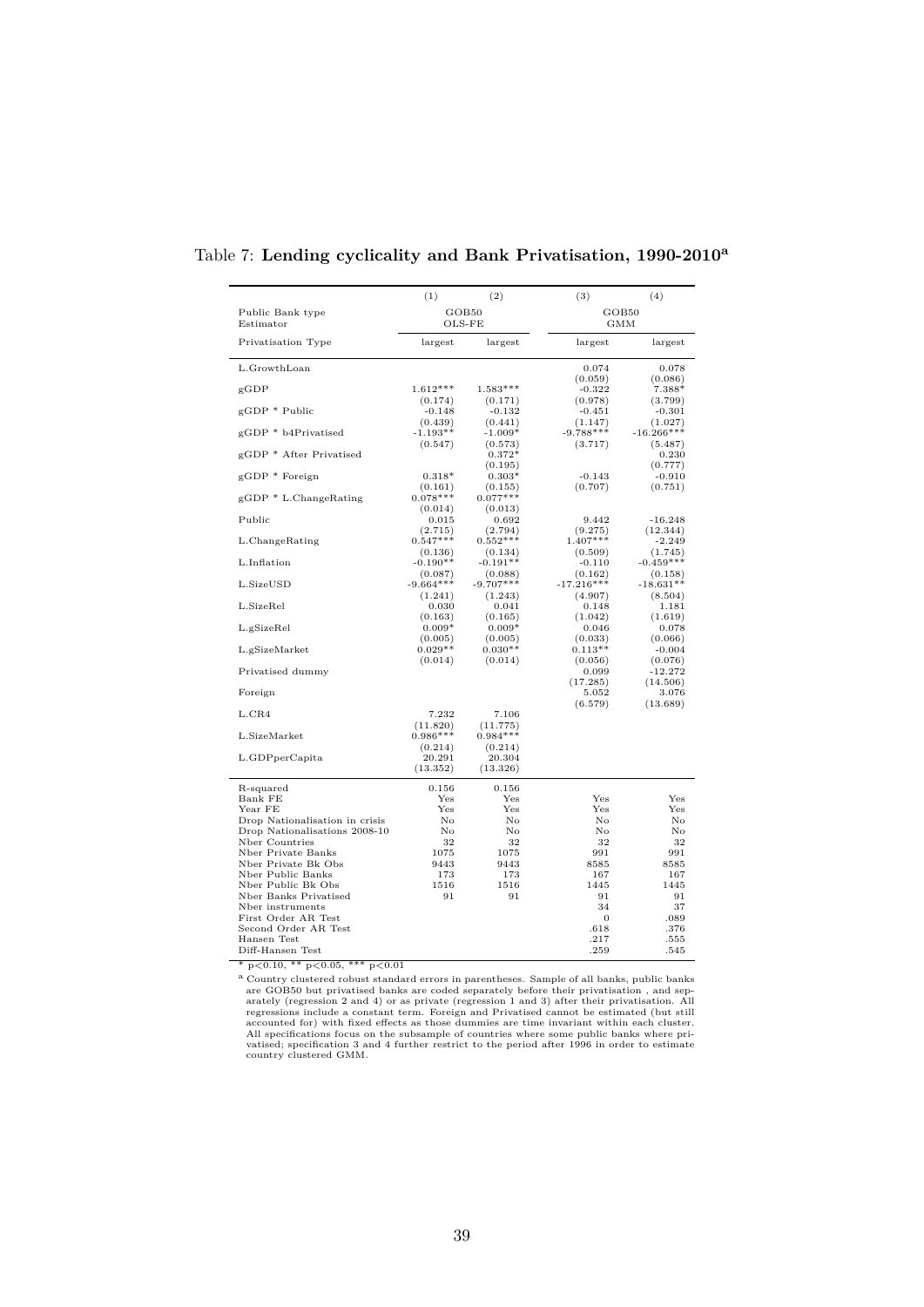Table 7: **Lending cyclicality and Bank Privatisation, 1990-2010[a]**

| | (1) | (2) | (3) | (4) |
|---|---|---|---|---|
| Public Bank type | GOB50 | | GOB50 | |
| Estimator | OLS-FE | | GMM | |
| Privatisation Type | largest | largest | largest | largest |
| L.GrowthLoan | | | 0.074 | 0.078 |
| | | | (0.059) | (0.086) |
| gGDP | 1.612*** | 1.583*** | -0.322 | 7.388* |
| | (0.174) | (0.171) | (0.978) | (3.799) |
| gGDP * Public | -0.148 | -0.132 | -0.451 | -0.301 |
| | (0.439) | (0.441) | (1.147) | (1.027) |
| gGDP * b4Privatised | -1.193** | -1.009* | -9.788*** | -16.266*** |
| | (0.547) | (0.573) | (3.717) | (5.487) |
| gGDP * After Privatised | | 0.372* | | 0.230 |
| | | (0.195) | | (0.777) |
| gGDP * Foreign | 0.318* | 0.303* | -0.143 | -0.910 |
| | (0.161) | (0.155) | (0.707) | (0.751) |
| gGDP * L.ChangeRating | 0.078*** | 0.077*** | | |
| | (0.014) | (0.013) | | |
| Public | 0.015 | 0.692 | 9.442 | -16.248 |
| | (2.715) | (2.794) | (9.275) | (12.344) |
| L.ChangeRating | 0.547*** | 0.552*** | 1.407*** | -2.249 |
| | (0.136) | (0.134) | (0.509) | (1.745) |
| L.Inflation | -0.190** | -0.191** | -0.110 | -0.459*** |
| | (0.087) | (0.088) | (0.162) | (0.158) |
| L.SizeUSD | -9.664*** | -9.707*** | -17.216*** | -18.631** |
| | (1.241) | (1.243) | (4.907) | (8.504) |
| L.SizeRel | 0.030 | 0.041 | 0.148 | 1.181 |
| | (0.163) | (0.165) | (1.042) | (1.619) |
| L.gSizeRel | 0.009* | 0.009* | 0.046 | 0.078 |
| | (0.005) | (0.005) | (0.033) | (0.066) |
| L.gSizeMarket | 0.029** | 0.030** | 0.113** | -0.004 |
| | (0.014) | (0.014) | (0.056) | (0.076) |
| Privatised dummy | | | 0.099 | -12.272 |
| | | | (17.285) | (14.506) |
| Foreign | | | 5.052 | 3.076 |
| | | | (6.579) | (13.689) |
| L.CR4 | 7.232 | 7.106 | | |
| | (11.820) | (11.775) | | |
| L.SizeMarket | 0.986*** | 0.984*** | | |
| | (0.214) | (0.214) | | |
| L.GDPperCapita | 20.291 | 20.304 | | |
| | (13.352) | (13.326) | | |
| R-squared | 0.156 | 0.156 | | |
| Bank FE | Yes | Yes | Yes | Yes |
| Year FE | Yes | Yes | Yes | Yes |
| Drop Nationalisation in crisis | No | No | No | No |
| Drop Nationalisations 2008-10 | No | No | No | No |
| Nber Countries | 32 | 32 | 32 | 32 |
| Nber Private Banks | 1075 | 1075 | 991 | 991 |
| Nber Private Bk Obs | 9443 | 9443 | 8585 | 8585 |
| Nber Public Banks | 173 | 173 | 167 | 167 |
| Nber Public Bk Obs | 1516 | 1516 | 1445 | 1445 |
| Nber Banks Privatised | 91 | 91 | 91 | 91 |
| Nber instruments | | | 34 | 37 |
| First Order AR Test | | | 0 | .089 |
| Second Order AR Test | | | .618 | .376 |
| Hansen Test | | | .217 | .555 |
| Diff-Hansen Test | | | .259 | .545 |

* p<0.10, ** p<0.05, *** p<0.01

[a] Country clustered robust standard errors in parentheses. Sample of all banks, public banks are GOB50 but privatised banks are coded separately before their privatisation , and separately (regression 2 and 4) or as private (regression 1 and 3) after their privatisation. All regressions include a constant term. Foreign and Privatised cannot be estimated (but still accounted for) with fixed effects as those dummies are time invariant within each cluster. All specifications focus on the subsample of countries where some public banks where privatised; specification 3 and 4 further restrict to the period after 1996 in order to estimate country clustered GMM.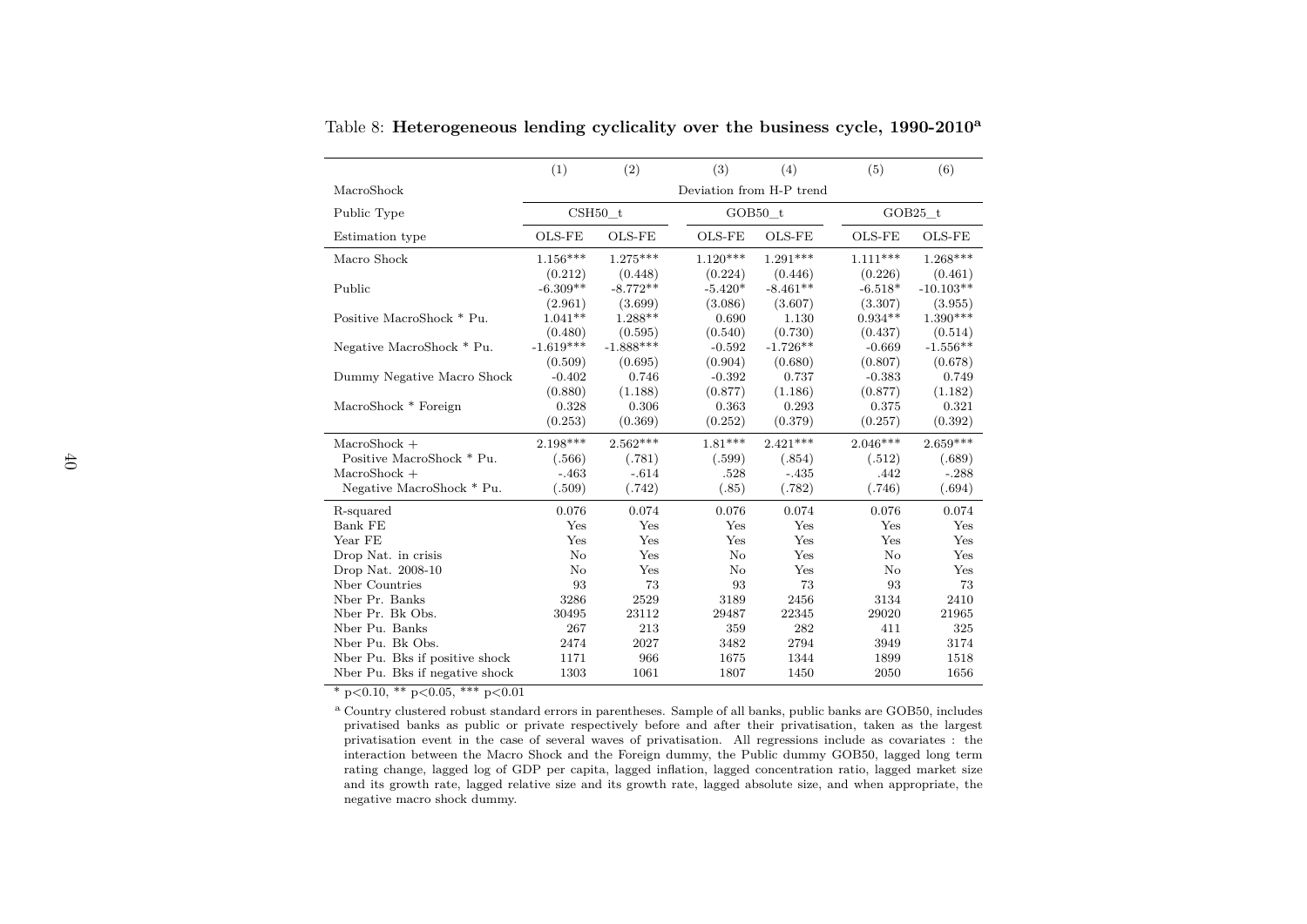Table 8: **Heterogeneous lending cyclicality over the business cycle, 1990-2010**[a]

| | (1) | (2) | (3) | (4) | (5) | (6) |
|---|---|---|---|---|---|---|
| MacroShock | Deviation from H-P trend | | | | | |
| Public Type | CSH50_t | | GOB50_t | | GOB25_t | |
| Estimation type | OLS-FE | OLS-FE | OLS-FE | OLS-FE | OLS-FE | OLS-FE |
| Macro Shock | 1.156*** | 1.275*** | 1.120*** | 1.291*** | 1.111*** | 1.268*** |
| | (0.212) | (0.448) | (0.224) | (0.446) | (0.226) | (0.461) |
| Public | -6.309** | -8.772** | -5.420* | -8.461** | -6.518* | -10.103** |
| | (2.961) | (3.699) | (3.086) | (3.607) | (3.307) | (3.955) |
| Positive MacroShock * Pu. | 1.041** | 1.288** | 0.690 | 1.130 | 0.934** | 1.390*** |
| | (0.480) | (0.595) | (0.540) | (0.730) | (0.437) | (0.514) |
| Negative MacroShock * Pu. | -1.619*** | -1.888*** | -0.592 | -1.726** | -0.669 | -1.556** |
| | (0.509) | (0.695) | (0.904) | (0.680) | (0.807) | (0.678) |
| Dummy Negative Macro Shock | -0.402 | 0.746 | -0.392 | 0.737 | -0.383 | 0.749 |
| | (0.880) | (1.188) | (0.877) | (1.186) | (0.877) | (1.182) |
| MacroShock * Foreign | 0.328 | 0.306 | 0.363 | 0.293 | 0.375 | 0.321 |
| | (0.253) | (0.369) | (0.252) | (0.379) | (0.257) | (0.392) |
| MacroShock + Positive MacroShock * Pu. | 2.198*** | 2.562*** | 1.81*** | 2.421*** | 2.046*** | 2.659*** |
| | (.566) | (.781) | (.599) | (.854) | (.512) | (.689) |
| MacroShock + Negative MacroShock * Pu. | -.463 | -.614 | .528 | -.435 | .442 | -.288 |
| | (.509) | (.742) | (.85) | (.782) | (.746) | (.694) |
| R-squared | 0.076 | 0.074 | 0.076 | 0.074 | 0.076 | 0.074 |
| Bank FE | Yes | Yes | Yes | Yes | Yes | Yes |
| Year FE | Yes | Yes | Yes | Yes | Yes | Yes |
| Drop Nat. in crisis | No | Yes | No | Yes | No | Yes |
| Drop Nat. 2008-10 | No | Yes | No | Yes | No | Yes |
| Nber Countries | 93 | 73 | 93 | 73 | 93 | 73 |
| Nber Pr. Banks | 3286 | 2529 | 3189 | 2456 | 3134 | 2410 |
| Nber Pr. Bk Obs. | 30495 | 23112 | 29487 | 22345 | 29020 | 21965 |
| Nber Pu. Banks | 267 | 213 | 359 | 282 | 411 | 325 |
| Nber Pu. Bk Obs. | 2474 | 2027 | 3482 | 2794 | 3949 | 3174 |
| Nber Pu. Bks if positive shock | 1171 | 966 | 1675 | 1344 | 1899 | 1518 |
| Nber Pu. Bks if negative shock | 1303 | 1061 | 1807 | 1450 | 2050 | 1656 |

* $p<0.10$, ** $p<0.05$, *** $p<0.01$

[a] Country clustered robust standard errors in parentheses. Sample of all banks, public banks are GOB50, includes privatised banks as public or private respectively before and after their privatisation, taken as the largest privatisation event in the case of several waves of privatisation. All regressions include as covariates : the interaction between the Macro Shock and the Foreign dummy, the Public dummy GOB50, lagged long term rating change, lagged log of GDP per capita, lagged inflation, lagged concentration ratio, lagged market size and its growth rate, lagged relative size and its growth rate, lagged absolute size, and when appropriate, the negative macro shock dummy.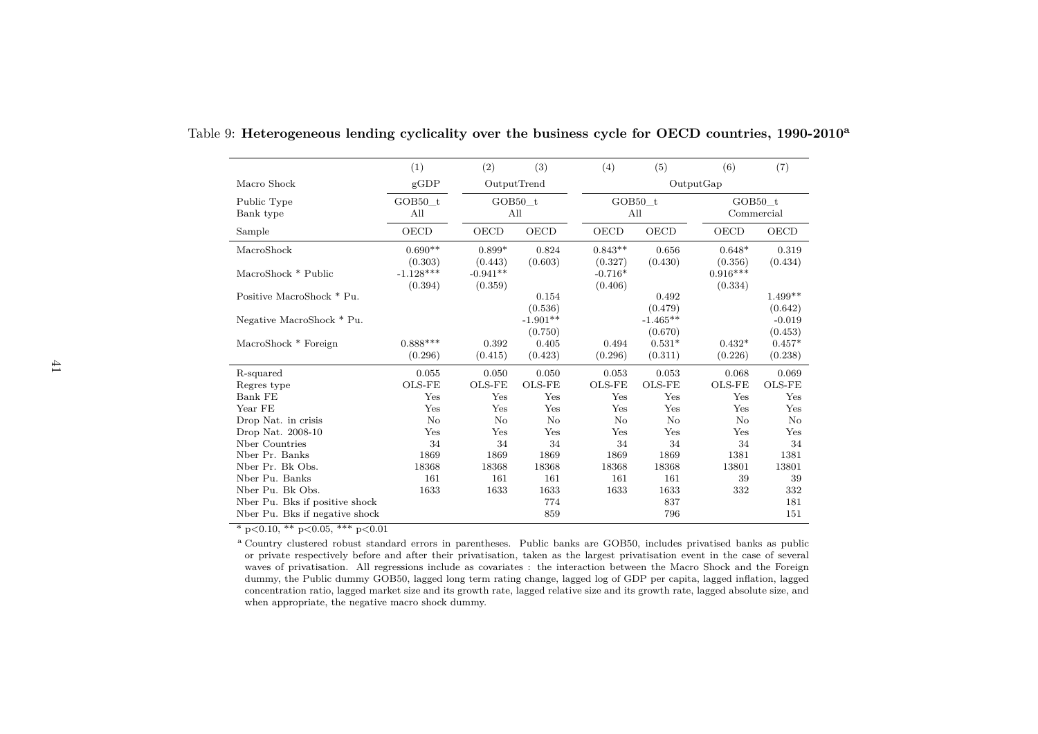Table 9: **Heterogeneous lending cyclicality over the business cycle for OECD countries, 1990-2010**[a]

| | (1) | (2) | (3) | (4) | (5) | (6) | (7) |
|---|---|---|---|---|---|---|---|
| Macro Shock | gGDP | OutputTrend | | OutputGap | | | |
| Public Type | GOB50_t | GOB50_t | | GOB50_t | | GOB50_t | |
| Bank type | All | All | | All | | Commercial | |
| Sample | OECD | OECD | OECD | OECD | OECD | OECD | OECD |
| MacroShock | 0.690** | 0.899* | 0.824 | 0.843** | 0.656 | 0.648* | 0.319 |
| | (0.303) | (0.443) | (0.603) | (0.327) | (0.430) | (0.356) | (0.434) |
| MacroShock * Public | -1.128*** | -0.941** | | -0.716* | | 0.916*** | |
| | (0.394) | (0.359) | | (0.406) | | (0.334) | |
| Positive MacroShock * Pu. | | | 0.154 | | 0.492 | | 1.499** |
| | | | (0.536) | | (0.479) | | (0.642) |
| Negative MacroShock * Pu. | | | -1.901** | | -1.465** | | -0.019 |
| | | | (0.750) | | (0.670) | | (0.453) |
| MacroShock * Foreign | 0.888*** | 0.392 | 0.405 | 0.494 | 0.531* | 0.432* | 0.457* |
| | (0.296) | (0.415) | (0.423) | (0.296) | (0.311) | (0.226) | (0.238) |
| R-squared | 0.055 | 0.050 | 0.050 | 0.053 | 0.053 | 0.068 | 0.069 |
| Regres type | OLS-FE | OLS-FE | OLS-FE | OLS-FE | OLS-FE | OLS-FE | OLS-FE |
| Bank FE | Yes | Yes | Yes | Yes | Yes | Yes | Yes |
| Year FE | Yes | Yes | Yes | Yes | Yes | Yes | Yes |
| Drop Nat. in crisis | No | No | No | No | No | No | No |
| Drop Nat. 2008-10 | Yes | Yes | Yes | Yes | Yes | Yes | Yes |
| Nber Countries | 34 | 34 | 34 | 34 | 34 | 34 | 34 |
| Nber Pr. Banks | 1869 | 1869 | 1869 | 1869 | 1869 | 1381 | 1381 |
| Nber Pr. Bk Obs. | 18368 | 18368 | 18368 | 18368 | 18368 | 13801 | 13801 |
| Nber Pu. Banks | 161 | 161 | 161 | 161 | 161 | 39 | 39 |
| Nber Pu. Bk Obs. | 1633 | 1633 | 1633 | 1633 | 1633 | 332 | 332 |
| Nber Pu. Bks if positive shock | | | 774 | | 837 | | 181 |
| Nber Pu. Bks if negative shock | | | 859 | | 796 | | 151 |

* $p<0.10$, ** $p<0.05$, *** $p<0.01$

[a] Country clustered robust standard errors in parentheses. Public banks are GOB50, includes privatised banks as public or private respectively before and after their privatisation, taken as the largest privatisation event in the case of several waves of privatisation. All regressions include as covariates : the interaction between the Macro Shock and the Foreign dummy, the Public dummy GOB50, lagged long term rating change, lagged log of GDP per capita, lagged inflation, lagged concentration ratio, lagged market size and its growth rate, lagged relative size and its growth rate, lagged absolute size, and when appropriate, the negative macro shock dummy.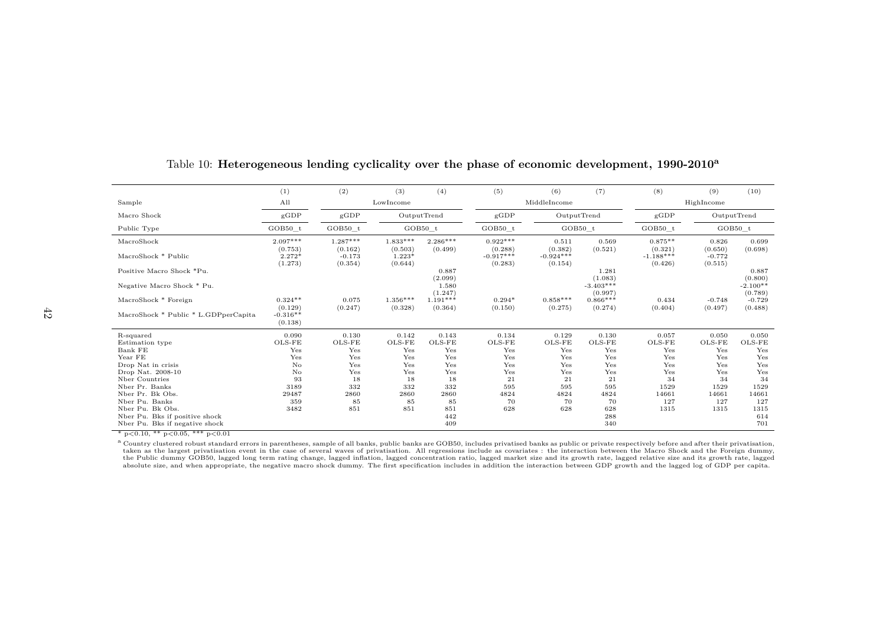Table 10: **Heterogeneous lending cyclicality over the phase of economic development, 1990-2010**[a]

| | (1) | (2) | (3) | (4) | (5) | (6) | (7) | (8) | (9) | (10) |
|---|---|---|---|---|---|---|---|---|---|---|
| Sample | All | LowIncome | | | MiddleIncome | | | HighIncome | | |
| Macro Shock | gGDP | gGDP | OutputTrend | | gGDP | OutputTrend | | gGDP | OutputTrend | |
| Public Type | GOB50_t | GOB50_t | GOB50_t | | GOB50_t | GOB50_t | | GOB50_t | GOB50_t | |
| MacroShock | 2.097*** | 1.287*** | 1.833*** | 2.286*** | 0.922*** | 0.511 | 0.569 | 0.875** | 0.826 | 0.699 |
| | (0.753) | (0.162) | (0.503) | (0.499) | (0.288) | (0.382) | (0.521) | (0.321) | (0.650) | (0.698) |
| MacroShock * Public | 2.272* | -0.173 | 1.223* | | -0.917*** | -0.924*** | | -1.188*** | -0.772 | |
| | (1.273) | (0.354) | (0.644) | | (0.283) | (0.154) | | (0.426) | (0.515) | |
| Positive Macro Shock *Pu. | | | | 0.887 | | | 1.281 | | | 0.887 |
| | | | | (2.099) | | | (1.083) | | | (0.800) |
| Negative Macro Shock * Pu. | | | | 1.580 | | | -3.403*** | | | -2.100** |
| | | | | (1.247) | | | (0.997) | | | (0.789) |
| MacroShock * Foreign | 0.324** | 0.075 | 1.356*** | 1.191*** | 0.294* | 0.858*** | 0.866*** | 0.434 | -0.748 | -0.729 |
| | (0.129) | (0.247) | (0.328) | (0.364) | (0.150) | (0.275) | (0.274) | (0.404) | (0.497) | (0.488) |
| MacroShock * Public * L.GDPperCapita | -0.316** | | | | | | | | | |
| | (0.138) | | | | | | | | | |
| R-squared | 0.090 | 0.130 | 0.142 | 0.143 | 0.134 | 0.129 | 0.130 | 0.057 | 0.050 | 0.050 |
| Estimation type | OLS-FE | OLS-FE | OLS-FE | OLS-FE | OLS-FE | OLS-FE | OLS-FE | OLS-FE | OLS-FE | OLS-FE |
| Bank FE | Yes | Yes | Yes | Yes | Yes | Yes | Yes | Yes | Yes | Yes |
| Year FE | Yes | Yes | Yes | Yes | Yes | Yes | Yes | Yes | Yes | Yes |
| Drop Nat in crisis | No | Yes | Yes | Yes | Yes | Yes | Yes | Yes | Yes | Yes |
| Drop Nat. 2008-10 | No | Yes | Yes | Yes | Yes | Yes | Yes | Yes | Yes | Yes |
| Nber Countries | 93 | 18 | 18 | 18 | 21 | 21 | 21 | 34 | 34 | 34 |
| Nber Pr. Banks | 3189 | 332 | 332 | 332 | 595 | 595 | 595 | 1529 | 1529 | 1529 |
| Nber Pr. Bk Obs. | 29487 | 2860 | 2860 | 2860 | 4824 | 4824 | 4824 | 14661 | 14661 | 14661 |
| Nber Pu. Banks | 359 | 85 | 85 | 85 | 70 | 70 | 70 | 127 | 127 | 127 |
| Nber Pu. Bk Obs. | 3482 | 851 | 851 | 851 | 628 | 628 | 628 | 1315 | 1315 | 1315 |
| Nber Pu. Bks if positive shock | | | | 442 | | | 288 | | | 614 |
| Nber Pu. Bks if negative shock | | | | 409 | | | 340 | | | 701 |

* $p<0.10$, ** $p<0.05$, *** $p<0.01$

[a] Country clustered robust standard errors in parentheses, sample of all banks, public banks are GOB50, includes privatised banks as public or private respectively before and after their privatisation, taken as the largest privatisation event in the case of several waves of privatisation. All regressions include as covariates : the interaction between the Macro Shock and the Foreign dummy, the Public dummy GOB50, lagged long term rating change, lagged inflation, lagged concentration ratio, lagged market size and its growth rate, lagged relative size and its growth rate, lagged absolute size, and when appropriate, the negative macro shock dummy. The first specification includes in addition the interaction between GDP growth and the lagged log of GDP per capita.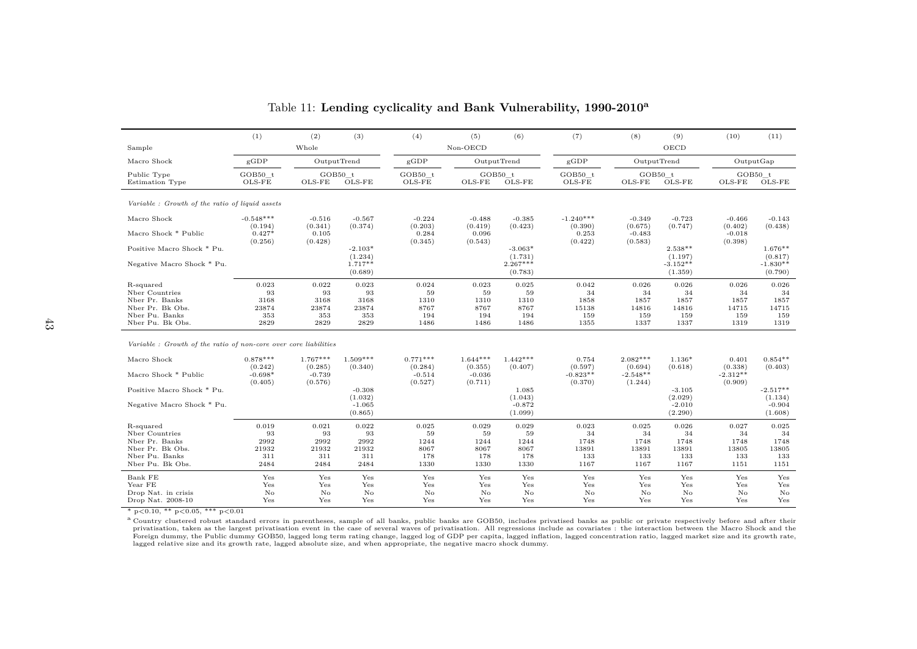Table 11: **Lending cyclicality and Bank Vulnerability, 1990-2010[a]**

| | (1) | (2) | (3) | (4) | (5) | (6) | (7) | (8) | (9) | (10) | (11) |
|---|---|---|---|---|---|---|---|---|---|---|---|
| Sample | Whole | | | Non-OECD | | | OECD | | | | |
| Macro Shock | gGDP | OutputTrend | | gGDP | OutputTrend | | gGDP | OutputTrend | | OutputGap | |
| Public Type | GOB50_t | GOB50_t | | GOB50_t | GOB50_t | | GOB50_t | GOB50_t | | GOB50_t | |
| Estimation Type | OLS-FE | OLS-FE | OLS-FE | OLS-FE | OLS-FE | OLS-FE | OLS-FE | OLS-FE | OLS-FE | OLS-FE | OLS-FE |
| *Variable : Growth of the ratio of liquid assets* | | | | | | | | | | | |
| Macro Shock | -0.548*** | -0.516 | -0.567 | -0.224 | -0.488 | -0.385 | -1.240*** | -0.349 | -0.723 | -0.466 | -0.143 |
| | (0.194) | (0.341) | (0.374) | (0.203) | (0.419) | (0.423) | (0.390) | (0.675) | (0.747) | (0.402) | (0.438) |
| Macro Shock * Public | 0.427* | 0.105 | | 0.284 | 0.096 | | 0.253 | -0.483 | | -0.018 | |
| | (0.256) | (0.428) | | (0.345) | (0.543) | | (0.422) | (0.583) | | (0.398) | |
| Positive Macro Shock * Pu. | | | -2.103* | | | -3.063* | | | 2.538** | | 1.676** |
| | | | (1.234) | | | (1.731) | | | (1.197) | | (0.817) |
| Negative Macro Shock * Pu. | | | 1.717*** | | | 2.267*** | | | -3.152** | | -1.830** |
| | | | (0.689) | | | (0.783) | | | (1.359) | | (0.790) |
| R-squared | 0.023 | 0.022 | 0.023 | 0.024 | 0.023 | 0.025 | 0.042 | 0.026 | 0.026 | 0.026 | 0.026 |
| Nber Countries | 93 | 93 | 93 | 59 | 59 | 59 | 34 | 34 | 34 | 34 | 34 |
| Nber Pr. Banks | 3168 | 3168 | 3168 | 1310 | 1310 | 1310 | 1858 | 1857 | 1857 | 1857 | 1857 |
| Nber Pr. Bk Obs. | 23874 | 23874 | 23874 | 8767 | 8767 | 8767 | 15138 | 14816 | 14816 | 14715 | 14715 |
| Nber Pu. Banks | 353 | 353 | 353 | 194 | 194 | 194 | 159 | 159 | 159 | 159 | 159 |
| Nber Pu. Bk Obs. | 2829 | 2829 | 2829 | 1486 | 1486 | 1486 | 1355 | 1337 | 1337 | 1319 | 1319 |
| *Variable : Growth of the ratio of non-core over core liabilities* | | | | | | | | | | | |
| Macro Shock | 0.878*** | 1.767*** | 1.509*** | 0.771*** | 1.644*** | 1.442*** | 0.754 | 2.082*** | 1.136* | 0.401 | 0.854** |
| | (0.242) | (0.285) | (0.340) | (0.284) | (0.355) | (0.407) | (0.597) | (0.694) | (0.618) | (0.338) | (0.403) |
| Macro Shock * Public | -0.698* | -0.739 | | -0.514 | -0.036 | | -0.823** | -2.548** | | -2.312** | |
| | (0.405) | (0.576) | | (0.527) | (0.711) | | (0.370) | (1.244) | | (0.909) | |
| Positive Macro Shock * Pu. | | | -0.308 | | | 1.085 | | | -3.105 | | -2.517** |
| | | | (1.032) | | | (1.043) | | | (2.029) | | (1.134) |
| Negative Macro Shock * Pu. | | | -1.065 | | | -0.872 | | | -2.010 | | -0.904 |
| | | | (0.865) | | | (1.099) | | | (2.290) | | (1.608) |
| R-squared | 0.019 | 0.021 | 0.022 | 0.025 | 0.029 | 0.029 | 0.023 | 0.025 | 0.026 | 0.027 | 0.025 |
| Nber Countries | 93 | 93 | 93 | 59 | 59 | 59 | 34 | 34 | 34 | 34 | 34 |
| Nber Pr. Banks | 2992 | 2992 | 2992 | 1244 | 1244 | 1244 | 1748 | 1748 | 1748 | 1748 | 1748 |
| Nber Pr. Bk Obs. | 21932 | 21932 | 21932 | 8067 | 8067 | 8067 | 13891 | 13891 | 13891 | 13805 | 13805 |
| Nber Pu. Banks | 311 | 311 | 311 | 178 | 178 | 178 | 133 | 133 | 133 | 133 | 133 |
| Nber Pu. Bk Obs. | 2484 | 2484 | 2484 | 1330 | 1330 | 1330 | 1167 | 1167 | 1167 | 1151 | 1151 |
| Bank FE | Yes | Yes | Yes | Yes | Yes | Yes | Yes | Yes | Yes | Yes | Yes |
| Year FE | Yes | Yes | Yes | Yes | Yes | Yes | Yes | Yes | Yes | Yes | Yes |
| Drop Nat. in crisis | No | No | No | No | No | No | No | No | No | No | No |
| Drop Nat. 2008-10 | Yes | Yes | Yes | Yes | Yes | Yes | Yes | Yes | Yes | Yes | Yes |

* $p<0.10$, ** $p<0.05$, *** $p<0.01$

[a] Country clustered robust standard errors in parentheses, sample of all banks, public banks are GOB50, includes privatised banks as public or private respectively before and after their privatisation, taken as the largest privatisation event in the case of several waves of privatisation. All regressions include as covariates : the interaction between the Macro Shock and the Foreign dummy, the Public dummy GOB50, lagged long term rating change, lagged log of GDP per capita, lagged inflation, lagged concentration ratio, lagged market size and its growth rate, lagged relative size and its growth rate, lagged absolute size, and when appropriate, the negative macro shock dummy.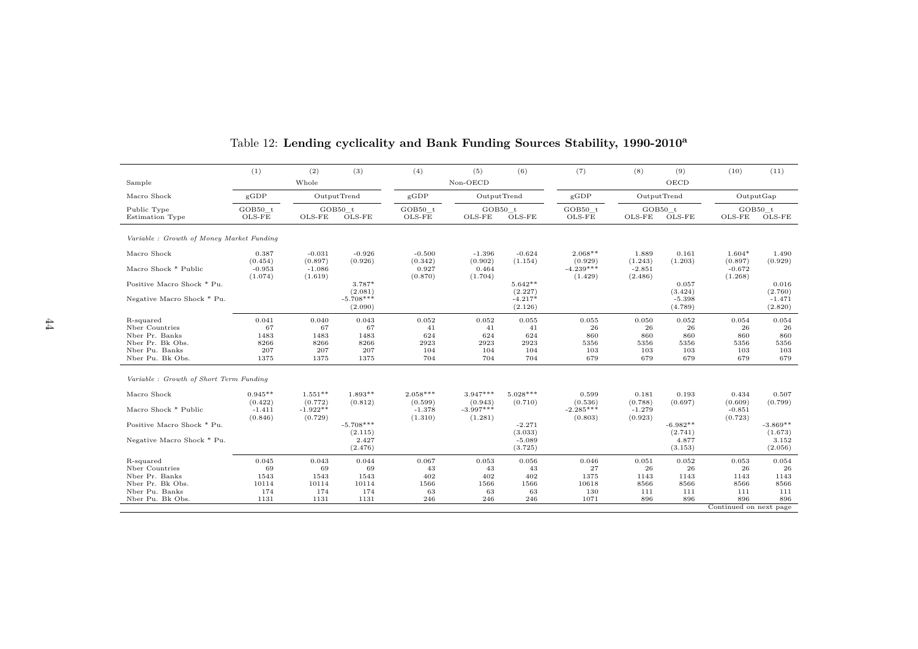Table 12: **Lending cyclicality and Bank Funding Sources Stability, 1990-2010[a]**

| | (1) | (2) | (3) | (4) | (5) | (6) | (7) | (8) | (9) | (10) | (11) |
|---|---|---|---|---|---|---|---|---|---|---|---|
| Sample | Whole | | | Non-OECD | | | OECD | | | | |
| Macro Shock | gGDP | OutputTrend | | gGDP | OutputTrend | | gGDP | OutputTrend | | OutputGap | |
| Public Type | GOB50_t | GOB50_t | | GOB50_t | GOB50_t | | GOB50_t | GOB50_t | | GOB50_t | |
| Estimation Type | OLS-FE | OLS-FE | OLS-FE | OLS-FE | OLS-FE | OLS-FE | OLS-FE | OLS-FE | OLS-FE | OLS-FE | OLS-FE |
| *Variable : Growth of Money Market Funding* | | | | | | | | | | | |
| Macro Shock | 0.387 | -0.031 | -0.926 | -0.500 | -1.396 | -0.624 | 2.068** | 1.889 | 0.161 | 1.604* | 1.490 |
| | (0.454) | (0.897) | (0.926) | (0.342) | (0.902) | (1.154) | (0.929) | (1.243) | (1.203) | (0.897) | (0.929) |
| Macro Shock * Public | -0.953 | -1.086 | | 0.927 | 0.464 | | -4.239*** | -2.851 | | -0.672 | |
| | (1.074) | (1.619) | | (0.870) | (1.704) | | (1.429) | (2.486) | | (1.268) | |
| Positive Macro Shock * Pu. | | | 3.787* | | | 5.642** | | | 0.057 | | 0.016 |
| | | | (2.081) | | | (2.227) | | | (3.424) | | (2.760) |
| Negative Macro Shock * Pu. | | | -5.708*** | | | -4.217* | | | -5.398 | | -1.471 |
| | | | (2.090) | | | (2.126) | | | (4.789) | | (2.820) |
| R-squared | 0.041 | 0.040 | 0.043 | 0.052 | 0.052 | 0.055 | 0.055 | 0.050 | 0.052 | 0.054 | 0.054 |
| Nber Countries | 67 | 67 | 67 | 41 | 41 | 41 | 26 | 26 | 26 | 26 | 26 |
| Nber Pr. Banks | 1483 | 1483 | 1483 | 624 | 624 | 624 | 860 | 860 | 860 | 860 | 860 |
| Nber Pr. Bk Obs. | 8266 | 8266 | 8266 | 2923 | 2923 | 2923 | 5356 | 5356 | 5356 | 5356 | 5356 |
| Nber Pu. Banks | 207 | 207 | 207 | 104 | 104 | 104 | 103 | 103 | 103 | 103 | 103 |
| Nber Pu. Bk Obs. | 1375 | 1375 | 1375 | 704 | 704 | 704 | 679 | 679 | 679 | 679 | 679 |
| *Variable : Growth of Short Term Funding* | | | | | | | | | | | |
| Macro Shock | 0.945** | 1.551** | 1.893** | 2.058*** | 3.947*** | 5.028*** | 0.599 | 0.181 | 0.193 | 0.434 | 0.507 |
| | (0.422) | (0.772) | (0.812) | (0.599) | (0.943) | (0.710) | (0.536) | (0.788) | (0.697) | (0.609) | (0.799) |
| Macro Shock * Public | -1.411 | -1.922** | | -1.378 | -3.997*** | | -2.285*** | -1.279 | | -0.851 | |
| | (0.846) | (0.729) | | (1.310) | (1.281) | | (0.803) | (0.923) | | (0.723) | |
| Positive Macro Shock * Pu. | | | -5.708*** | | | -2.271 | | | -6.982** | | -3.869** |
| | | | (2.115) | | | (3.033) | | | (2.741) | | (1.673) |
| Negative Macro Shock * Pu. | | | 2.427 | | | -5.089 | | | 4.877 | | 3.152 |
| | | | (2.476) | | | (3.725) | | | (3.153) | | (2.056) |
| R-squared | 0.045 | 0.043 | 0.044 | 0.067 | 0.053 | 0.056 | 0.046 | 0.051 | 0.052 | 0.053 | 0.054 |
| Nber Countries | 69 | 69 | 69 | 43 | 43 | 43 | 27 | 26 | 26 | 26 | 26 |
| Nber Pr. Banks | 1543 | 1543 | 1543 | 402 | 402 | 402 | 1375 | 1143 | 1143 | 1143 | 1143 |
| Nber Pr. Bk Obs. | 10114 | 10114 | 10114 | 1566 | 1566 | 1566 | 10618 | 8566 | 8566 | 8566 | 8566 |
| Nber Pu. Banks | 174 | 174 | 174 | 63 | 63 | 63 | 130 | 111 | 111 | 111 | 111 |
| Nber Pu. Bk Obs. | 1131 | 1131 | 1131 | 246 | 246 | 246 | 1071 | 896 | 896 | 896 | 896 |

Continued on next page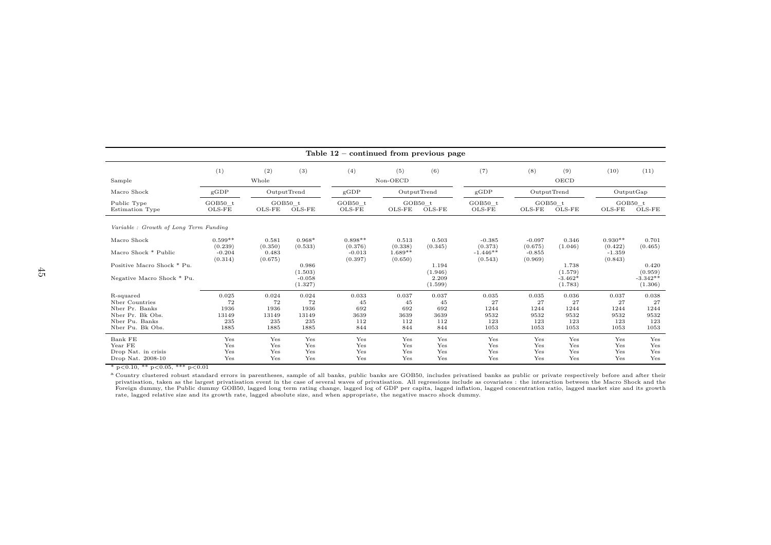**Table 12 – continued from previous page**

| | (1) | (2) | (3) | (4) | (5) | (6) | (7) | (8) | (9) | (10) | (11) |
|---|---|---|---|---|---|---|---|---|---|---|---|
| Sample | | Whole | | | Non-OECD | | | | OECD | | |
| Macro Shock | gGDP | OutputTrend | | gGDP | OutputTrend | | gGDP | OutputTrend | | OutputGap | |
| Public Type | GOB50_t | GOB50_t | | GOB50_t | GOB50_t | | GOB50_t | GOB50_t | | GOB50_t | |
| Estimation Type | OLS-FE | OLS-FE | OLS-FE | OLS-FE | OLS-FE | OLS-FE | OLS-FE | OLS-FE | OLS-FE | OLS-FE | OLS-FE |
| *Variable : Growth of Long Term Funding* | | | | | | | | | | | |
| Macro Shock | 0.599** | 0.581 | 0.968* | 0.898** | 0.513 | 0.503 | -0.385 | -0.097 | 0.346 | 0.930** | 0.701 |
| | (0.239) | (0.350) | (0.533) | (0.376) | (0.338) | (0.345) | (0.373) | (0.675) | (1.046) | (0.422) | (0.465) |
| Macro Shock * Public | -0.204 | 0.483 | | -0.013 | 1.689** | | -1.446** | -0.855 | | -1.359 | |
| | (0.314) | (0.675) | | (0.397) | (0.650) | | (0.543) | (0.969) | | (0.843) | |
| Positive Macro Shock * Pu. | | | 0.986 | | | 1.194 | | | 1.738 | | 0.420 |
| | | | (1.503) | | | (1.946) | | | (1.579) | | (0.959) |
| Negative Macro Shock * Pu. | | | -0.058 | | | 2.209 | | | -3.462* | | -3.342** |
| | | | (1.327) | | | (1.599) | | | (1.783) | | (1.306) |
| R-squared | 0.025 | 0.024 | 0.024 | 0.033 | 0.037 | 0.037 | 0.035 | 0.035 | 0.036 | 0.037 | 0.038 |
| Nber Countries | 72 | 72 | 72 | 45 | 45 | 45 | 27 | 27 | 27 | 27 | 27 |
| Nber Pr. Banks | 1936 | 1936 | 1936 | 692 | 692 | 692 | 1244 | 1244 | 1244 | 1244 | 1244 |
| Nber Pr. Bk Obs. | 13149 | 13149 | 13149 | 3639 | 3639 | 3639 | 9532 | 9532 | 9532 | 9532 | 9532 |
| Nber Pu. Banks | 235 | 235 | 235 | 112 | 112 | 112 | 123 | 123 | 123 | 123 | 123 |
| Nber Pu. Bk Obs. | 1885 | 1885 | 1885 | 844 | 844 | 844 | 1053 | 1053 | 1053 | 1053 | 1053 |
| Bank FE | Yes | Yes | Yes | Yes | Yes | Yes | Yes | Yes | Yes | Yes | Yes |
| Year FE | Yes | Yes | Yes | Yes | Yes | Yes | Yes | Yes | Yes | Yes | Yes |
| Drop Nat. in crisis | Yes | Yes | Yes | Yes | Yes | Yes | Yes | Yes | Yes | Yes | Yes |
| Drop Nat. 2008-10 | Yes | Yes | Yes | Yes | Yes | Yes | Yes | Yes | Yes | Yes | Yes |

\* p<0.10, ** p<0.05, *** p<0.01

[a] Country clustered robust standard errors in parentheses, sample of all banks, public banks are GOB50, includes privatised banks as public or private respectively before and after their privatisation, taken as the largest privatisation event in the case of several waves of privatisation. All regressions include as covariates : the interaction between the Macro Shock and the Foreign dummy, the Public dummy GOB50, lagged long term rating change, lagged log of GDP per capita, lagged inflation, lagged concentration ratio, lagged market size and its growth rate, lagged relative size and its growth rate, lagged absolute size, and when appropriate, the negative macro shock dummy.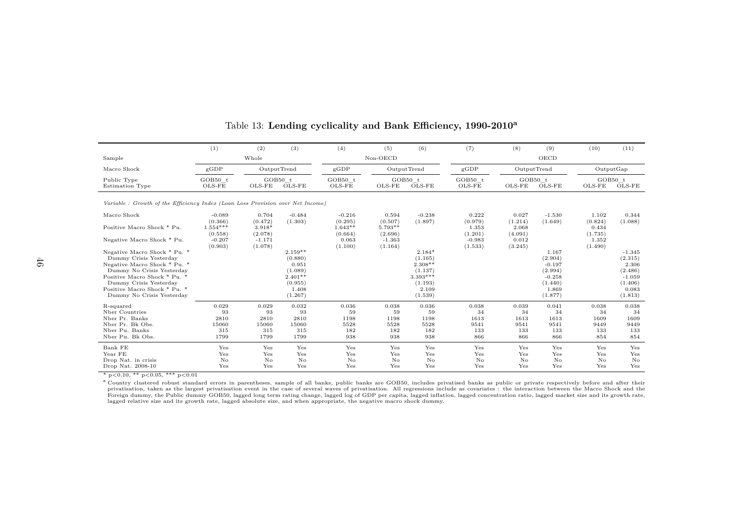Table 13: **Lending cyclicality and Bank Efficiency, 1990-2010**[a]

| | (1) | (2) | (3) | (4) | (5) | (6) | (7) | (8) | (9) | (10) | (11) |
|---|---|---|---|---|---|---|---|---|---|---|---|
| Sample | Whole | | | Non-OECD | | | OECD | | | | |
| Macro Shock | gGDP | OutputTrend | | gGDP | OutputTrend | | gGDP | OutputTrend | | OutputGap | |
| Public Type | GOB50_t | GOB50_t | | GOB50_t | GOB50_t | | GOB50_t | GOB50_t | | GOB50_t | |
| Estimation Type | OLS-FE | OLS-FE | OLS-FE | OLS-FE | OLS-FE | OLS-FE | OLS-FE | OLS-FE | OLS-FE | OLS-FE | OLS-FE |
| *Variable : Growth of the Efficiency Index (Loan Loss Provision over Net Income)* | | | | | | | | | | | |
| Macro Shock | -0.089 | 0.704 | -0.484 | -0.216 | 0.594 | -0.238 | 0.222 | 0.027 | -1.530 | 1.102 | 0.344 |
| | (0.366) | (0.472) | (1.303) | (0.295) | (0.507) | (1.897) | (0.979) | (1.214) | (1.649) | (0.824) | (1.088) |
| Positive Macro Shock * Pu. | 1.554*** | 3.918* | | 1.643** | 5.793** | | 1.353 | 2.068 | | 0.434 | |
| | (0.558) | (2.078) | | (0.664) | (2.696) | | (1.201) | (4.091) | | (1.735) | |
| Negative Macro Shock * Pu. | -0.207 | -1.171 | | 0.063 | -1.363 | | -0.983 | 0.012 | | 1.352 | |
| | (0.903) | (1.078) | | (1.100) | (1.164) | | (1.533) | (3.245) | | (1.490) | |
| Negative Macro Shock * Pu. * | | | 2.159** | | | 2.184* | | | 1.167 | | -1.345 |
| Dummy Crisis Yesterday | | | (0.880) | | | (1.165) | | | (2.904) | | (2.315) |
| Negative Macro Shock * Pu. * | | | 0.951 | | | 2.308** | | | -0.197 | | 2.306 |
| Dummy No Crisis Yesterday | | | (1.089) | | | (1.137) | | | (2.994) | | (2.486) |
| Positive Macro Shock * Pu. * | | | 2.401** | | | 3.393*** | | | -0.258 | | -1.059 |
| Dummy Crisis Yesterday | | | (0.955) | | | (1.193) | | | (1.440) | | (1.406) |
| Positive Macro Shock * Pu. * | | | 1.408 | | | 2.109 | | | 1.869 | | 0.083 |
| Dummy No Crisis Yesterday | | | (1.267) | | | (1.539) | | | (1.877) | | (1.813) |
| R-squared | 0.029 | 0.029 | 0.032 | 0.036 | 0.038 | 0.036 | 0.038 | 0.039 | 0.041 | 0.038 | 0.038 |
| Nber Countries | 93 | 93 | 93 | 59 | 59 | 59 | 34 | 34 | 34 | 34 | 34 |
| Nber Pr. Banks | 2810 | 2810 | 2810 | 1198 | 1198 | 1198 | 1613 | 1613 | 1613 | 1609 | 1609 |
| Nber Pr. Bk Obs. | 15060 | 15060 | 15060 | 5528 | 5528 | 5528 | 9541 | 9541 | 9541 | 9449 | 9449 |
| Nber Pu. Banks | 315 | 315 | 315 | 182 | 182 | 182 | 133 | 133 | 133 | 133 | 133 |
| Nber Pu. Bk Obs. | 1799 | 1799 | 1799 | 938 | 938 | 938 | 866 | 866 | 866 | 854 | 854 |
| Bank FE | Yes | Yes | Yes | Yes | Yes | Yes | Yes | Yes | Yes | Yes | Yes |
| Year FE | Yes | Yes | Yes | Yes | Yes | Yes | Yes | Yes | Yes | Yes | Yes |
| Drop Nat. in crisis | No | No | No | No | No | No | No | No | No | No | No |
| Drop Nat. 2008-10 | Yes | Yes | Yes | Yes | Yes | Yes | Yes | Yes | Yes | Yes | Yes |

\* p<0.10, ** p<0.05, *** p<0.01

[a] Country clustered robust standard errors in parentheses, sample of all banks, public banks are GOB50, includes privatised banks as public or private respectively before and after their privatisation, taken as the largest privatisation event in the case of several waves of privatisation. All regressions include as covariates : the interaction between the Macro Shock and the Foreign dummy, the Public dummy GOB50, lagged long term rating change, lagged log of GDP per capita, lagged inflation, lagged concentration ratio, lagged market size and its growth rate, lagged relative size and its growth rate, lagged absolute size, and when appropriate, the negative macro shock dummy.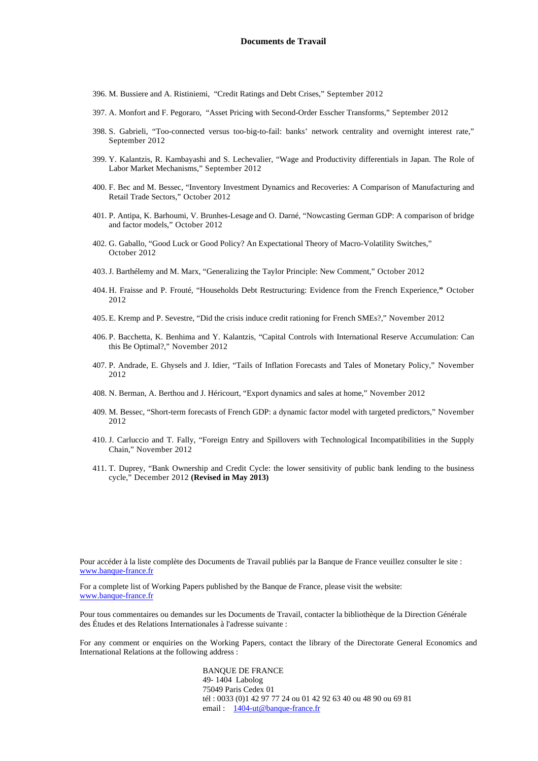**Documents de Travail**

396. M. Bussiere and A. Ristiniemi, "Credit Ratings and Debt Crises," September 2012

397. A. Monfort and F. Pegoraro, "Asset Pricing with Second-Order Esscher Transforms," September 2012

398. S. Gabrieli, "Too-connected versus too-big-to-fail: banks' network centrality and overnight interest rate," September 2012

399. Y. Kalantzis, R. Kambayashi and S. Lechevalier, "Wage and Productivity differentials in Japan. The Role of Labor Market Mechanisms," September 2012

400. F. Bec and M. Bessec, "Inventory Investment Dynamics and Recoveries: A Comparison of Manufacturing and Retail Trade Sectors," October 2012

401. P. Antipa, K. Barhoumi, V. Brunhes-Lesage and O. Darné, "Nowcasting German GDP: A comparison of bridge and factor models," October 2012

402. G. Gaballo, "Good Luck or Good Policy? An Expectational Theory of Macro-Volatility Switches," October 2012

403. J. Barthélemy and M. Marx, "Generalizing the Taylor Principle: New Comment," October 2012

404. H. Fraisse and P. Frouté, "Households Debt Restructuring: Evidence from the French Experience," October 2012

405. E. Kremp and P. Sevestre, "Did the crisis induce credit rationing for French SMEs?," November 2012

406. P. Bacchetta, K. Benhima and Y. Kalantzis, "Capital Controls with International Reserve Accumulation: Can this Be Optimal?," November 2012

407. P. Andrade, E. Ghysels and J. Idier, "Tails of Inflation Forecasts and Tales of Monetary Policy," November 2012

408. N. Berman, A. Berthou and J. Héricourt, "Export dynamics and sales at home," November 2012

409. M. Bessec, "Short-term forecasts of French GDP: a dynamic factor model with targeted predictors," November 2012

410. J. Carluccio and T. Fally, "Foreign Entry and Spillovers with Technological Incompatibilities in the Supply Chain," November 2012

411. T. Duprey, "Bank Ownership and Credit Cycle: the lower sensitivity of public bank lending to the business cycle," December 2012 **(Revised in May 2013)**

Pour accéder à la liste complète des Documents de Travail publiés par la Banque de France veuillez consulter le site : www.banque-france.fr

For a complete list of Working Papers published by the Banque de France, please visit the website: www.banque-france.fr

Pour tous commentaires ou demandes sur les Documents de Travail, contacter la bibliothèque de la Direction Générale des Études et des Relations Internationales à l'adresse suivante :

For any comment or enquiries on the Working Papers, contact the library of the Directorate General Economics and International Relations at the following address :

BANQUE DE FRANCE
49- 1404 Labolog
75049 Paris Cedex 01
tél : 0033 (0)1 42 97 77 24 ou 01 42 92 63 40 ou 48 90 ou 69 81
email : 1404-ut@banque-france.fr